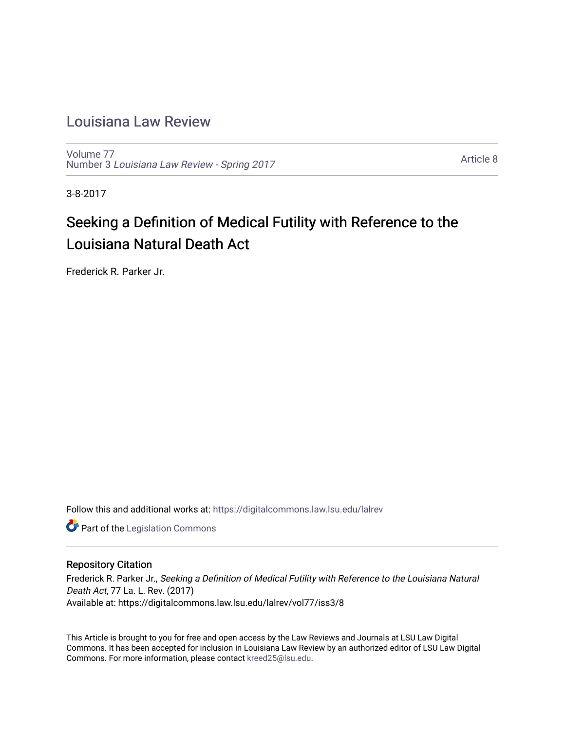# Louisiana Law Review

Volume 77
Number 3 *Louisiana Law Review - Spring 2017*

Article 8

3-8-2017

## Seeking a Definition of Medical Futility with Reference to the Louisiana Natural Death Act

Frederick R. Parker Jr.

Follow this and additional works at: https://digitalcommons.law.lsu.edu/lalrev

Part of the Legislation Commons

### Repository Citation

Frederick R. Parker Jr., *Seeking a Definition of Medical Futility with Reference to the Louisiana Natural Death Act*, 77 La. L. Rev. (2017)
Available at: https://digitalcommons.law.lsu.edu/lalrev/vol77/iss3/8

This Article is brought to you for free and open access by the Law Reviews and Journals at LSU Law Digital Commons. It has been accepted for inclusion in Louisiana Law Review by an authorized editor of LSU Law Digital Commons. For more information, please contact kreed25@lsu.edu.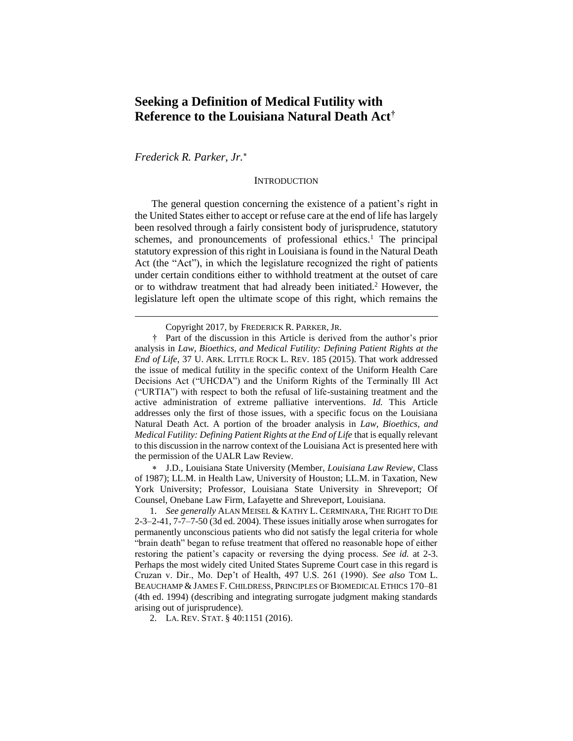# Seeking a Definition of Medical Futility with Reference to the Louisiana Natural Death Act[†]

*Frederick R. Parker, Jr.*[∗]

## INTRODUCTION

The general question concerning the existence of a patient's right in the United States either to accept or refuse care at the end of life has largely been resolved through a fairly consistent body of jurisprudence, statutory schemes, and pronouncements of professional ethics.[1] The principal statutory expression of this right in Louisiana is found in the Natural Death Act (the "Act"), in which the legislature recognized the right of patients under certain conditions either to withhold treatment at the outset of care or to withdraw treatment that had already been initiated.[2] However, the legislature left open the ultimate scope of this right, which remains the

---

Copyright 2017, by FREDERICK R. PARKER, JR.

† Part of the discussion in this Article is derived from the author's prior analysis in *Law, Bioethics, and Medical Futility: Defining Patient Rights at the End of Life*, 37 U. ARK. LITTLE ROCK L. REV. 185 (2015). That work addressed the issue of medical futility in the specific context of the Uniform Health Care Decisions Act ("UHCDA") and the Uniform Rights of the Terminally Ill Act ("URTIA") with respect to both the refusal of life-sustaining treatment and the active administration of extreme palliative interventions. *Id.* This Article addresses only the first of those issues, with a specific focus on the Louisiana Natural Death Act. A portion of the broader analysis in *Law, Bioethics, and Medical Futility: Defining Patient Rights at the End of Life* that is equally relevant to this discussion in the narrow context of the Louisiana Act is presented here with the permission of the UALR Law Review.

∗ J.D., Louisiana State University (Member, *Louisiana Law Review*, Class of 1987); LL.M. in Health Law, University of Houston; LL.M. in Taxation, New York University; Professor, Louisiana State University in Shreveport; Of Counsel, Onebane Law Firm, Lafayette and Shreveport, Louisiana.

1. *See generally* ALAN MEISEL & KATHY L. CERMINARA, THE RIGHT TO DIE 2-3–2-41, 7-7–7-50 (3d ed. 2004). These issues initially arose when surrogates for permanently unconscious patients who did not satisfy the legal criteria for whole "brain death" began to refuse treatment that offered no reasonable hope of either restoring the patient's capacity or reversing the dying process. *See id.* at 2-3. Perhaps the most widely cited United States Supreme Court case in this regard is Cruzan v. Dir., Mo. Dep't of Health, 497 U.S. 261 (1990). *See also* TOM L. BEAUCHAMP & JAMES F. CHILDRESS, PRINCIPLES OF BIOMEDICAL ETHICS 170–81 (4th ed. 1994) (describing and integrating surrogate judgment making standards arising out of jurisprudence).

2. LA. REV. STAT. § 40:1151 (2016).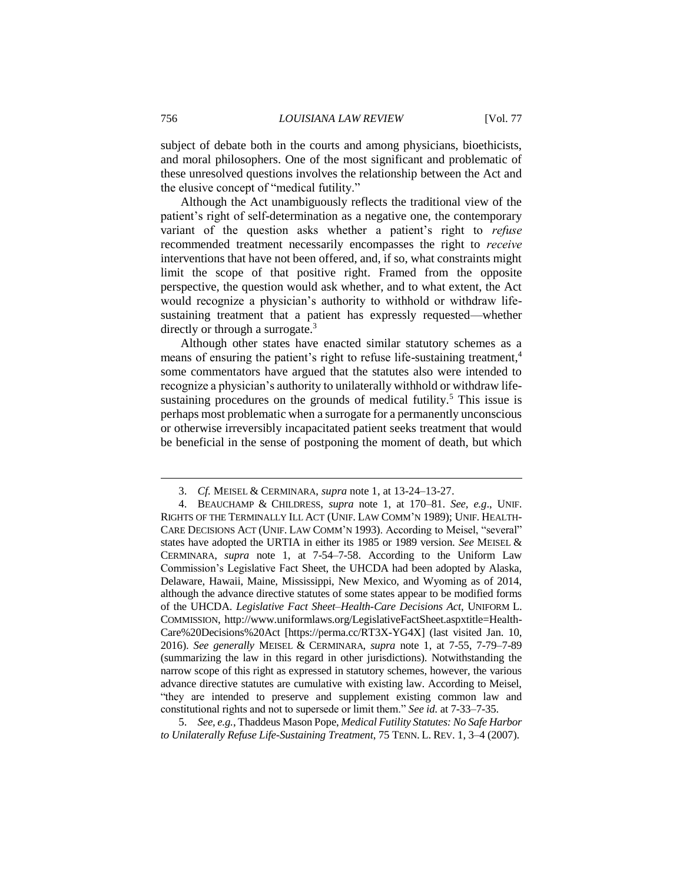subject of debate both in the courts and among physicians, bioethicists, and moral philosophers. One of the most significant and problematic of these unresolved questions involves the relationship between the Act and the elusive concept of "medical futility."

Although the Act unambiguously reflects the traditional view of the patient's right of self-determination as a negative one, the contemporary variant of the question asks whether a patient's right to *refuse* recommended treatment necessarily encompasses the right to *receive* interventions that have not been offered, and, if so, what constraints might limit the scope of that positive right. Framed from the opposite perspective, the question would ask whether, and to what extent, the Act would recognize a physician's authority to withhold or withdraw life-sustaining treatment that a patient has expressly requested—whether directly or through a surrogate.[3]

Although other states have enacted similar statutory schemes as a means of ensuring the patient's right to refuse life-sustaining treatment,[4] some commentators have argued that the statutes also were intended to recognize a physician's authority to unilaterally withhold or withdraw life-sustaining procedures on the grounds of medical futility.[5] This issue is perhaps most problematic when a surrogate for a permanently unconscious or otherwise irreversibly incapacitated patient seeks treatment that would be beneficial in the sense of postponing the moment of death, but which

---

3. *Cf.* MEISEL & CERMINARA, *supra* note 1, at 13-24–13-27.

4. BEAUCHAMP & CHILDRESS, *supra* note 1, at 170–81. *See, e.g*., UNIF. RIGHTS OF THE TERMINALLY ILL ACT (UNIF. LAW COMM'N 1989); UNIF. HEALTH-CARE DECISIONS ACT (UNIF. LAW COMM'N 1993). According to Meisel, "several" states have adopted the URTIA in either its 1985 or 1989 version. *See* MEISEL & CERMINARA, *supra* note 1, at 7-54–7-58. According to the Uniform Law Commission's Legislative Fact Sheet, the UHCDA had been adopted by Alaska, Delaware, Hawaii, Maine, Mississippi, New Mexico, and Wyoming as of 2014, although the advance directive statutes of some states appear to be modified forms of the UHCDA. *Legislative Fact Sheet–Health-Care Decisions Act*, UNIFORM L. COMMISSION, http://www.uniformlaws.org/LegislativeFactSheet.aspxtitle=Health-Care%20Decisions%20Act [https://perma.cc/RT3X-YG4X] (last visited Jan. 10, 2016). *See generally* MEISEL & CERMINARA, *supra* note 1, at 7-55, 7-79–7-89 (summarizing the law in this regard in other jurisdictions). Notwithstanding the narrow scope of this right as expressed in statutory schemes, however, the various advance directive statutes are cumulative with existing law. According to Meisel, "they are intended to preserve and supplement existing common law and constitutional rights and not to supersede or limit them." *See id.* at 7-33–7-35.

5. *See, e.g.*, Thaddeus Mason Pope, *Medical Futility Statutes: No Safe Harbor to Unilaterally Refuse Life-Sustaining Treatment*, 75 TENN. L. REV. 1, 3–4 (2007).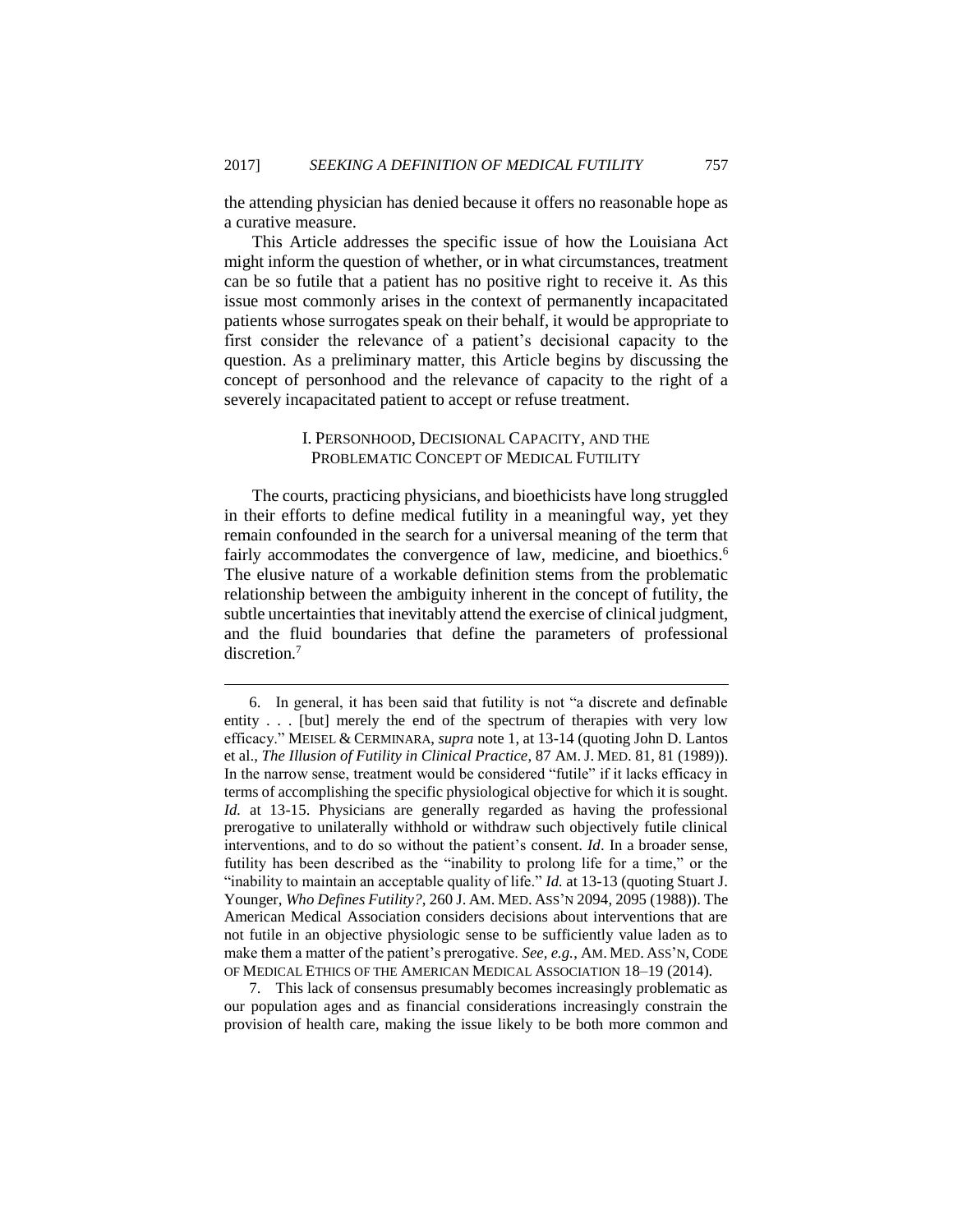the attending physician has denied because it offers no reasonable hope as a curative measure.

This Article addresses the specific issue of how the Louisiana Act might inform the question of whether, or in what circumstances, treatment can be so futile that a patient has no positive right to receive it. As this issue most commonly arises in the context of permanently incapacitated patients whose surrogates speak on their behalf, it would be appropriate to first consider the relevance of a patient's decisional capacity to the question. As a preliminary matter, this Article begins by discussing the concept of personhood and the relevance of capacity to the right of a severely incapacitated patient to accept or refuse treatment.

## I. PERSONHOOD, DECISIONAL CAPACITY, AND THE PROBLEMATIC CONCEPT OF MEDICAL FUTILITY

The courts, practicing physicians, and bioethicists have long struggled in their efforts to define medical futility in a meaningful way, yet they remain confounded in the search for a universal meaning of the term that fairly accommodates the convergence of law, medicine, and bioethics.[6] The elusive nature of a workable definition stems from the problematic relationship between the ambiguity inherent in the concept of futility, the subtle uncertainties that inevitably attend the exercise of clinical judgment, and the fluid boundaries that define the parameters of professional discretion.[7]

---

6. In general, it has been said that futility is not "a discrete and definable entity . . . [but] merely the end of the spectrum of therapies with very low efficacy." MEISEL & CERMINARA, *supra* note 1, at 13-14 (quoting John D. Lantos et al., *The Illusion of Futility in Clinical Practice*, 87 AM. J. MED. 81, 81 (1989)). In the narrow sense, treatment would be considered "futile" if it lacks efficacy in terms of accomplishing the specific physiological objective for which it is sought. *Id.* at 13-15. Physicians are generally regarded as having the professional prerogative to unilaterally withhold or withdraw such objectively futile clinical interventions, and to do so without the patient's consent. *Id*. In a broader sense, futility has been described as the "inability to prolong life for a time," or the "inability to maintain an acceptable quality of life." *Id.* at 13-13 (quoting Stuart J. Younger, *Who Defines Futility?*, 260 J. AM. MED. ASS'N 2094, 2095 (1988)). The American Medical Association considers decisions about interventions that are not futile in an objective physiologic sense to be sufficiently value laden as to make them a matter of the patient's prerogative. *See, e.g.*, AM. MED. ASS'N, CODE OF MEDICAL ETHICS OF THE AMERICAN MEDICAL ASSOCIATION 18–19 (2014).

7. This lack of consensus presumably becomes increasingly problematic as our population ages and as financial considerations increasingly constrain the provision of health care, making the issue likely to be both more common and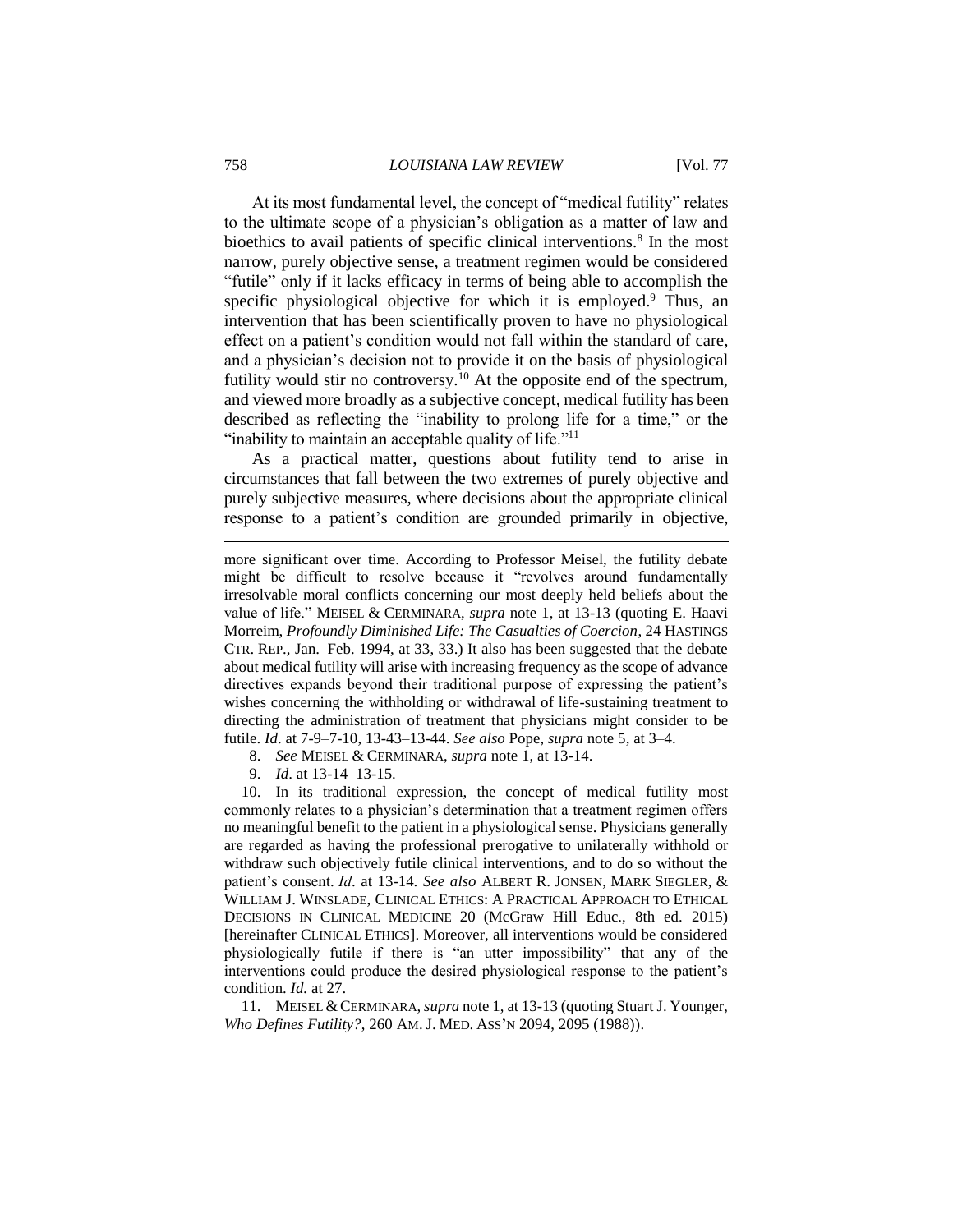At its most fundamental level, the concept of "medical futility" relates to the ultimate scope of a physician's obligation as a matter of law and bioethics to avail patients of specific clinical interventions.[8] In the most narrow, purely objective sense, a treatment regimen would be considered "futile" only if it lacks efficacy in terms of being able to accomplish the specific physiological objective for which it is employed.[9] Thus, an intervention that has been scientifically proven to have no physiological effect on a patient's condition would not fall within the standard of care, and a physician's decision not to provide it on the basis of physiological futility would stir no controversy.[10] At the opposite end of the spectrum, and viewed more broadly as a subjective concept, medical futility has been described as reflecting the "inability to prolong life for a time," or the "inability to maintain an acceptable quality of life."[11]

As a practical matter, questions about futility tend to arise in circumstances that fall between the two extremes of purely objective and purely subjective measures, where decisions about the appropriate clinical response to a patient's condition are grounded primarily in objective,

---

more significant over time. According to Professor Meisel, the futility debate might be difficult to resolve because it "revolves around fundamentally irresolvable moral conflicts concerning our most deeply held beliefs about the value of life." MEISEL & CERMINARA, *supra* note 1, at 13-13 (quoting E. Haavi Morreim, *Profoundly Diminished Life: The Casualties of Coercion*, 24 HASTINGS CTR. REP., Jan.–Feb. 1994, at 33, 33.) It also has been suggested that the debate about medical futility will arise with increasing frequency as the scope of advance directives expands beyond their traditional purpose of expressing the patient's wishes concerning the withholding or withdrawal of life-sustaining treatment to directing the administration of treatment that physicians might consider to be futile. *Id.* at 7-9–7-10, 13-43–13-44. *See also* Pope, *supra* note 5, at 3–4.

8. *See* MEISEL & CERMINARA, *supra* note 1, at 13-14.

9. *Id*. at 13-14–13-15.

10. In its traditional expression, the concept of medical futility most commonly relates to a physician's determination that a treatment regimen offers no meaningful benefit to the patient in a physiological sense. Physicians generally are regarded as having the professional prerogative to unilaterally withhold or withdraw such objectively futile clinical interventions, and to do so without the patient's consent. *Id*. at 13-14. *See also* ALBERT R. JONSEN, MARK SIEGLER, & WILLIAM J. WINSLADE, CLINICAL ETHICS: A PRACTICAL APPROACH TO ETHICAL DECISIONS IN CLINICAL MEDICINE 20 (McGraw Hill Educ., 8th ed. 2015) [hereinafter CLINICAL ETHICS]. Moreover, all interventions would be considered physiologically futile if there is "an utter impossibility" that any of the interventions could produce the desired physiological response to the patient's condition. *Id.* at 27.

11. MEISEL & CERMINARA, *supra* note 1, at 13-13 (quoting Stuart J. Younger, *Who Defines Futility?*, 260 AM. J. MED. ASS'N 2094, 2095 (1988)).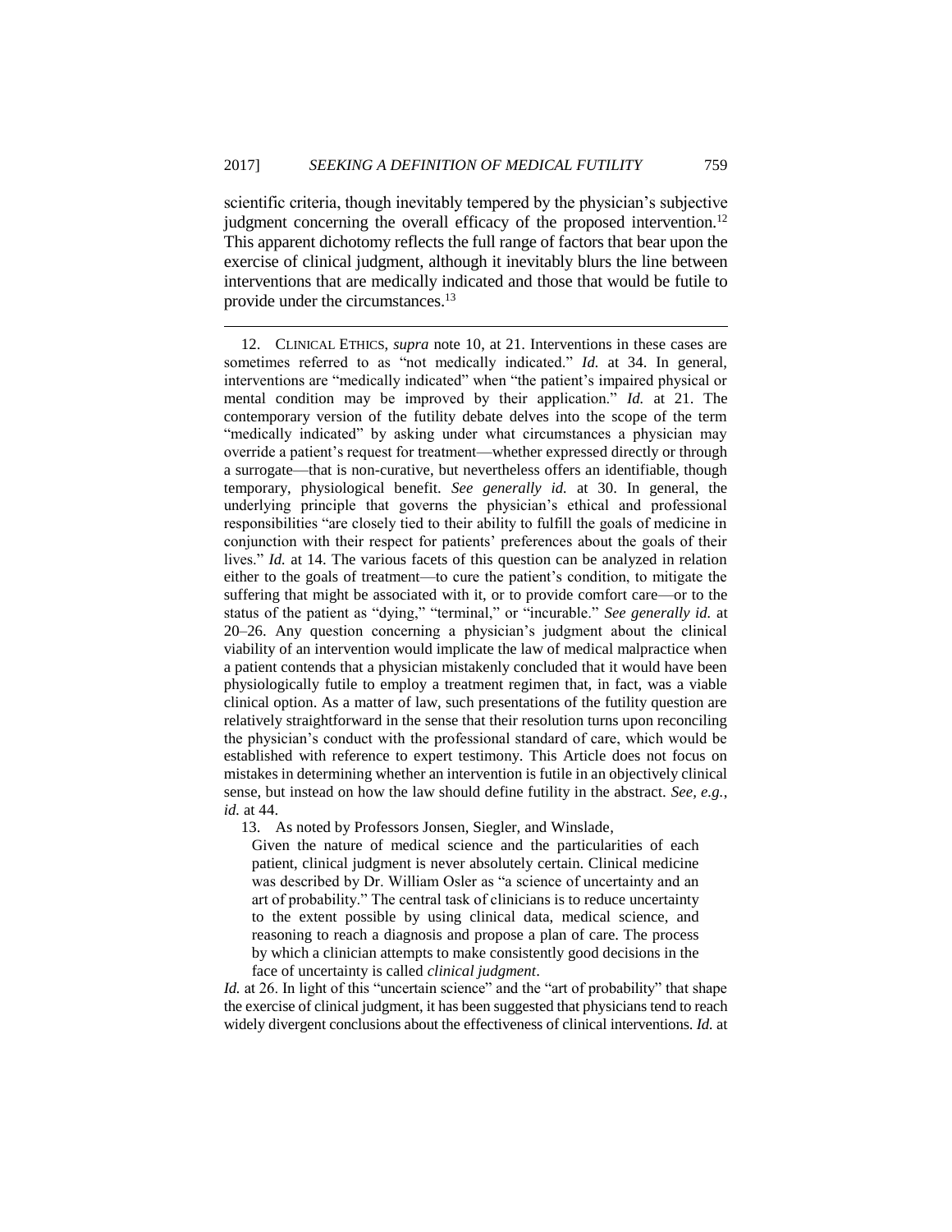scientific criteria, though inevitably tempered by the physician's subjective judgment concerning the overall efficacy of the proposed intervention.[12] This apparent dichotomy reflects the full range of factors that bear upon the exercise of clinical judgment, although it inevitably blurs the line between interventions that are medically indicated and those that would be futile to provide under the circumstances.[13]

---

12. CLINICAL ETHICS, *supra* note 10, at 21. Interventions in these cases are sometimes referred to as "not medically indicated." *Id.* at 34. In general, interventions are "medically indicated" when "the patient's impaired physical or mental condition may be improved by their application." *Id.* at 21. The contemporary version of the futility debate delves into the scope of the term "medically indicated" by asking under what circumstances a physician may override a patient's request for treatment—whether expressed directly or through a surrogate—that is non-curative, but nevertheless offers an identifiable, though temporary, physiological benefit. *See generally id.* at 30. In general, the underlying principle that governs the physician's ethical and professional responsibilities "are closely tied to their ability to fulfill the goals of medicine in conjunction with their respect for patients' preferences about the goals of their lives." *Id.* at 14. The various facets of this question can be analyzed in relation either to the goals of treatment—to cure the patient's condition, to mitigate the suffering that might be associated with it, or to provide comfort care—or to the status of the patient as "dying," "terminal," or "incurable." *See generally id.* at 20–26. Any question concerning a physician's judgment about the clinical viability of an intervention would implicate the law of medical malpractice when a patient contends that a physician mistakenly concluded that it would have been physiologically futile to employ a treatment regimen that, in fact, was a viable clinical option. As a matter of law, such presentations of the futility question are relatively straightforward in the sense that their resolution turns upon reconciling the physician's conduct with the professional standard of care, which would be established with reference to expert testimony. This Article does not focus on mistakes in determining whether an intervention is futile in an objectively clinical sense, but instead on how the law should define futility in the abstract. *See, e.g.*, *id.* at 44.

13. As noted by Professors Jonsen, Siegler, and Winslade,

> Given the nature of medical science and the particularities of each patient, clinical judgment is never absolutely certain. Clinical medicine was described by Dr. William Osler as "a science of uncertainty and an art of probability." The central task of clinicians is to reduce uncertainty to the extent possible by using clinical data, medical science, and reasoning to reach a diagnosis and propose a plan of care. The process by which a clinician attempts to make consistently good decisions in the face of uncertainty is called *clinical judgment*.

*Id.* at 26. In light of this "uncertain science" and the "art of probability" that shape the exercise of clinical judgment, it has been suggested that physicians tend to reach widely divergent conclusions about the effectiveness of clinical interventions. *Id.* at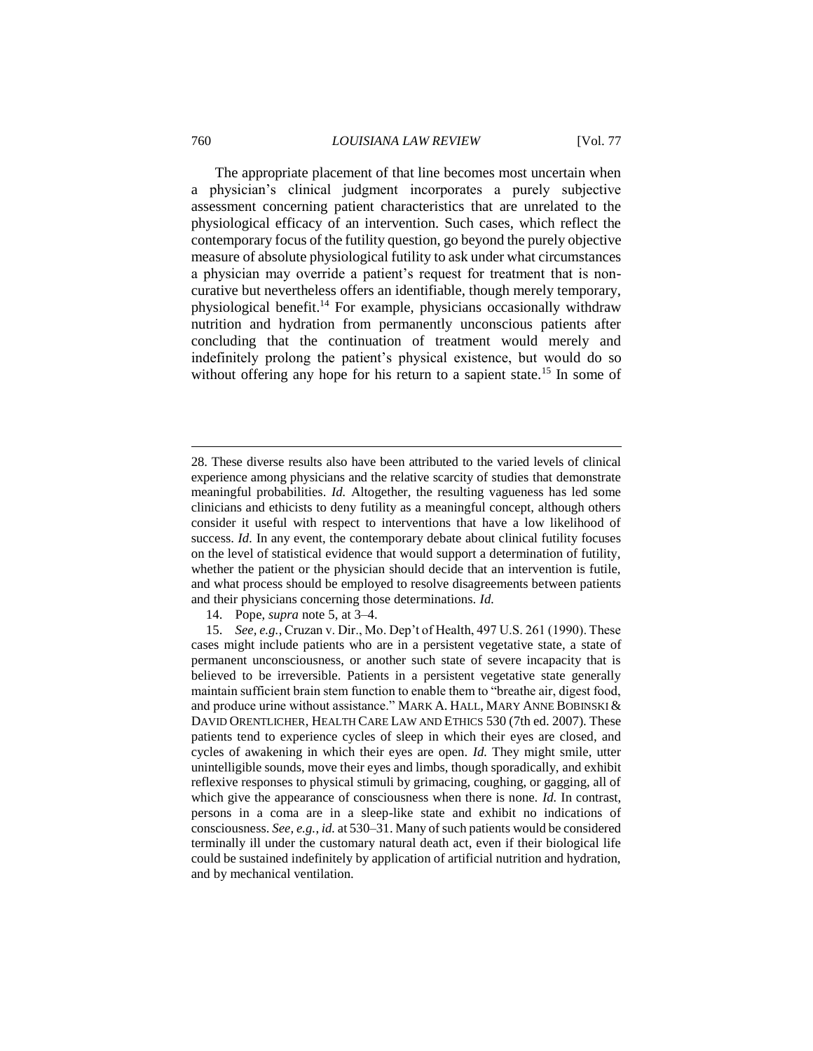The appropriate placement of that line becomes most uncertain when a physician's clinical judgment incorporates a purely subjective assessment concerning patient characteristics that are unrelated to the physiological efficacy of an intervention. Such cases, which reflect the contemporary focus of the futility question, go beyond the purely objective measure of absolute physiological futility to ask under what circumstances a physician may override a patient's request for treatment that is non-curative but nevertheless offers an identifiable, though merely temporary, physiological benefit.[14] For example, physicians occasionally withdraw nutrition and hydration from permanently unconscious patients after concluding that the continuation of treatment would merely and indefinitely prolong the patient's physical existence, but would do so without offering any hope for his return to a sapient state.[15] In some of

---

28. These diverse results also have been attributed to the varied levels of clinical experience among physicians and the relative scarcity of studies that demonstrate meaningful probabilities. *Id.* Altogether, the resulting vagueness has led some clinicians and ethicists to deny futility as a meaningful concept, although others consider it useful with respect to interventions that have a low likelihood of success. *Id.* In any event, the contemporary debate about clinical futility focuses on the level of statistical evidence that would support a determination of futility, whether the patient or the physician should decide that an intervention is futile, and what process should be employed to resolve disagreements between patients and their physicians concerning those determinations. *Id.*

14. Pope, *supra* note 5, at 3–4.

15. *See, e.g.*, Cruzan v. Dir., Mo. Dep't of Health, 497 U.S. 261 (1990). These cases might include patients who are in a persistent vegetative state, a state of permanent unconsciousness, or another such state of severe incapacity that is believed to be irreversible. Patients in a persistent vegetative state generally maintain sufficient brain stem function to enable them to "breathe air, digest food, and produce urine without assistance." MARK A. HALL, MARY ANNE BOBINSKI & DAVID ORENTLICHER, HEALTH CARE LAW AND ETHICS 530 (7th ed. 2007). These patients tend to experience cycles of sleep in which their eyes are closed, and cycles of awakening in which their eyes are open. *Id.* They might smile, utter unintelligible sounds, move their eyes and limbs, though sporadically, and exhibit reflexive responses to physical stimuli by grimacing, coughing, or gagging, all of which give the appearance of consciousness when there is none. *Id.* In contrast, persons in a coma are in a sleep-like state and exhibit no indications of consciousness. *See, e.g.*, *id.* at 530–31. Many of such patients would be considered terminally ill under the customary natural death act, even if their biological life could be sustained indefinitely by application of artificial nutrition and hydration, and by mechanical ventilation.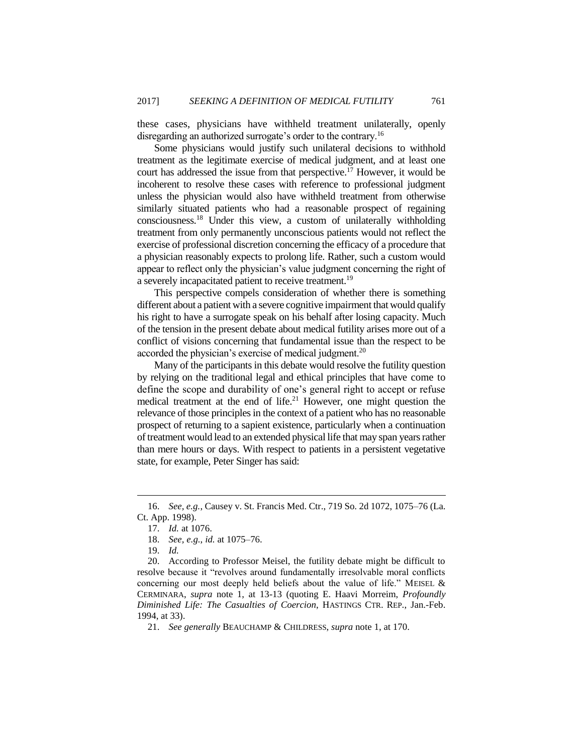these cases, physicians have withheld treatment unilaterally, openly disregarding an authorized surrogate's order to the contrary.[16]

Some physicians would justify such unilateral decisions to withhold treatment as the legitimate exercise of medical judgment, and at least one court has addressed the issue from that perspective.[17] However, it would be incoherent to resolve these cases with reference to professional judgment unless the physician would also have withheld treatment from otherwise similarly situated patients who had a reasonable prospect of regaining consciousness.[18] Under this view, a custom of unilaterally withholding treatment from only permanently unconscious patients would not reflect the exercise of professional discretion concerning the efficacy of a procedure that a physician reasonably expects to prolong life. Rather, such a custom would appear to reflect only the physician's value judgment concerning the right of a severely incapacitated patient to receive treatment.[19]

This perspective compels consideration of whether there is something different about a patient with a severe cognitive impairment that would qualify his right to have a surrogate speak on his behalf after losing capacity. Much of the tension in the present debate about medical futility arises more out of a conflict of visions concerning that fundamental issue than the respect to be accorded the physician's exercise of medical judgment.[20]

Many of the participants in this debate would resolve the futility question by relying on the traditional legal and ethical principles that have come to define the scope and durability of one's general right to accept or refuse medical treatment at the end of life.[21] However, one might question the relevance of those principles in the context of a patient who has no reasonable prospect of returning to a sapient existence, particularly when a continuation of treatment would lead to an extended physical life that may span years rather than mere hours or days. With respect to patients in a persistent vegetative state, for example, Peter Singer has said:

---

16. *See, e.g.*, Causey v. St. Francis Med. Ctr., 719 So. 2d 1072, 1075–76 (La. Ct. App. 1998).

17. *Id.* at 1076.

18. *See, e.g.*, *id.* at 1075–76.

19. *Id.*

20. According to Professor Meisel, the futility debate might be difficult to resolve because it "revolves around fundamentally irresolvable moral conflicts concerning our most deeply held beliefs about the value of life." MEISEL & CERMINARA, *supra* note 1, at 13-13 (quoting E. Haavi Morreim, *Profoundly Diminished Life: The Casualties of Coercion*, HASTINGS CTR. REP., Jan.-Feb. 1994, at 33).

21. *See generally* BEAUCHAMP & CHILDRESS, *supra* note 1, at 170.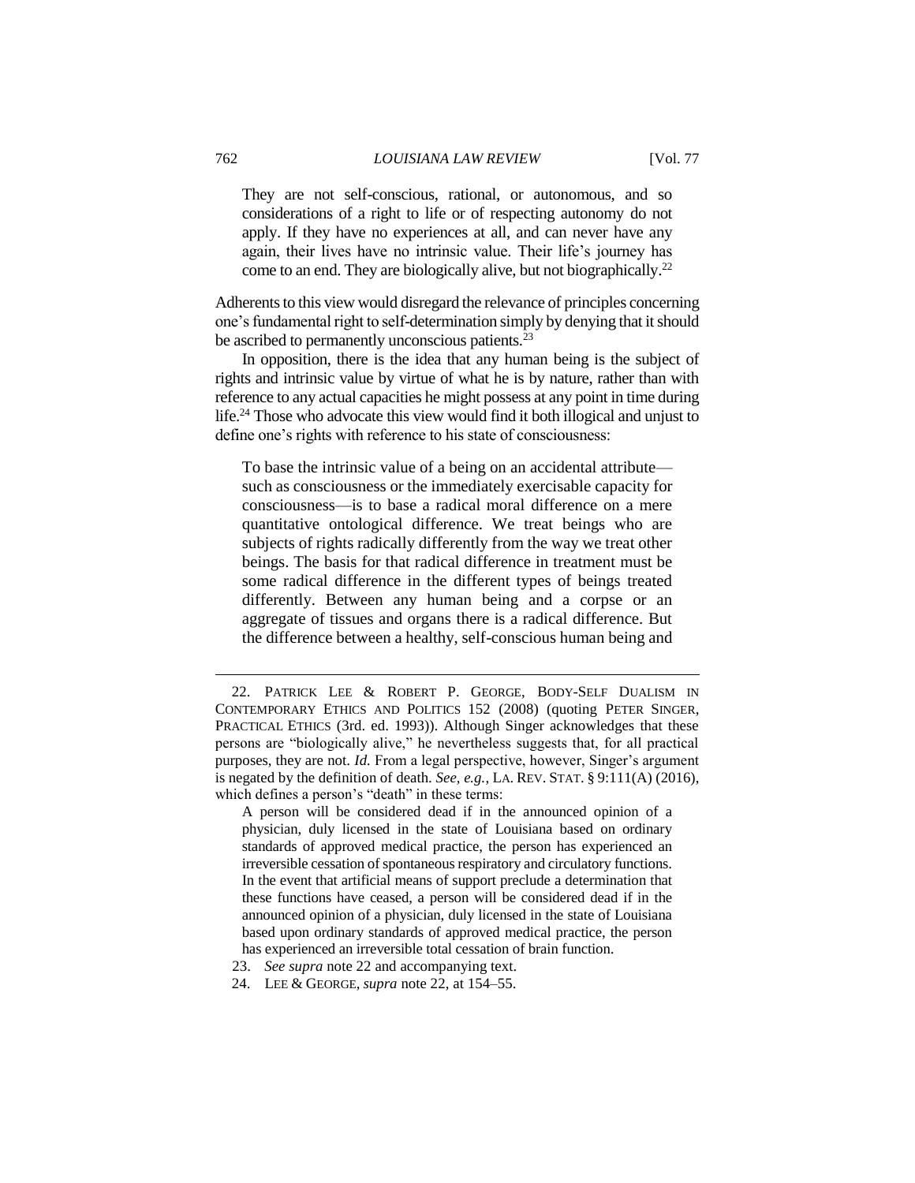> They are not self-conscious, rational, or autonomous, and so considerations of a right to life or of respecting autonomy do not apply. If they have no experiences at all, and can never have any again, their lives have no intrinsic value. Their life's journey has come to an end. They are biologically alive, but not biographically.[22]

Adherents to this view would disregard the relevance of principles concerning one's fundamental right to self-determination simply by denying that it should be ascribed to permanently unconscious patients.[23]

In opposition, there is the idea that any human being is the subject of rights and intrinsic value by virtue of what he is by nature, rather than with reference to any actual capacities he might possess at any point in time during life.[24] Those who advocate this view would find it both illogical and unjust to define one's rights with reference to his state of consciousness:

> To base the intrinsic value of a being on an accidental attribute—such as consciousness or the immediately exercisable capacity for consciousness—is to base a radical moral difference on a mere quantitative ontological difference. We treat beings who are subjects of rights radically differently from the way we treat other beings. The basis for that radical difference in treatment must be some radical difference in the different types of beings treated differently. Between any human being and a corpse or an aggregate of tissues and organs there is a radical difference. But the difference between a healthy, self-conscious human being and

---

22. PATRICK LEE & ROBERT P. GEORGE, BODY-SELF DUALISM IN CONTEMPORARY ETHICS AND POLITICS 152 (2008) (quoting PETER SINGER, PRACTICAL ETHICS (3rd. ed. 1993)). Although Singer acknowledges that these persons are "biologically alive," he nevertheless suggests that, for all practical purposes, they are not. *Id.* From a legal perspective, however, Singer's argument is negated by the definition of death. *See, e.g.*, LA. REV. STAT. § 9:111(A) (2016), which defines a person's "death" in these terms:

> A person will be considered dead if in the announced opinion of a physician, duly licensed in the state of Louisiana based on ordinary standards of approved medical practice, the person has experienced an irreversible cessation of spontaneous respiratory and circulatory functions. In the event that artificial means of support preclude a determination that these functions have ceased, a person will be considered dead if in the announced opinion of a physician, duly licensed in the state of Louisiana based upon ordinary standards of approved medical practice, the person has experienced an irreversible total cessation of brain function.

23. *See supra* note 22 and accompanying text.

24. LEE & GEORGE, *supra* note 22, at 154–55.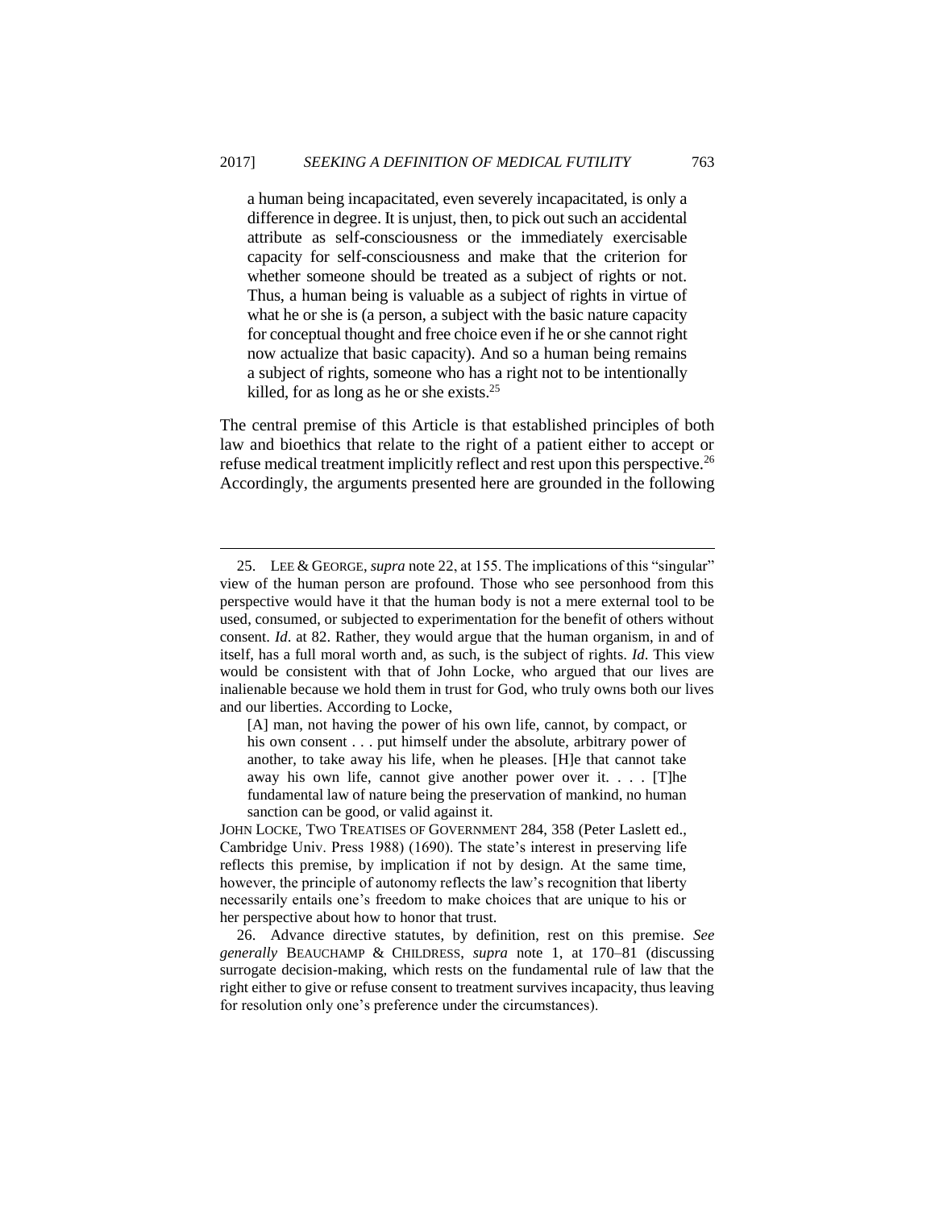> a human being incapacitated, even severely incapacitated, is only a difference in degree. It is unjust, then, to pick out such an accidental attribute as self-consciousness or the immediately exercisable capacity for self-consciousness and make that the criterion for whether someone should be treated as a subject of rights or not. Thus, a human being is valuable as a subject of rights in virtue of what he or she is (a person, a subject with the basic nature capacity for conceptual thought and free choice even if he or she cannot right now actualize that basic capacity). And so a human being remains a subject of rights, someone who has a right not to be intentionally killed, for as long as he or she exists.[25]

The central premise of this Article is that established principles of both law and bioethics that relate to the right of a patient either to accept or refuse medical treatment implicitly reflect and rest upon this perspective.[26] Accordingly, the arguments presented here are grounded in the following

---

25. LEE & GEORGE, *supra* note 22, at 155. The implications of this "singular" view of the human person are profound. Those who see personhood from this perspective would have it that the human body is not a mere external tool to be used, consumed, or subjected to experimentation for the benefit of others without consent. *Id*. at 82. Rather, they would argue that the human organism, in and of itself, has a full moral worth and, as such, is the subject of rights. *Id*. This view would be consistent with that of John Locke, who argued that our lives are inalienable because we hold them in trust for God, who truly owns both our lives and our liberties. According to Locke,

> [A] man, not having the power of his own life, cannot, by compact, or his own consent . . . put himself under the absolute, arbitrary power of another, to take away his life, when he pleases. [H]e that cannot take away his own life, cannot give another power over it. . . . [T]he fundamental law of nature being the preservation of mankind, no human sanction can be good, or valid against it.

JOHN LOCKE, TWO TREATISES OF GOVERNMENT 284, 358 (Peter Laslett ed., Cambridge Univ. Press 1988) (1690). The state's interest in preserving life reflects this premise, by implication if not by design. At the same time, however, the principle of autonomy reflects the law's recognition that liberty necessarily entails one's freedom to make choices that are unique to his or her perspective about how to honor that trust.

26. Advance directive statutes, by definition, rest on this premise. *See generally* BEAUCHAMP & CHILDRESS, *supra* note 1, at 170–81 (discussing surrogate decision-making, which rests on the fundamental rule of law that the right either to give or refuse consent to treatment survives incapacity, thus leaving for resolution only one's preference under the circumstances).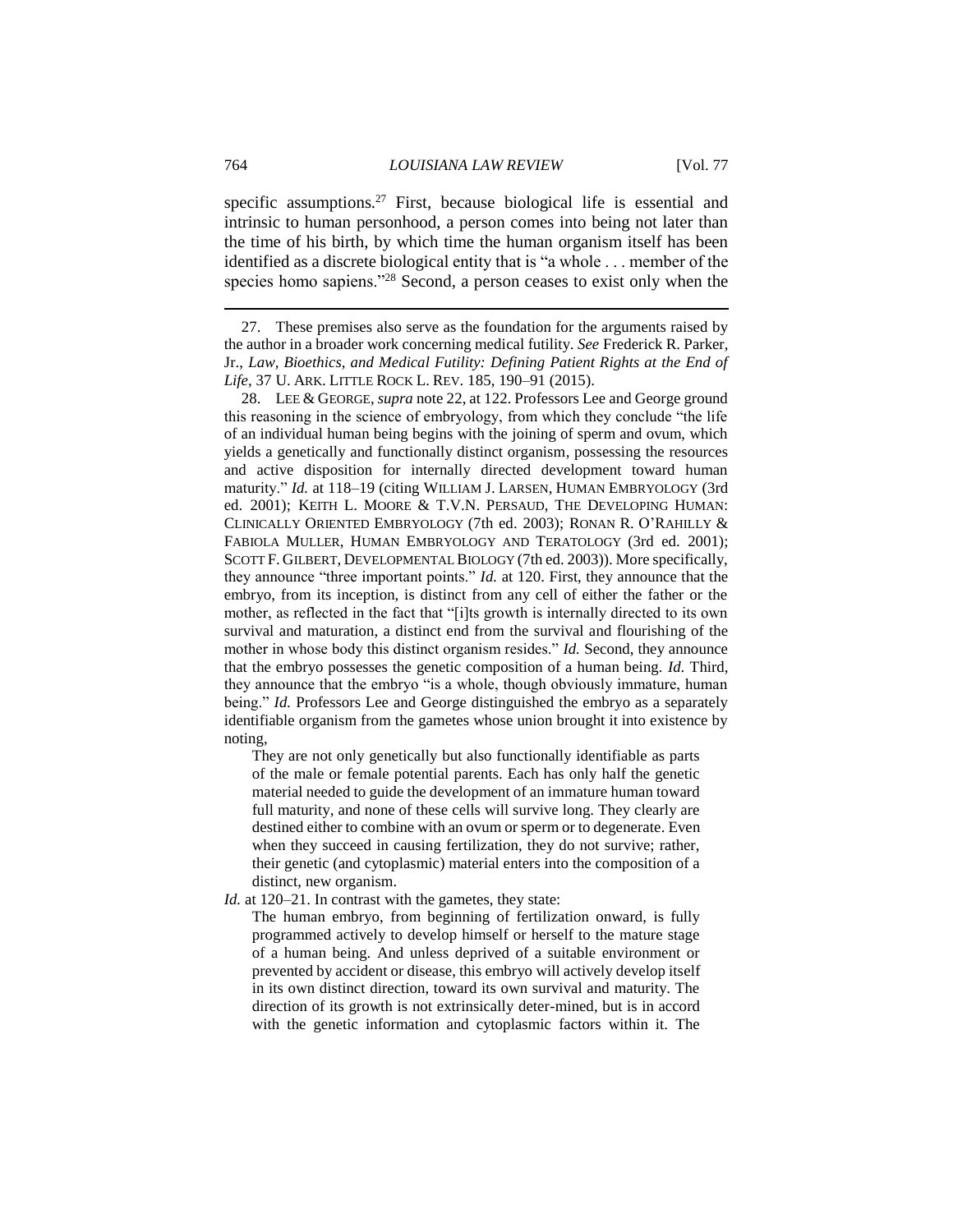specific assumptions.[27] First, because biological life is essential and intrinsic to human personhood, a person comes into being not later than the time of his birth, by which time the human organism itself has been identified as a discrete biological entity that is "a whole . . . member of the species homo sapiens."[28] Second, a person ceases to exist only when the

---

27. These premises also serve as the foundation for the arguments raised by the author in a broader work concerning medical futility. *See* Frederick R. Parker, Jr., *Law, Bioethics, and Medical Futility: Defining Patient Rights at the End of Life*, 37 U. ARK. LITTLE ROCK L. REV. 185, 190–91 (2015).

28. LEE & GEORGE, *supra* note 22, at 122. Professors Lee and George ground this reasoning in the science of embryology, from which they conclude "the life of an individual human being begins with the joining of sperm and ovum, which yields a genetically and functionally distinct organism, possessing the resources and active disposition for internally directed development toward human maturity." *Id.* at 118–19 (citing WILLIAM J. LARSEN, HUMAN EMBRYOLOGY (3rd ed. 2001); KEITH L. MOORE & T.V.N. PERSAUD, THE DEVELOPING HUMAN: CLINICALLY ORIENTED EMBRYOLOGY (7th ed. 2003); RONAN R. O'RAHILLY & FABIOLA MULLER, HUMAN EMBRYOLOGY AND TERATOLOGY (3rd ed. 2001); SCOTT F. GILBERT, DEVELOPMENTAL BIOLOGY (7th ed. 2003)). More specifically, they announce "three important points." *Id.* at 120. First, they announce that the embryo, from its inception, is distinct from any cell of either the father or the mother, as reflected in the fact that "[i]ts growth is internally directed to its own survival and maturation, a distinct end from the survival and flourishing of the mother in whose body this distinct organism resides." *Id.* Second, they announce that the embryo possesses the genetic composition of a human being. *Id.* Third, they announce that the embryo "is a whole, though obviously immature, human being." *Id.* Professors Lee and George distinguished the embryo as a separately identifiable organism from the gametes whose union brought it into existence by noting,

> They are not only genetically but also functionally identifiable as parts of the male or female potential parents. Each has only half the genetic material needed to guide the development of an immature human toward full maturity, and none of these cells will survive long. They clearly are destined either to combine with an ovum or sperm or to degenerate. Even when they succeed in causing fertilization, they do not survive; rather, their genetic (and cytoplasmic) material enters into the composition of a distinct, new organism.

*Id.* at 120–21. In contrast with the gametes, they state:

> The human embryo, from beginning of fertilization onward, is fully programmed actively to develop himself or herself to the mature stage of a human being. And unless deprived of a suitable environment or prevented by accident or disease, this embryo will actively develop itself in its own distinct direction, toward its own survival and maturity. The direction of its growth is not extrinsically deter-mined, but is in accord with the genetic information and cytoplasmic factors within it. The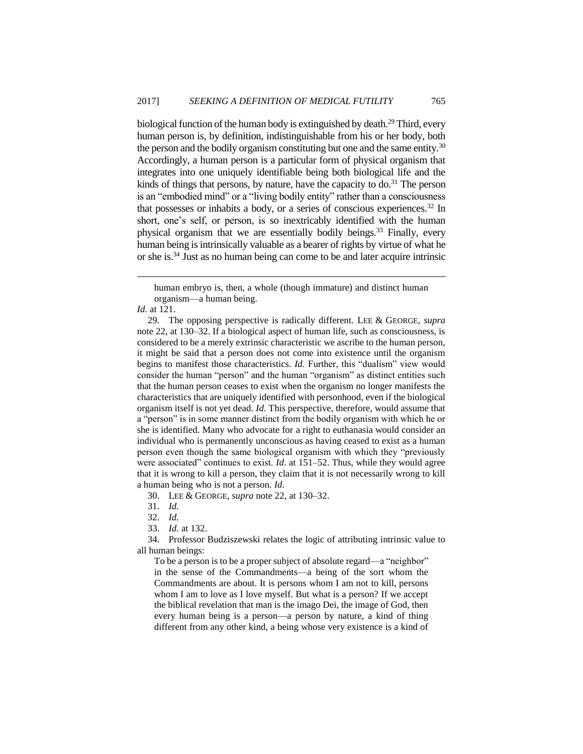biological function of the human body is extinguished by death.[29] Third, every human person is, by definition, indistinguishable from his or her body, both the person and the bodily organism constituting but one and the same entity.[30] Accordingly, a human person is a particular form of physical organism that integrates into one uniquely identifiable being both biological life and the kinds of things that persons, by nature, have the capacity to do.[31] The person is an "embodied mind" or a "living bodily entity" rather than a consciousness that possesses or inhabits a body, or a series of conscious experiences.[32] In short, one's self, or person, is so inextricably identified with the human physical organism that we are essentially bodily beings.[33] Finally, every human being is intrinsically valuable as a bearer of rights by virtue of what he or she is.[34] Just as no human being can come to be and later acquire intrinsic

---

> human embryo is, then, a whole (though immature) and distinct human organism—a human being.

*Id.* at 121.

29. The opposing perspective is radically different. LEE & GEORGE, *supra* note 22, at 130–32. If a biological aspect of human life, such as consciousness, is considered to be a merely extrinsic characteristic we ascribe to the human person, it might be said that a person does not come into existence until the organism begins to manifest those characteristics. *Id.* Further, this "dualism" view would consider the human "person" and the human "organism" as distinct entities such that the human person ceases to exist when the organism no longer manifests the characteristics that are uniquely identified with personhood, even if the biological organism itself is not yet dead. *Id.* This perspective, therefore, would assume that a "person" is in some manner distinct from the bodily organism with which he or she is identified. Many who advocate for a right to euthanasia would consider an individual who is permanently unconscious as having ceased to exist as a human person even though the same biological organism with which they "previously were associated" continues to exist. *Id*. at 151–52. Thus, while they would agree that it is wrong to kill a person, they claim that it is not necessarily wrong to kill a human being who is not a person. *Id*.

30. LEE & GEORGE, *supra* note 22, at 130–32.

31. *Id.*

32. *Id.*

33. *Id.* at 132.

34. Professor Budziszewski relates the logic of attributing intrinsic value to all human beings:

> To be a person is to be a proper subject of absolute regard—a "neighbor" in the sense of the Commandments—a being of the sort whom the Commandments are about. It is persons whom I am not to kill, persons whom I am to love as I love myself. But what is a person? If we accept the biblical revelation that man is the imago Dei, the image of God, then every human being is a person—a person by nature, a kind of thing different from any other kind, a being whose very existence is a kind of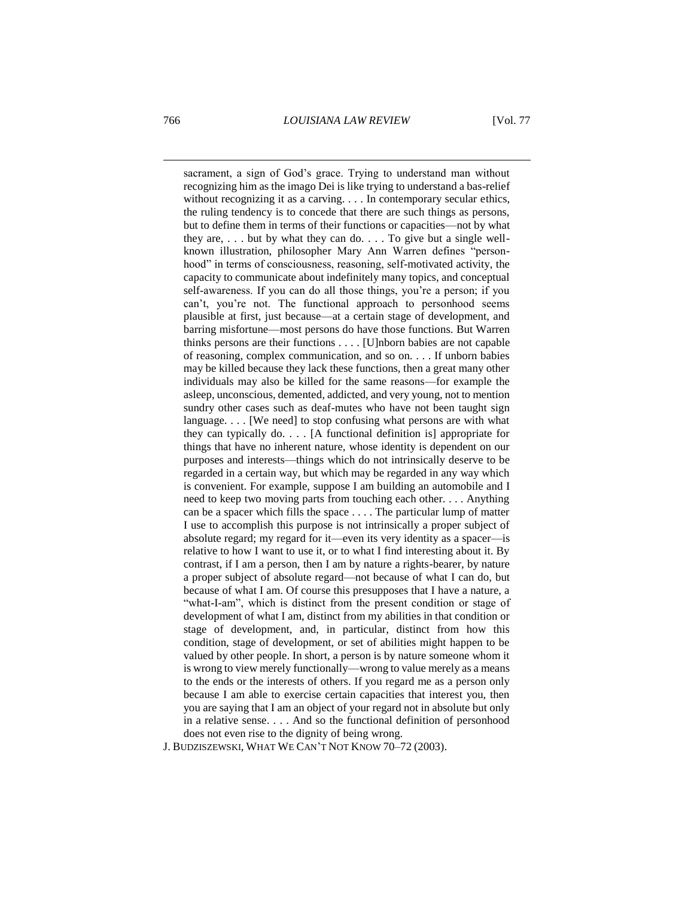sacrament, a sign of God's grace. Trying to understand man without recognizing him as the imago Dei is like trying to understand a bas-relief without recognizing it as a carving. . . . In contemporary secular ethics, the ruling tendency is to concede that there are such things as persons, but to define them in terms of their functions or capacities—not by what they are, . . . but by what they can do. . . . To give but a single well-known illustration, philosopher Mary Ann Warren defines "person-hood" in terms of consciousness, reasoning, self-motivated activity, the capacity to communicate about indefinitely many topics, and conceptual self-awareness. If you can do all those things, you're a person; if you can't, you're not. The functional approach to personhood seems plausible at first, just because—at a certain stage of development, and barring misfortune—most persons do have those functions. But Warren thinks persons are their functions . . . . [U]nborn babies are not capable of reasoning, complex communication, and so on. . . . If unborn babies may be killed because they lack these functions, then a great many other individuals may also be killed for the same reasons—for example the asleep, unconscious, demented, addicted, and very young, not to mention sundry other cases such as deaf-mutes who have not been taught sign language. . . . [We need] to stop confusing what persons are with what they can typically do. . . . [A functional definition is] appropriate for things that have no inherent nature, whose identity is dependent on our purposes and interests—things which do not intrinsically deserve to be regarded in a certain way, but which may be regarded in any way which is convenient. For example, suppose I am building an automobile and I need to keep two moving parts from touching each other. . . . Anything can be a spacer which fills the space . . . . The particular lump of matter I use to accomplish this purpose is not intrinsically a proper subject of absolute regard; my regard for it—even its very identity as a spacer—is relative to how I want to use it, or to what I find interesting about it. By contrast, if I am a person, then I am by nature a rights-bearer, by nature a proper subject of absolute regard—not because of what I can do, but because of what I am. Of course this presupposes that I have a nature, a "what-I-am", which is distinct from the present condition or stage of development of what I am, distinct from my abilities in that condition or stage of development, and, in particular, distinct from how this condition, stage of development, or set of abilities might happen to be valued by other people. In short, a person is by nature someone whom it is wrong to view merely functionally—wrong to value merely as a means to the ends or the interests of others. If you regard me as a person only because I am able to exercise certain capacities that interest you, then you are saying that I am an object of your regard not in absolute but only in a relative sense. . . . And so the functional definition of personhood does not even rise to the dignity of being wrong.

J. BUDZISZEWSKI, WHAT WE CAN'T NOT KNOW 70–72 (2003).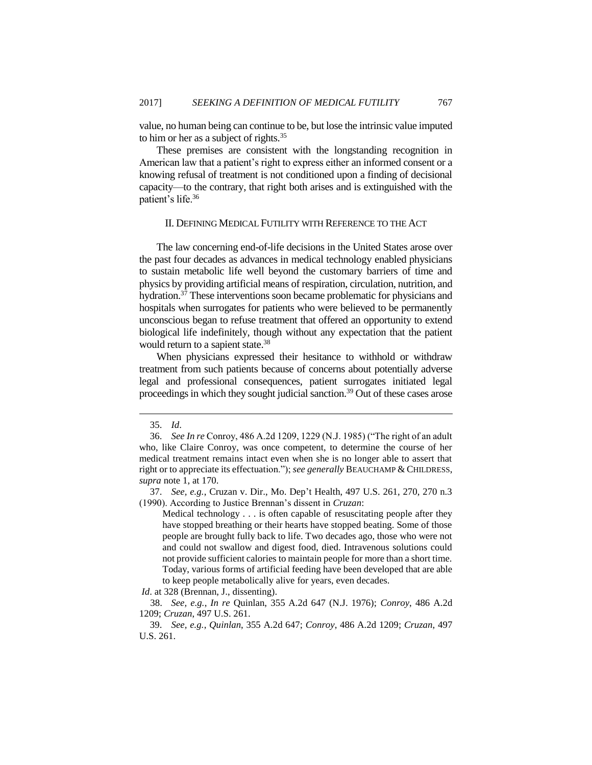value, no human being can continue to be, but lose the intrinsic value imputed to him or her as a subject of rights.[35]

These premises are consistent with the longstanding recognition in American law that a patient's right to express either an informed consent or a knowing refusal of treatment is not conditioned upon a finding of decisional capacity—to the contrary, that right both arises and is extinguished with the patient's life.[36]

## II. DEFINING MEDICAL FUTILITY WITH REFERENCE TO THE ACT

The law concerning end-of-life decisions in the United States arose over the past four decades as advances in medical technology enabled physicians to sustain metabolic life well beyond the customary barriers of time and physics by providing artificial means of respiration, circulation, nutrition, and hydration.[37] These interventions soon became problematic for physicians and hospitals when surrogates for patients who were believed to be permanently unconscious began to refuse treatment that offered an opportunity to extend biological life indefinitely, though without any expectation that the patient would return to a sapient state.[38]

When physicians expressed their hesitance to withhold or withdraw treatment from such patients because of concerns about potentially adverse legal and professional consequences, patient surrogates initiated legal proceedings in which they sought judicial sanction.[39] Out of these cases arose

---

35. *Id*.

36. *See In re* Conroy, 486 A.2d 1209, 1229 (N.J. 1985) ("The right of an adult who, like Claire Conroy, was once competent, to determine the course of her medical treatment remains intact even when she is no longer able to assert that right or to appreciate its effectuation."); *see generally* BEAUCHAMP & CHILDRESS, *supra* note 1, at 170.

37. *See, e.g.*, Cruzan v. Dir., Mo. Dep't Health, 497 U.S. 261, 270, 270 n.3 (1990). According to Justice Brennan's dissent in *Cruzan*:

> Medical technology . . . is often capable of resuscitating people after they have stopped breathing or their hearts have stopped beating. Some of those people are brought fully back to life. Two decades ago, those who were not and could not swallow and digest food, died. Intravenous solutions could not provide sufficient calories to maintain people for more than a short time. Today, various forms of artificial feeding have been developed that are able to keep people metabolically alive for years, even decades.

*Id*. at 328 (Brennan, J., dissenting).

38. *See, e.g.*, *In re* Quinlan, 355 A.2d 647 (N.J. 1976); *Conroy*, 486 A.2d 1209; *Cruzan*, 497 U.S. 261.

39. *See, e.g.*, *Quinlan*, 355 A.2d 647; *Conroy*, 486 A.2d 1209; *Cruzan*, 497 U.S. 261.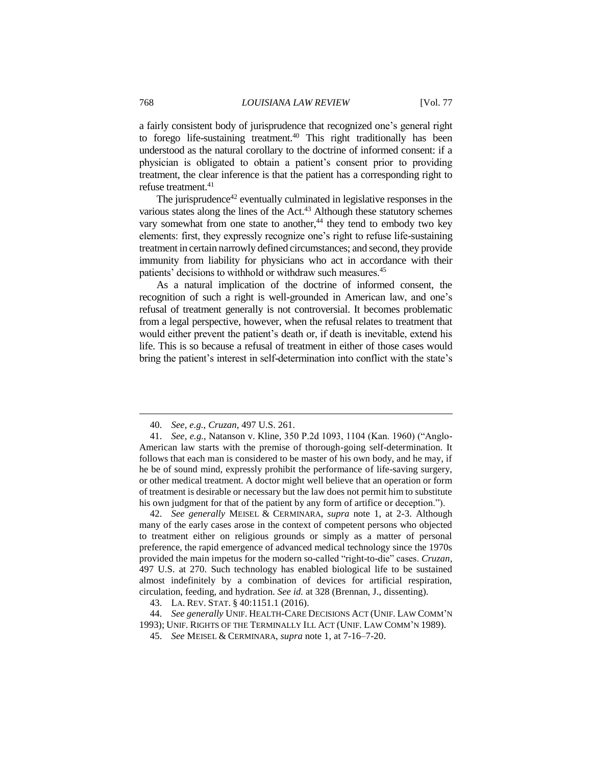a fairly consistent body of jurisprudence that recognized one's general right to forego life-sustaining treatment.[40] This right traditionally has been understood as the natural corollary to the doctrine of informed consent: if a physician is obligated to obtain a patient's consent prior to providing treatment, the clear inference is that the patient has a corresponding right to refuse treatment.[41]

The jurisprudence[42] eventually culminated in legislative responses in the various states along the lines of the Act.[43] Although these statutory schemes vary somewhat from one state to another,[44] they tend to embody two key elements: first, they expressly recognize one's right to refuse life-sustaining treatment in certain narrowly defined circumstances; and second, they provide immunity from liability for physicians who act in accordance with their patients' decisions to withhold or withdraw such measures.[45]

As a natural implication of the doctrine of informed consent, the recognition of such a right is well-grounded in American law, and one's refusal of treatment generally is not controversial. It becomes problematic from a legal perspective, however, when the refusal relates to treatment that would either prevent the patient's death or, if death is inevitable, extend his life. This is so because a refusal of treatment in either of those cases would bring the patient's interest in self-determination into conflict with the state's

---

40. *See, e.g.*, *Cruzan*, 497 U.S. 261.

41. *See, e.g.*, Natanson v. Kline, 350 P.2d 1093, 1104 (Kan. 1960) ("Anglo-American law starts with the premise of thorough-going self-determination. It follows that each man is considered to be master of his own body, and he may, if he be of sound mind, expressly prohibit the performance of life-saving surgery, or other medical treatment. A doctor might well believe that an operation or form of treatment is desirable or necessary but the law does not permit him to substitute his own judgment for that of the patient by any form of artifice or deception.").

42. *See generally* MEISEL & CERMINARA, *supra* note 1, at 2-3. Although many of the early cases arose in the context of competent persons who objected to treatment either on religious grounds or simply as a matter of personal preference, the rapid emergence of advanced medical technology since the 1970s provided the main impetus for the modern so-called "right-to-die" cases. *Cruzan*, 497 U.S. at 270. Such technology has enabled biological life to be sustained almost indefinitely by a combination of devices for artificial respiration, circulation, feeding, and hydration. *See id.* at 328 (Brennan, J., dissenting).

43. LA. REV. STAT. § 40:1151.1 (2016).

44. *See generally* UNIF. HEALTH-CARE DECISIONS ACT (UNIF. LAW COMM'N 1993); UNIF. RIGHTS OF THE TERMINALLY ILL ACT (UNIF. LAW COMM'N 1989).

45. *See* MEISEL & CERMINARA, *supra* note 1, at 7-16–7-20.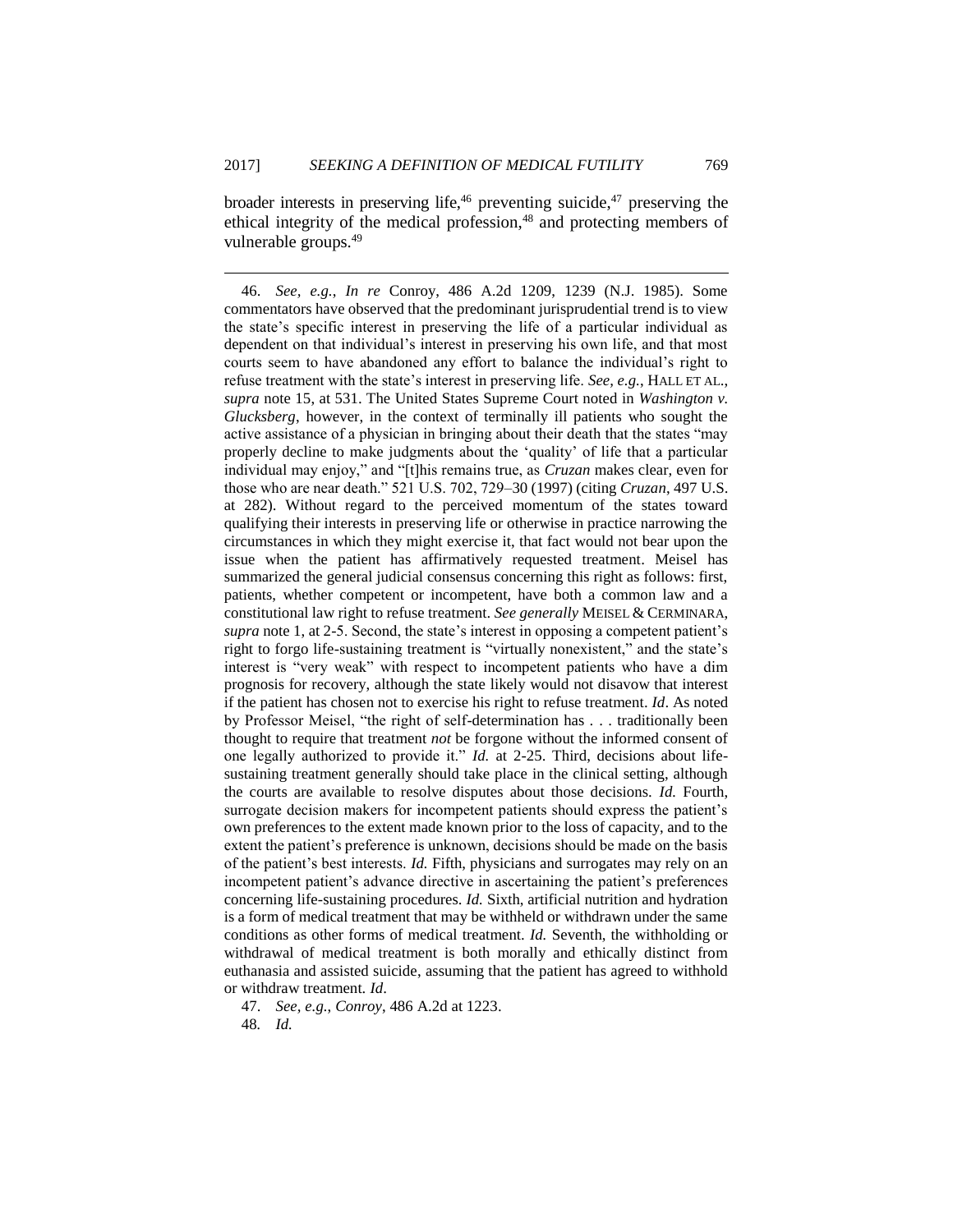broader interests in preserving life,[46] preventing suicide,[47] preserving the ethical integrity of the medical profession,[48] and protecting members of vulnerable groups.[49]

---

46. *See, e.g.*, *In re* Conroy, 486 A.2d 1209, 1239 (N.J. 1985). Some commentators have observed that the predominant jurisprudential trend is to view the state's specific interest in preserving the life of a particular individual as dependent on that individual's interest in preserving his own life, and that most courts seem to have abandoned any effort to balance the individual's right to refuse treatment with the state's interest in preserving life. *See, e.g.*, HALL ET AL., *supra* note 15, at 531. The United States Supreme Court noted in *Washington v. Glucksberg*, however, in the context of terminally ill patients who sought the active assistance of a physician in bringing about their death that the states "may properly decline to make judgments about the 'quality' of life that a particular individual may enjoy," and "[t]his remains true, as *Cruzan* makes clear, even for those who are near death." 521 U.S. 702, 729–30 (1997) (citing *Cruzan*, 497 U.S. at 282). Without regard to the perceived momentum of the states toward qualifying their interests in preserving life or otherwise in practice narrowing the circumstances in which they might exercise it, that fact would not bear upon the issue when the patient has affirmatively requested treatment. Meisel has summarized the general judicial consensus concerning this right as follows: first, patients, whether competent or incompetent, have both a common law and a constitutional law right to refuse treatment. *See generally* MEISEL & CERMINARA, *supra* note 1, at 2-5. Second, the state's interest in opposing a competent patient's right to forgo life-sustaining treatment is "virtually nonexistent," and the state's interest is "very weak" with respect to incompetent patients who have a dim prognosis for recovery, although the state likely would not disavow that interest if the patient has chosen not to exercise his right to refuse treatment. *Id*. As noted by Professor Meisel, "the right of self-determination has . . . traditionally been thought to require that treatment *not* be forgone without the informed consent of one legally authorized to provide it." *Id.* at 2-25. Third, decisions about life-sustaining treatment generally should take place in the clinical setting, although the courts are available to resolve disputes about those decisions. *Id.* Fourth, surrogate decision makers for incompetent patients should express the patient's own preferences to the extent made known prior to the loss of capacity, and to the extent the patient's preference is unknown, decisions should be made on the basis of the patient's best interests. *Id.* Fifth, physicians and surrogates may rely on an incompetent patient's advance directive in ascertaining the patient's preferences concerning life-sustaining procedures. *Id.* Sixth, artificial nutrition and hydration is a form of medical treatment that may be withheld or withdrawn under the same conditions as other forms of medical treatment. *Id.* Seventh, the withholding or withdrawal of medical treatment is both morally and ethically distinct from euthanasia and assisted suicide, assuming that the patient has agreed to withhold or withdraw treatment. *Id*.

47. *See, e.g.*, *Conroy*, 486 A.2d at 1223.

48. *Id.*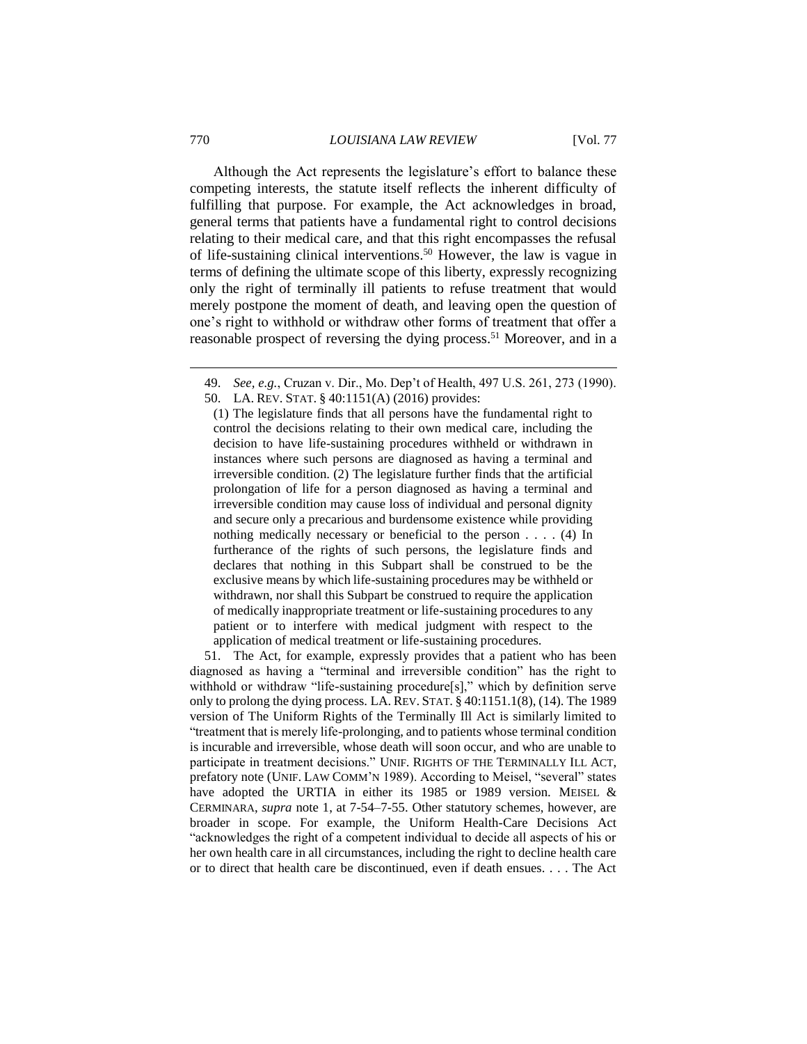Although the Act represents the legislature's effort to balance these competing interests, the statute itself reflects the inherent difficulty of fulfilling that purpose. For example, the Act acknowledges in broad, general terms that patients have a fundamental right to control decisions relating to their medical care, and that this right encompasses the refusal of life-sustaining clinical interventions.[50] However, the law is vague in terms of defining the ultimate scope of this liberty, expressly recognizing only the right of terminally ill patients to refuse treatment that would merely postpone the moment of death, and leaving open the question of one's right to withhold or withdraw other forms of treatment that offer a reasonable prospect of reversing the dying process.[51] Moreover, and in a

---

49. *See, e.g.*, Cruzan v. Dir., Mo. Dep't of Health, 497 U.S. 261, 273 (1990).

50. LA. REV. STAT. § 40:1151(A) (2016) provides:

> (1) The legislature finds that all persons have the fundamental right to control the decisions relating to their own medical care, including the decision to have life-sustaining procedures withheld or withdrawn in instances where such persons are diagnosed as having a terminal and irreversible condition. (2) The legislature further finds that the artificial prolongation of life for a person diagnosed as having a terminal and irreversible condition may cause loss of individual and personal dignity and secure only a precarious and burdensome existence while providing nothing medically necessary or beneficial to the person . . . . (4) In furtherance of the rights of such persons, the legislature finds and declares that nothing in this Subpart shall be construed to be the exclusive means by which life-sustaining procedures may be withheld or withdrawn, nor shall this Subpart be construed to require the application of medically inappropriate treatment or life-sustaining procedures to any patient or to interfere with medical judgment with respect to the application of medical treatment or life-sustaining procedures.

51. The Act, for example, expressly provides that a patient who has been diagnosed as having a "terminal and irreversible condition" has the right to withhold or withdraw "life-sustaining procedure[s]," which by definition serve only to prolong the dying process. LA. REV. STAT. § 40:1151.1(8), (14). The 1989 version of The Uniform Rights of the Terminally Ill Act is similarly limited to "treatment that is merely life-prolonging, and to patients whose terminal condition is incurable and irreversible, whose death will soon occur, and who are unable to participate in treatment decisions." UNIF. RIGHTS OF THE TERMINALLY ILL ACT, prefatory note (UNIF. LAW COMM'N 1989). According to Meisel, "several" states have adopted the URTIA in either its 1985 or 1989 version. MEISEL & CERMINARA, *supra* note 1, at 7-54–7-55. Other statutory schemes, however, are broader in scope. For example, the Uniform Health-Care Decisions Act "acknowledges the right of a competent individual to decide all aspects of his or her own health care in all circumstances, including the right to decline health care or to direct that health care be discontinued, even if death ensues. . . . The Act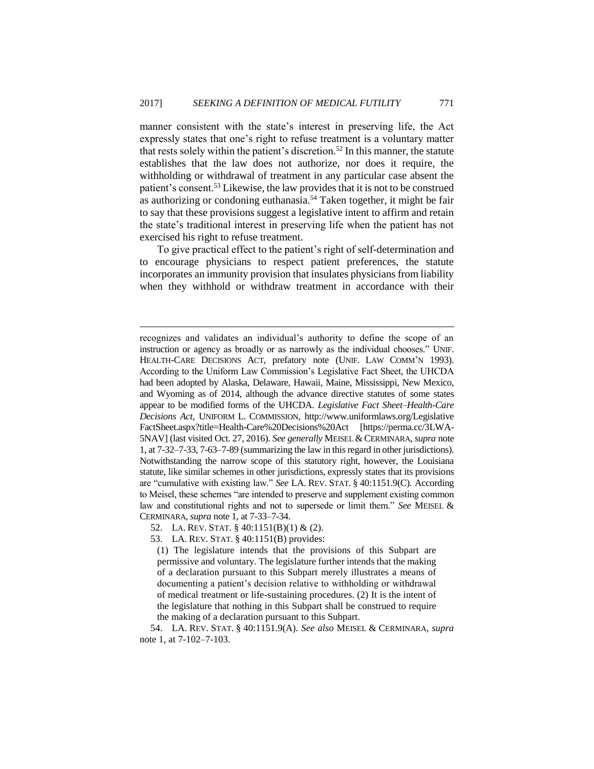manner consistent with the state's interest in preserving life, the Act expressly states that one's right to refuse treatment is a voluntary matter that rests solely within the patient's discretion.[52] In this manner, the statute establishes that the law does not authorize, nor does it require, the withholding or withdrawal of treatment in any particular case absent the patient's consent.[53] Likewise, the law provides that it is not to be construed as authorizing or condoning euthanasia.[54] Taken together, it might be fair to say that these provisions suggest a legislative intent to affirm and retain the state's traditional interest in preserving life when the patient has not exercised his right to refuse treatment.

To give practical effect to the patient's right of self-determination and to encourage physicians to respect patient preferences, the statute incorporates an immunity provision that insulates physicians from liability when they withhold or withdraw treatment in accordance with their

---

recognizes and validates an individual's authority to define the scope of an instruction or agency as broadly or as narrowly as the individual chooses." UNIF. HEALTH-CARE DECISIONS ACT, prefatory note (UNIF. LAW COMM'N 1993). According to the Uniform Law Commission's Legislative Fact Sheet, the UHCDA had been adopted by Alaska, Delaware, Hawaii, Maine, Mississippi, New Mexico, and Wyoming as of 2014, although the advance directive statutes of some states appear to be modified forms of the UHCDA. *Legislative Fact Sheet–Health-Care Decisions Act*, UNIFORM L. COMMISSION, http://www.uniformlaws.org/Legislative FactSheet.aspx?title=Health-Care%20Decisions%20Act [https://perma.cc/3LWA-5NAV] (last visited Oct. 27, 2016). *See generally* MEISEL & CERMINARA, *supra* note 1, at 7-32–7-33, 7-63–7-89 (summarizing the law in this regard in other jurisdictions). Notwithstanding the narrow scope of this statutory right, however, the Louisiana statute, like similar schemes in other jurisdictions, expressly states that its provisions are "cumulative with existing law." *See* LA. REV. STAT. § 40:1151.9(C). According to Meisel, these schemes "are intended to preserve and supplement existing common law and constitutional rights and not to supersede or limit them." *See* MEISEL & CERMINARA, *supra* note 1, at 7-33–7-34.

52. LA. REV. STAT. § 40:1151(B)(1) & (2).

53. LA. REV. STAT. § 40:1151(B) provides:

> (1) The legislature intends that the provisions of this Subpart are permissive and voluntary. The legislature further intends that the making of a declaration pursuant to this Subpart merely illustrates a means of documenting a patient's decision relative to withholding or withdrawal of medical treatment or life-sustaining procedures. (2) It is the intent of the legislature that nothing in this Subpart shall be construed to require the making of a declaration pursuant to this Subpart.

54. LA. REV. STAT. § 40:1151.9(A). *See also* MEISEL & CERMINARA, *supra* note 1, at 7-102–7-103.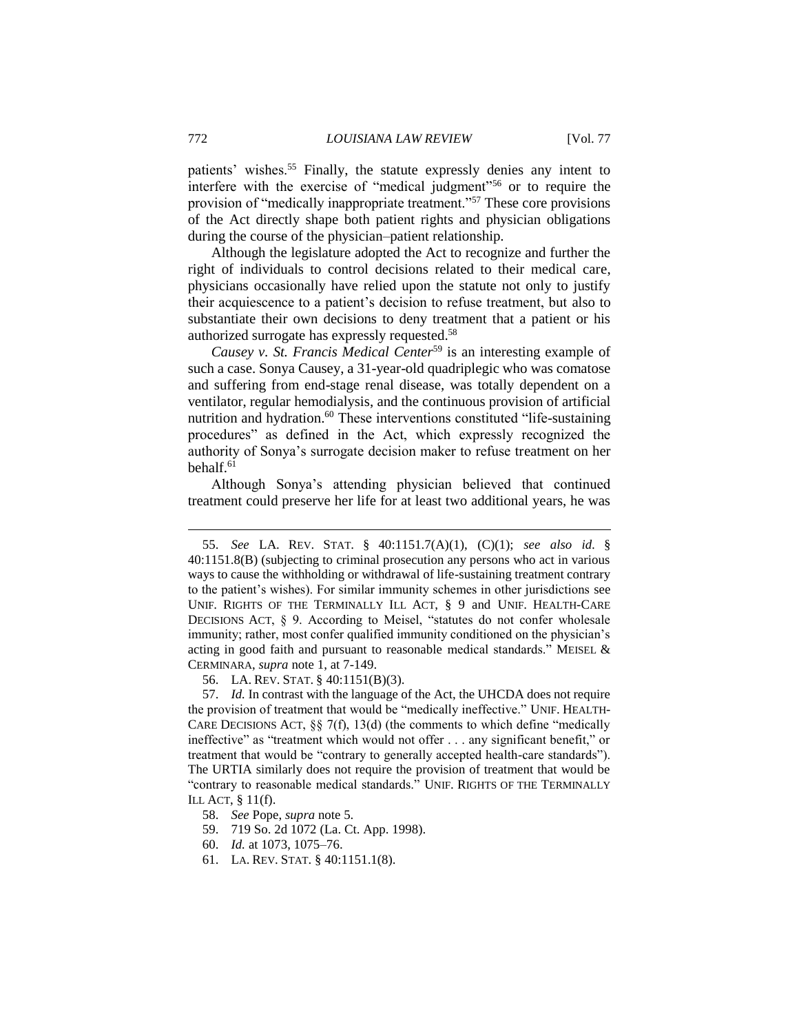patients' wishes.[55] Finally, the statute expressly denies any intent to interfere with the exercise of "medical judgment"[56] or to require the provision of "medically inappropriate treatment."[57] These core provisions of the Act directly shape both patient rights and physician obligations during the course of the physician–patient relationship.

Although the legislature adopted the Act to recognize and further the right of individuals to control decisions related to their medical care, physicians occasionally have relied upon the statute not only to justify their acquiescence to a patient's decision to refuse treatment, but also to substantiate their own decisions to deny treatment that a patient or his authorized surrogate has expressly requested.[58]

*Causey v. St. Francis Medical Center*[59] is an interesting example of such a case. Sonya Causey, a 31-year-old quadriplegic who was comatose and suffering from end-stage renal disease, was totally dependent on a ventilator, regular hemodialysis, and the continuous provision of artificial nutrition and hydration.[60] These interventions constituted "life-sustaining procedures" as defined in the Act, which expressly recognized the authority of Sonya's surrogate decision maker to refuse treatment on her behalf.[61]

Although Sonya's attending physician believed that continued treatment could preserve her life for at least two additional years, he was

---

55. *See* LA. REV. STAT. § 40:1151.7(A)(1), (C)(1); *see also id.* § 40:1151.8(B) (subjecting to criminal prosecution any persons who act in various ways to cause the withholding or withdrawal of life-sustaining treatment contrary to the patient's wishes). For similar immunity schemes in other jurisdictions see UNIF. RIGHTS OF THE TERMINALLY ILL ACT, § 9 and UNIF. HEALTH-CARE DECISIONS ACT, § 9. According to Meisel, "statutes do not confer wholesale immunity; rather, most confer qualified immunity conditioned on the physician's acting in good faith and pursuant to reasonable medical standards." MEISEL & CERMINARA, *supra* note 1, at 7-149.

56. LA. REV. STAT. § 40:1151(B)(3).

57. *Id.* In contrast with the language of the Act, the UHCDA does not require the provision of treatment that would be "medically ineffective." UNIF. HEALTH-CARE DECISIONS ACT, §§ 7(f), 13(d) (the comments to which define "medically ineffective" as "treatment which would not offer . . . any significant benefit," or treatment that would be "contrary to generally accepted health-care standards"). The URTIA similarly does not require the provision of treatment that would be "contrary to reasonable medical standards." UNIF. RIGHTS OF THE TERMINALLY ILL ACT, § 11(f).

58. *See* Pope, *supra* note 5.

59. 719 So. 2d 1072 (La. Ct. App. 1998).

60. *Id.* at 1073, 1075–76.

61. LA. REV. STAT. § 40:1151.1(8).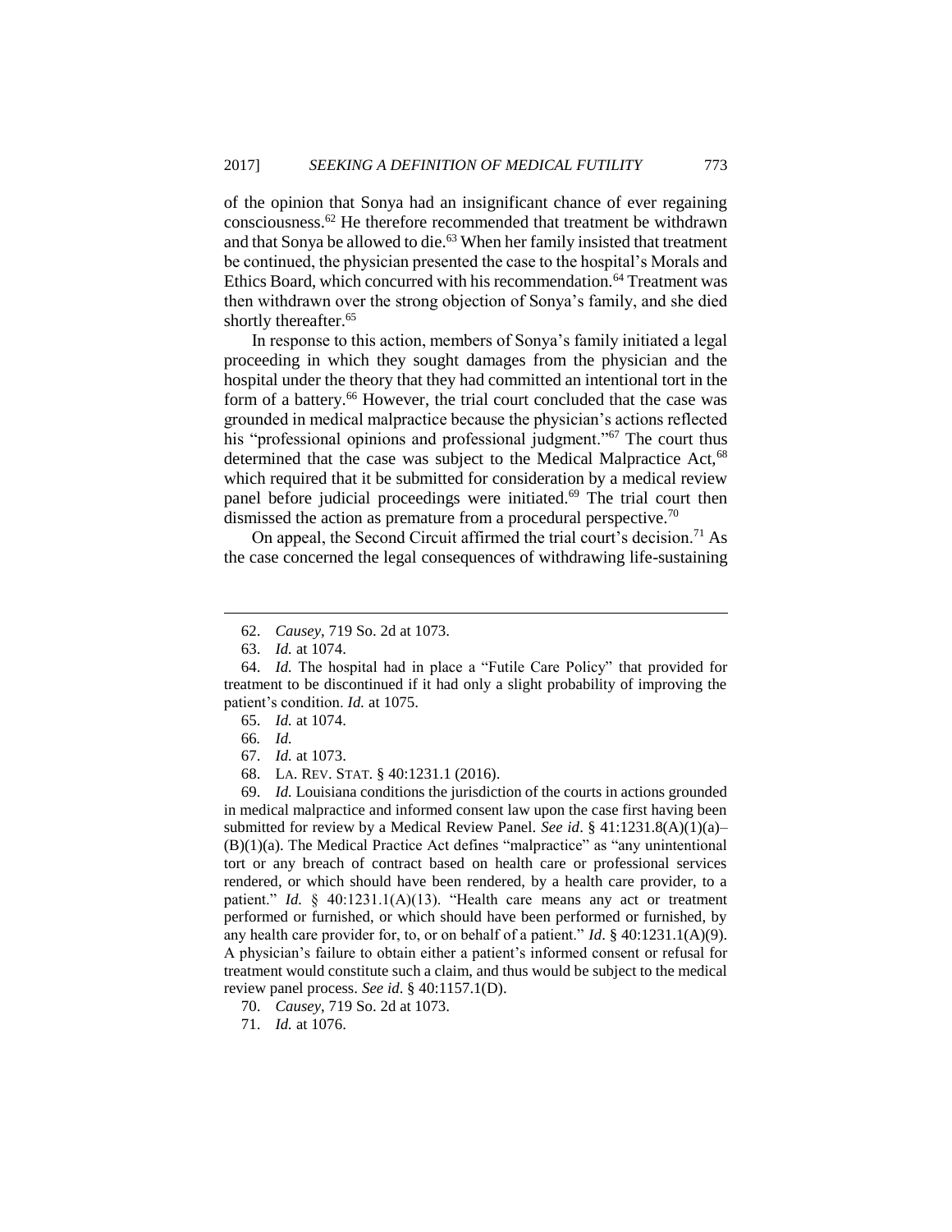of the opinion that Sonya had an insignificant chance of ever regaining consciousness.[62] He therefore recommended that treatment be withdrawn and that Sonya be allowed to die.[63] When her family insisted that treatment be continued, the physician presented the case to the hospital's Morals and Ethics Board, which concurred with his recommendation.[64] Treatment was then withdrawn over the strong objection of Sonya's family, and she died shortly thereafter.[65]

In response to this action, members of Sonya's family initiated a legal proceeding in which they sought damages from the physician and the hospital under the theory that they had committed an intentional tort in the form of a battery.[66] However, the trial court concluded that the case was grounded in medical malpractice because the physician's actions reflected his "professional opinions and professional judgment."[67] The court thus determined that the case was subject to the Medical Malpractice Act,[68] which required that it be submitted for consideration by a medical review panel before judicial proceedings were initiated.[69] The trial court then dismissed the action as premature from a procedural perspective.[70]

On appeal, the Second Circuit affirmed the trial court's decision.[71] As the case concerned the legal consequences of withdrawing life-sustaining

---

62. *Causey*, 719 So. 2d at 1073.

63. *Id.* at 1074.

64. *Id.* The hospital had in place a "Futile Care Policy" that provided for treatment to be discontinued if it had only a slight probability of improving the patient's condition. *Id.* at 1075.

65. *Id.* at 1074.

66. *Id.*

67. *Id.* at 1073.

68. LA. REV. STAT. § 40:1231.1 (2016).

69. *Id.* Louisiana conditions the jurisdiction of the courts in actions grounded in medical malpractice and informed consent law upon the case first having been submitted for review by a Medical Review Panel. *See id*. § 41:1231.8(A)(1)(a)–(B)(1)(a). The Medical Practice Act defines "malpractice" as "any unintentional tort or any breach of contract based on health care or professional services rendered, or which should have been rendered, by a health care provider, to a patient." *Id.* § 40:1231.1(A)(13). "Health care means any act or treatment performed or furnished, or which should have been performed or furnished, by any health care provider for, to, or on behalf of a patient." *Id*. § 40:1231.1(A)(9). A physician's failure to obtain either a patient's informed consent or refusal for treatment would constitute such a claim, and thus would be subject to the medical review panel process. *See id*. § 40:1157.1(D).

70. *Causey*, 719 So. 2d at 1073.

71. *Id.* at 1076.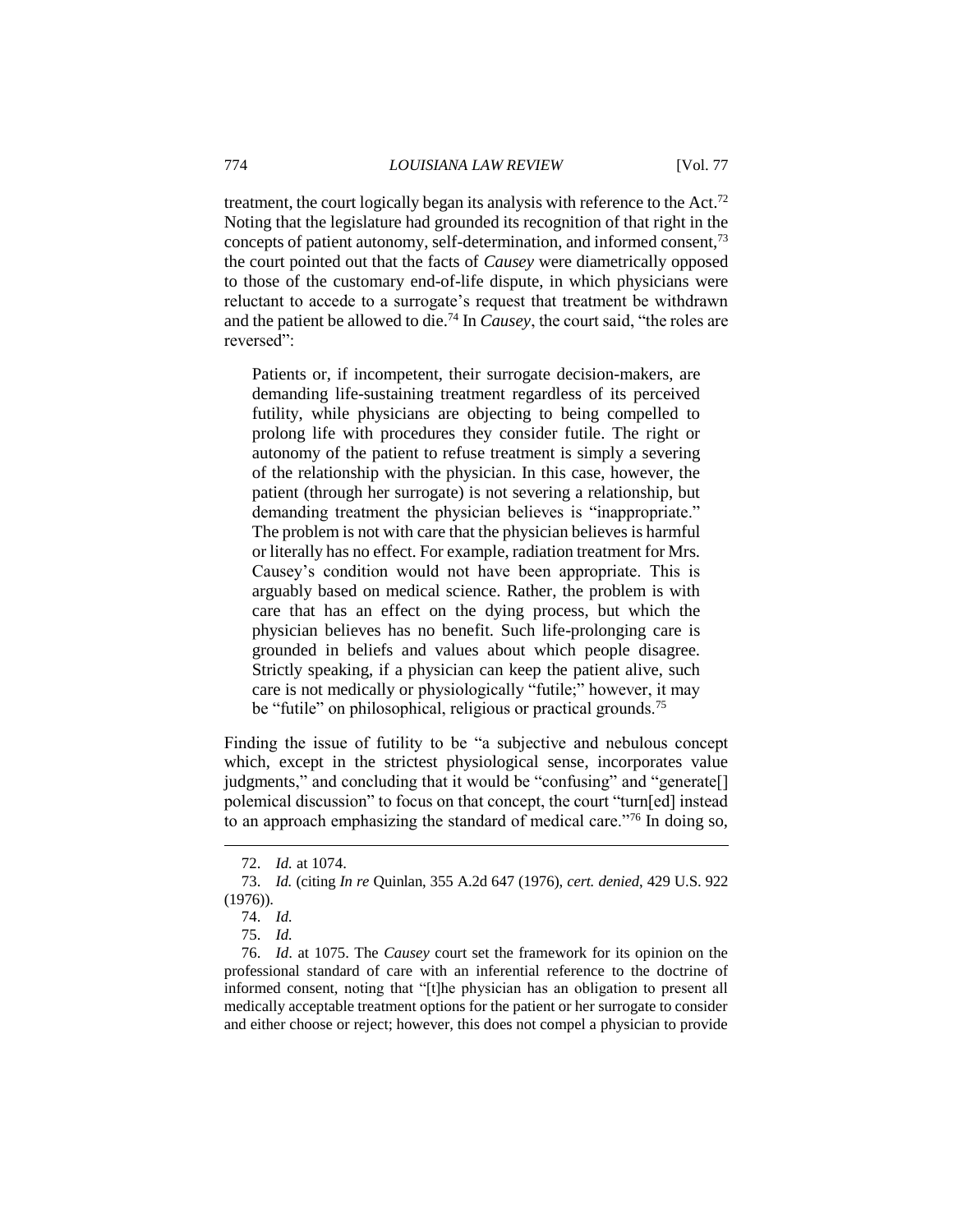treatment, the court logically began its analysis with reference to the Act.[72] Noting that the legislature had grounded its recognition of that right in the concepts of patient autonomy, self-determination, and informed consent,[73] the court pointed out that the facts of *Causey* were diametrically opposed to those of the customary end-of-life dispute, in which physicians were reluctant to accede to a surrogate's request that treatment be withdrawn and the patient be allowed to die.[74] In *Causey*, the court said, "the roles are reversed":

> Patients or, if incompetent, their surrogate decision-makers, are demanding life-sustaining treatment regardless of its perceived futility, while physicians are objecting to being compelled to prolong life with procedures they consider futile. The right or autonomy of the patient to refuse treatment is simply a severing of the relationship with the physician. In this case, however, the patient (through her surrogate) is not severing a relationship, but demanding treatment the physician believes is "inappropriate." The problem is not with care that the physician believes is harmful or literally has no effect. For example, radiation treatment for Mrs. Causey's condition would not have been appropriate. This is arguably based on medical science. Rather, the problem is with care that has an effect on the dying process, but which the physician believes has no benefit. Such life-prolonging care is grounded in beliefs and values about which people disagree. Strictly speaking, if a physician can keep the patient alive, such care is not medically or physiologically "futile;" however, it may be "futile" on philosophical, religious or practical grounds.[75]

Finding the issue of futility to be "a subjective and nebulous concept which, except in the strictest physiological sense, incorporates value judgments," and concluding that it would be "confusing" and "generate[] polemical discussion" to focus on that concept, the court "turn[ed] instead to an approach emphasizing the standard of medical care."[76] In doing so,

---

72. *Id.* at 1074.

73. *Id.* (citing *In re* Quinlan, 355 A.2d 647 (1976), *cert. denied*, 429 U.S. 922 (1976)).

74. *Id.*

75. *Id.*

76. *Id*. at 1075. The *Causey* court set the framework for its opinion on the professional standard of care with an inferential reference to the doctrine of informed consent, noting that "[t]he physician has an obligation to present all medically acceptable treatment options for the patient or her surrogate to consider and either choose or reject; however, this does not compel a physician to provide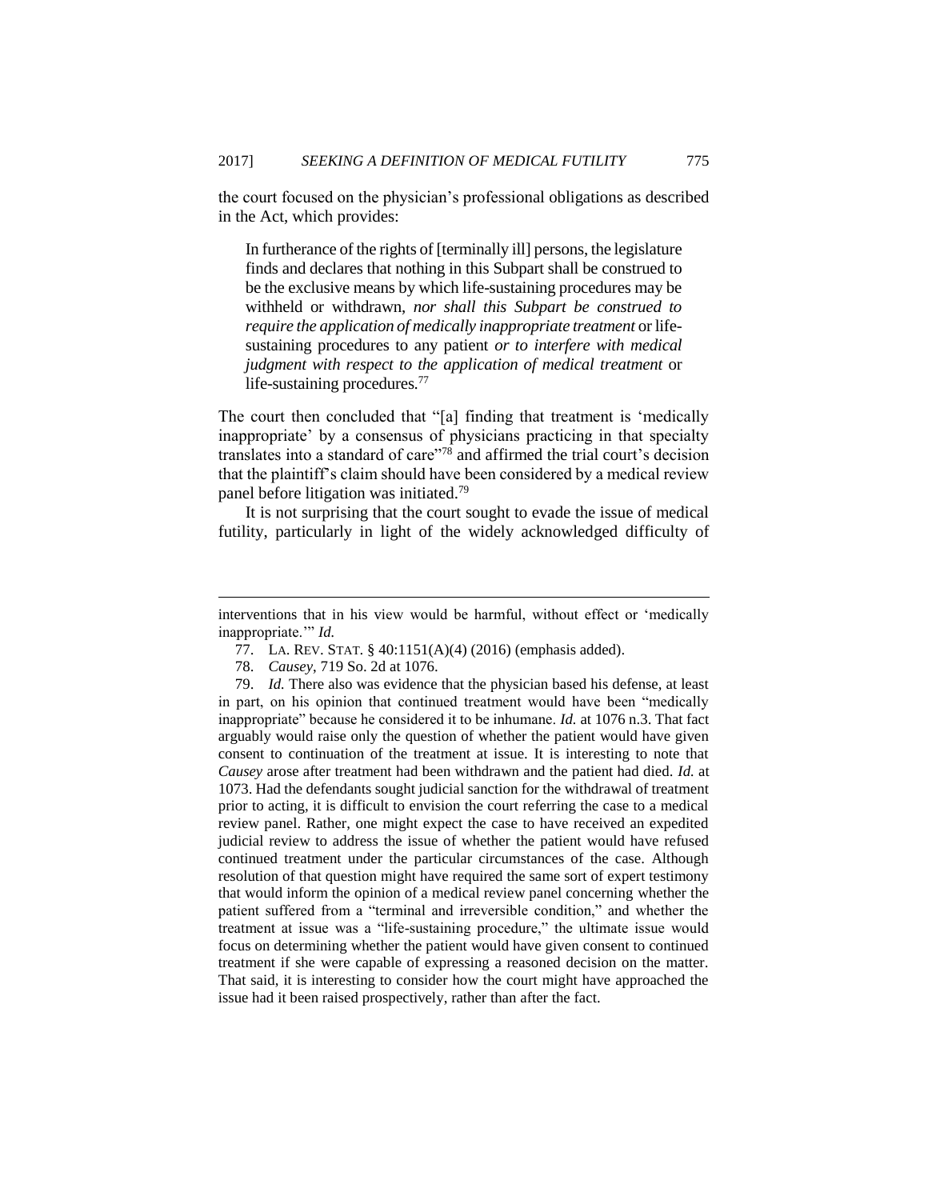the court focused on the physician's professional obligations as described in the Act, which provides:

> In furtherance of the rights of [terminally ill] persons, the legislature finds and declares that nothing in this Subpart shall be construed to be the exclusive means by which life-sustaining procedures may be withheld or withdrawn, *nor shall this Subpart be construed to require the application of medically inappropriate treatment* or life-sustaining procedures to any patient *or to interfere with medical judgment with respect to the application of medical treatment* or life-sustaining procedures.[77]

The court then concluded that "[a] finding that treatment is 'medically inappropriate' by a consensus of physicians practicing in that specialty translates into a standard of care"[78] and affirmed the trial court's decision that the plaintiff's claim should have been considered by a medical review panel before litigation was initiated.[79]

It is not surprising that the court sought to evade the issue of medical futility, particularly in light of the widely acknowledged difficulty of

---

interventions that in his view would be harmful, without effect or 'medically inappropriate.'" *Id.*

77. LA. REV. STAT. § 40:1151(A)(4) (2016) (emphasis added).

78. *Causey*, 719 So. 2d at 1076.

79. *Id.* There also was evidence that the physician based his defense, at least in part, on his opinion that continued treatment would have been "medically inappropriate" because he considered it to be inhumane. *Id.* at 1076 n.3. That fact arguably would raise only the question of whether the patient would have given consent to continuation of the treatment at issue. It is interesting to note that *Causey* arose after treatment had been withdrawn and the patient had died. *Id.* at 1073. Had the defendants sought judicial sanction for the withdrawal of treatment prior to acting, it is difficult to envision the court referring the case to a medical review panel. Rather, one might expect the case to have received an expedited judicial review to address the issue of whether the patient would have refused continued treatment under the particular circumstances of the case. Although resolution of that question might have required the same sort of expert testimony that would inform the opinion of a medical review panel concerning whether the patient suffered from a "terminal and irreversible condition," and whether the treatment at issue was a "life-sustaining procedure," the ultimate issue would focus on determining whether the patient would have given consent to continued treatment if she were capable of expressing a reasoned decision on the matter. That said, it is interesting to consider how the court might have approached the issue had it been raised prospectively, rather than after the fact.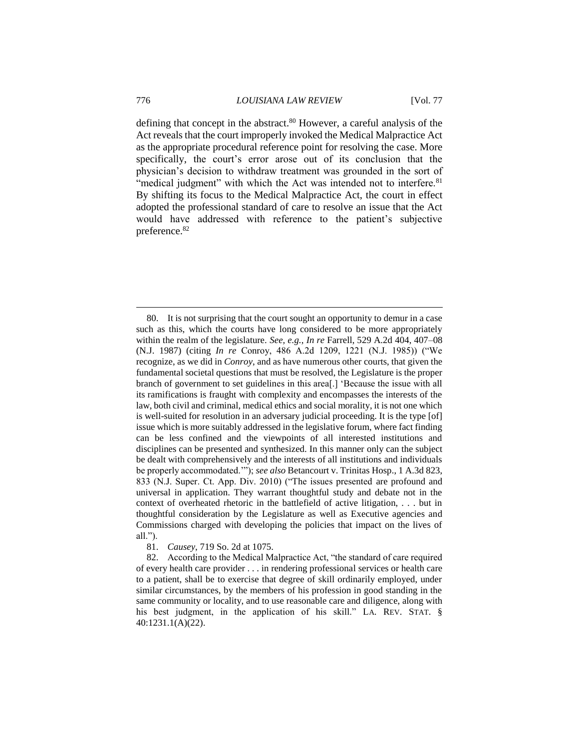defining that concept in the abstract.[80] However, a careful analysis of the Act reveals that the court improperly invoked the Medical Malpractice Act as the appropriate procedural reference point for resolving the case. More specifically, the court's error arose out of its conclusion that the physician's decision to withdraw treatment was grounded in the sort of "medical judgment" with which the Act was intended not to interfere.[81] By shifting its focus to the Medical Malpractice Act, the court in effect adopted the professional standard of care to resolve an issue that the Act would have addressed with reference to the patient's subjective preference.[82]

---

80. It is not surprising that the court sought an opportunity to demur in a case such as this, which the courts have long considered to be more appropriately within the realm of the legislature. *See, e.g.*, *In re* Farrell, 529 A.2d 404, 407–08 (N.J. 1987) (citing *In re* Conroy, 486 A.2d 1209, 1221 (N.J. 1985)) ("We recognize, as we did in *Conroy*, and as have numerous other courts, that given the fundamental societal questions that must be resolved, the Legislature is the proper branch of government to set guidelines in this area[.] 'Because the issue with all its ramifications is fraught with complexity and encompasses the interests of the law, both civil and criminal, medical ethics and social morality, it is not one which is well-suited for resolution in an adversary judicial proceeding. It is the type [of] issue which is more suitably addressed in the legislative forum, where fact finding can be less confined and the viewpoints of all interested institutions and disciplines can be presented and synthesized. In this manner only can the subject be dealt with comprehensively and the interests of all institutions and individuals be properly accommodated.'"); *see also* Betancourt v. Trinitas Hosp., 1 A.3d 823, 833 (N.J. Super. Ct. App. Div. 2010) ("The issues presented are profound and universal in application. They warrant thoughtful study and debate not in the context of overheated rhetoric in the battlefield of active litigation, . . . but in thoughtful consideration by the Legislature as well as Executive agencies and Commissions charged with developing the policies that impact on the lives of all.").

81. *Causey*, 719 So. 2d at 1075.

82. According to the Medical Malpractice Act, "the standard of care required of every health care provider . . . in rendering professional services or health care to a patient, shall be to exercise that degree of skill ordinarily employed, under similar circumstances, by the members of his profession in good standing in the same community or locality, and to use reasonable care and diligence, along with his best judgment, in the application of his skill." LA. REV. STAT. § 40:1231.1(A)(22).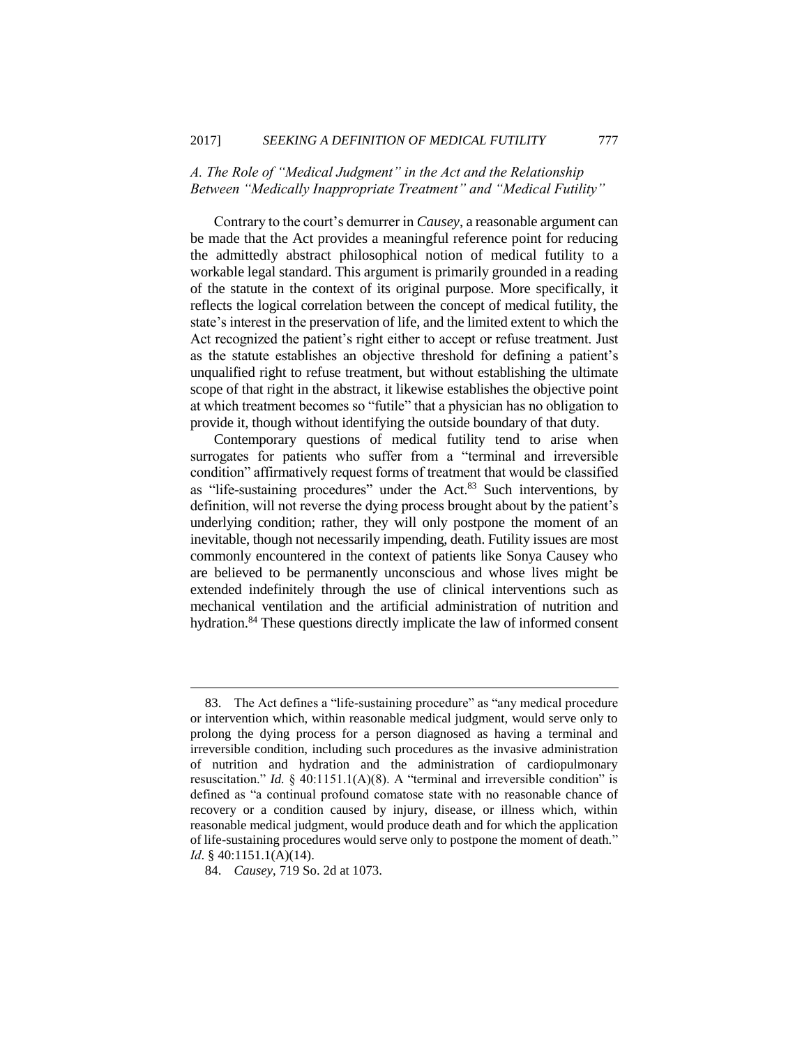### *A. The Role of "Medical Judgment" in the Act and the Relationship Between "Medically Inappropriate Treatment" and "Medical Futility"*

Contrary to the court's demurrer in *Causey*, a reasonable argument can be made that the Act provides a meaningful reference point for reducing the admittedly abstract philosophical notion of medical futility to a workable legal standard. This argument is primarily grounded in a reading of the statute in the context of its original purpose. More specifically, it reflects the logical correlation between the concept of medical futility, the state's interest in the preservation of life, and the limited extent to which the Act recognized the patient's right either to accept or refuse treatment. Just as the statute establishes an objective threshold for defining a patient's unqualified right to refuse treatment, but without establishing the ultimate scope of that right in the abstract, it likewise establishes the objective point at which treatment becomes so "futile" that a physician has no obligation to provide it, though without identifying the outside boundary of that duty.

Contemporary questions of medical futility tend to arise when surrogates for patients who suffer from a "terminal and irreversible condition" affirmatively request forms of treatment that would be classified as "life-sustaining procedures" under the Act.[83] Such interventions, by definition, will not reverse the dying process brought about by the patient's underlying condition; rather, they will only postpone the moment of an inevitable, though not necessarily impending, death. Futility issues are most commonly encountered in the context of patients like Sonya Causey who are believed to be permanently unconscious and whose lives might be extended indefinitely through the use of clinical interventions such as mechanical ventilation and the artificial administration of nutrition and hydration.[84] These questions directly implicate the law of informed consent

---

83. The Act defines a "life-sustaining procedure" as "any medical procedure or intervention which, within reasonable medical judgment, would serve only to prolong the dying process for a person diagnosed as having a terminal and irreversible condition, including such procedures as the invasive administration of nutrition and hydration and the administration of cardiopulmonary resuscitation." *Id.* § 40:1151.1(A)(8). A "terminal and irreversible condition" is defined as "a continual profound comatose state with no reasonable chance of recovery or a condition caused by injury, disease, or illness which, within reasonable medical judgment, would produce death and for which the application of life-sustaining procedures would serve only to postpone the moment of death." *Id*. § 40:1151.1(A)(14).

84. *Causey*, 719 So. 2d at 1073.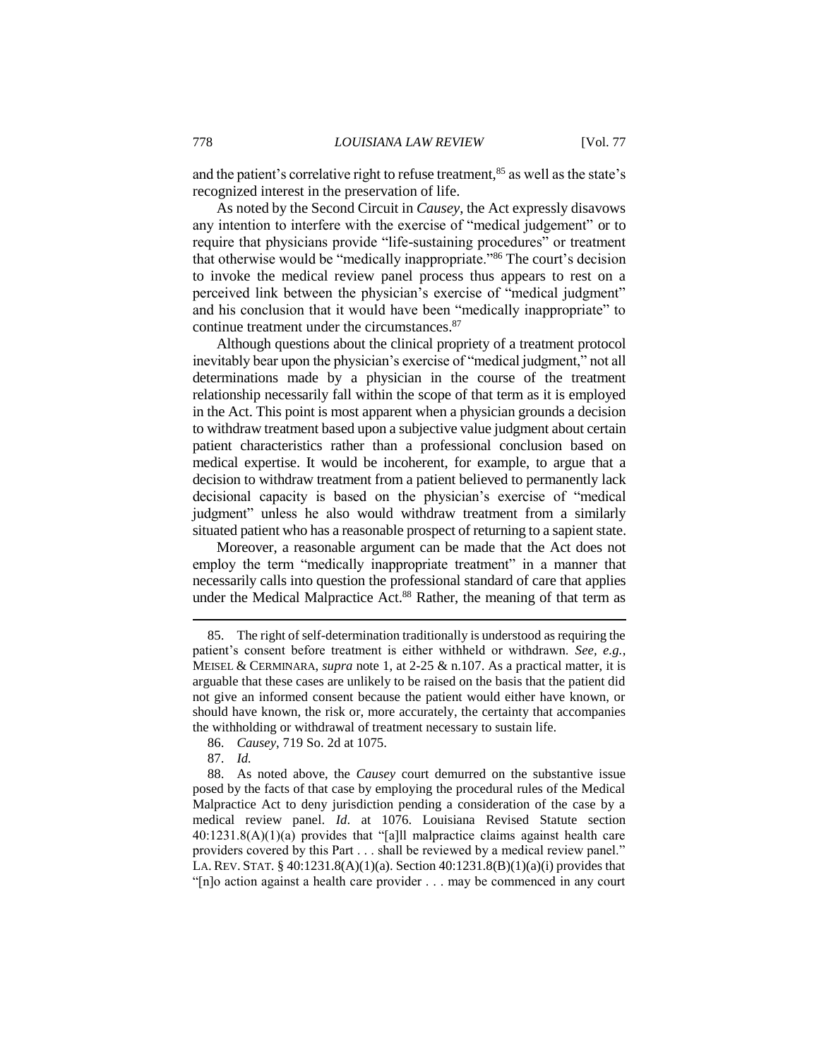and the patient's correlative right to refuse treatment,[85] as well as the state's recognized interest in the preservation of life.

As noted by the Second Circuit in *Causey*, the Act expressly disavows any intention to interfere with the exercise of "medical judgement" or to require that physicians provide "life-sustaining procedures" or treatment that otherwise would be "medically inappropriate."[86] The court's decision to invoke the medical review panel process thus appears to rest on a perceived link between the physician's exercise of "medical judgment" and his conclusion that it would have been "medically inappropriate" to continue treatment under the circumstances.[87]

Although questions about the clinical propriety of a treatment protocol inevitably bear upon the physician's exercise of "medical judgment," not all determinations made by a physician in the course of the treatment relationship necessarily fall within the scope of that term as it is employed in the Act. This point is most apparent when a physician grounds a decision to withdraw treatment based upon a subjective value judgment about certain patient characteristics rather than a professional conclusion based on medical expertise. It would be incoherent, for example, to argue that a decision to withdraw treatment from a patient believed to permanently lack decisional capacity is based on the physician's exercise of "medical judgment" unless he also would withdraw treatment from a similarly situated patient who has a reasonable prospect of returning to a sapient state.

Moreover, a reasonable argument can be made that the Act does not employ the term "medically inappropriate treatment" in a manner that necessarily calls into question the professional standard of care that applies under the Medical Malpractice Act.[88] Rather, the meaning of that term as

---

85. The right of self-determination traditionally is understood as requiring the patient's consent before treatment is either withheld or withdrawn. *See, e.g.*, MEISEL & CERMINARA, *supra* note 1, at 2-25 & n.107. As a practical matter, it is arguable that these cases are unlikely to be raised on the basis that the patient did not give an informed consent because the patient would either have known, or should have known, the risk or, more accurately, the certainty that accompanies the withholding or withdrawal of treatment necessary to sustain life.

86. *Causey*, 719 So. 2d at 1075.

87. *Id.*

88. As noted above, the *Causey* court demurred on the substantive issue posed by the facts of that case by employing the procedural rules of the Medical Malpractice Act to deny jurisdiction pending a consideration of the case by a medical review panel. *Id.* at 1076. Louisiana Revised Statute section 40:1231.8(A)(1)(a) provides that "[a]ll malpractice claims against health care providers covered by this Part . . . shall be reviewed by a medical review panel." LA. REV. STAT. § 40:1231.8(A)(1)(a). Section 40:1231.8(B)(1)(a)(i) provides that "[n]o action against a health care provider . . . may be commenced in any court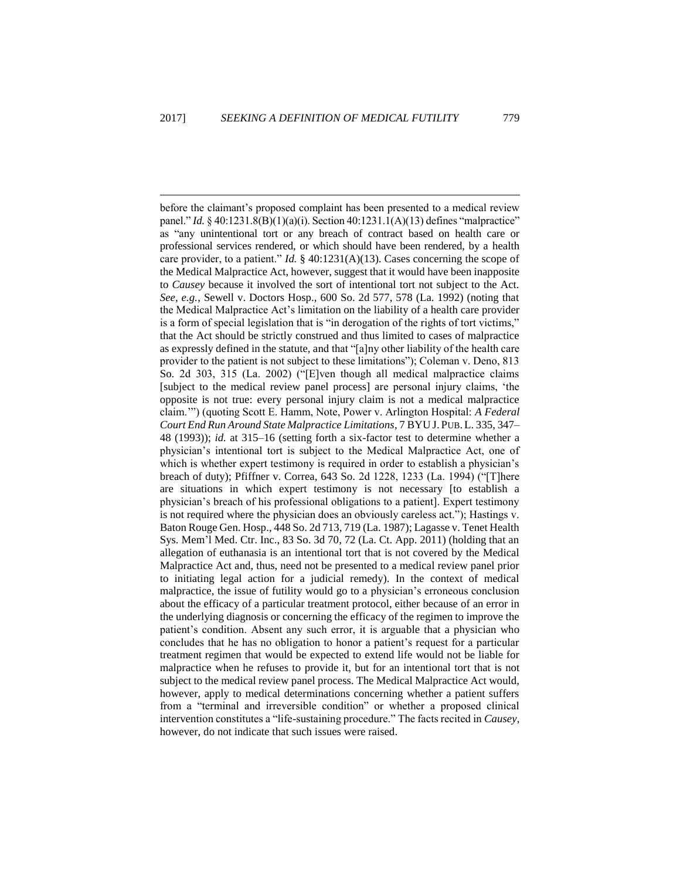before the claimant's proposed complaint has been presented to a medical review panel." *Id.* § 40:1231.8(B)(1)(a)(i). Section 40:1231.1(A)(13) defines "malpractice" as "any unintentional tort or any breach of contract based on health care or professional services rendered, or which should have been rendered, by a health care provider, to a patient." *Id.* § 40:1231(A)(13). Cases concerning the scope of the Medical Malpractice Act, however, suggest that it would have been inapposite to *Causey* because it involved the sort of intentional tort not subject to the Act. *See, e.g.*, Sewell v. Doctors Hosp., 600 So. 2d 577, 578 (La. 1992) (noting that the Medical Malpractice Act's limitation on the liability of a health care provider is a form of special legislation that is "in derogation of the rights of tort victims," that the Act should be strictly construed and thus limited to cases of malpractice as expressly defined in the statute, and that "[a]ny other liability of the health care provider to the patient is not subject to these limitations"); Coleman v. Deno, 813 So. 2d 303, 315 (La. 2002) ("[E]ven though all medical malpractice claims [subject to the medical review panel process] are personal injury claims, 'the opposite is not true: every personal injury claim is not a medical malpractice claim.'") (quoting Scott E. Hamm, Note, Power v. Arlington Hospital: *A Federal Court End Run Around State Malpractice Limitations*, 7 BYU J. PUB. L. 335, 347–48 (1993)); *id.* at 315–16 (setting forth a six-factor test to determine whether a physician's intentional tort is subject to the Medical Malpractice Act, one of which is whether expert testimony is required in order to establish a physician's breach of duty); Pfiffner v. Correa, 643 So. 2d 1228, 1233 (La. 1994) ("[T]here are situations in which expert testimony is not necessary [to establish a physician's breach of his professional obligations to a patient]. Expert testimony is not required where the physician does an obviously careless act."); Hastings v. Baton Rouge Gen. Hosp., 448 So. 2d 713, 719 (La. 1987); Lagasse v. Tenet Health Sys. Mem'l Med. Ctr. Inc., 83 So. 3d 70, 72 (La. Ct. App. 2011) (holding that an allegation of euthanasia is an intentional tort that is not covered by the Medical Malpractice Act and, thus, need not be presented to a medical review panel prior to initiating legal action for a judicial remedy). In the context of medical malpractice, the issue of futility would go to a physician's erroneous conclusion about the efficacy of a particular treatment protocol, either because of an error in the underlying diagnosis or concerning the efficacy of the regimen to improve the patient's condition. Absent any such error, it is arguable that a physician who concludes that he has no obligation to honor a patient's request for a particular treatment regimen that would be expected to extend life would not be liable for malpractice when he refuses to provide it, but for an intentional tort that is not subject to the medical review panel process. The Medical Malpractice Act would, however, apply to medical determinations concerning whether a patient suffers from a "terminal and irreversible condition" or whether a proposed clinical intervention constitutes a "life-sustaining procedure." The facts recited in *Causey*, however, do not indicate that such issues were raised.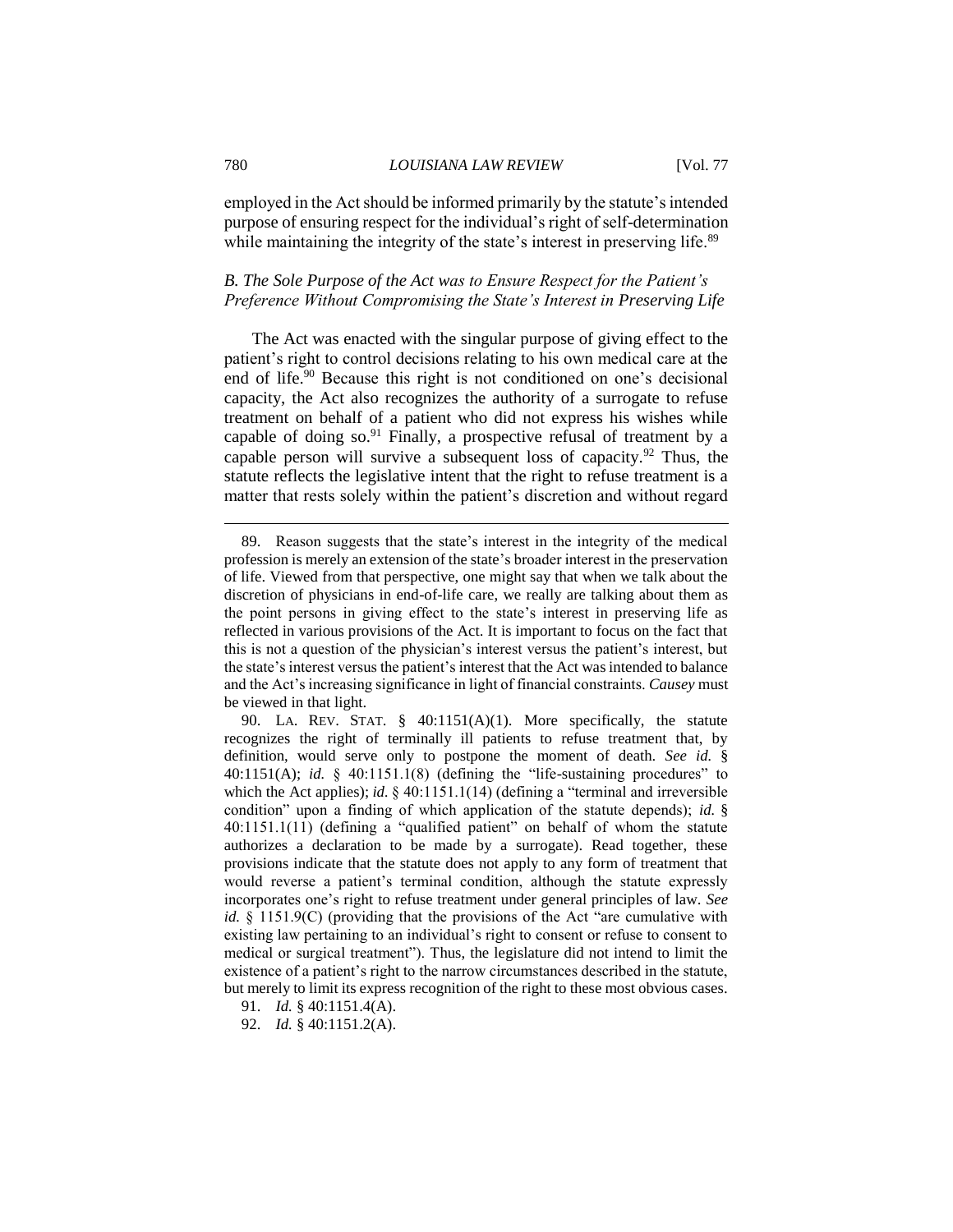employed in the Act should be informed primarily by the statute's intended purpose of ensuring respect for the individual's right of self-determination while maintaining the integrity of the state's interest in preserving life.[89]

### *B. The Sole Purpose of the Act was to Ensure Respect for the Patient's Preference Without Compromising the State's Interest in Preserving Life*

The Act was enacted with the singular purpose of giving effect to the patient's right to control decisions relating to his own medical care at the end of life.[90] Because this right is not conditioned on one's decisional capacity, the Act also recognizes the authority of a surrogate to refuse treatment on behalf of a patient who did not express his wishes while capable of doing so.[91] Finally, a prospective refusal of treatment by a capable person will survive a subsequent loss of capacity.[92] Thus, the statute reflects the legislative intent that the right to refuse treatment is a matter that rests solely within the patient's discretion and without regard

---

89. Reason suggests that the state's interest in the integrity of the medical profession is merely an extension of the state's broader interest in the preservation of life. Viewed from that perspective, one might say that when we talk about the discretion of physicians in end-of-life care, we really are talking about them as the point persons in giving effect to the state's interest in preserving life as reflected in various provisions of the Act. It is important to focus on the fact that this is not a question of the physician's interest versus the patient's interest, but the state's interest versus the patient's interest that the Act was intended to balance and the Act's increasing significance in light of financial constraints. *Causey* must be viewed in that light.

90. LA. REV. STAT. § 40:1151(A)(1). More specifically, the statute recognizes the right of terminally ill patients to refuse treatment that, by definition, would serve only to postpone the moment of death. *See id.* § 40:1151(A); *id.* § 40:1151.1(8) (defining the "life-sustaining procedures" to which the Act applies); *id.* § 40:1151.1(14) (defining a "terminal and irreversible condition" upon a finding of which application of the statute depends); *id.* § 40:1151.1(11) (defining a "qualified patient" on behalf of whom the statute authorizes a declaration to be made by a surrogate). Read together, these provisions indicate that the statute does not apply to any form of treatment that would reverse a patient's terminal condition, although the statute expressly incorporates one's right to refuse treatment under general principles of law. *See id.* § 1151.9(C) (providing that the provisions of the Act "are cumulative with existing law pertaining to an individual's right to consent or refuse to consent to medical or surgical treatment"). Thus, the legislature did not intend to limit the existence of a patient's right to the narrow circumstances described in the statute, but merely to limit its express recognition of the right to these most obvious cases.

91. *Id.* § 40:1151.4(A).

92. *Id.* § 40:1151.2(A).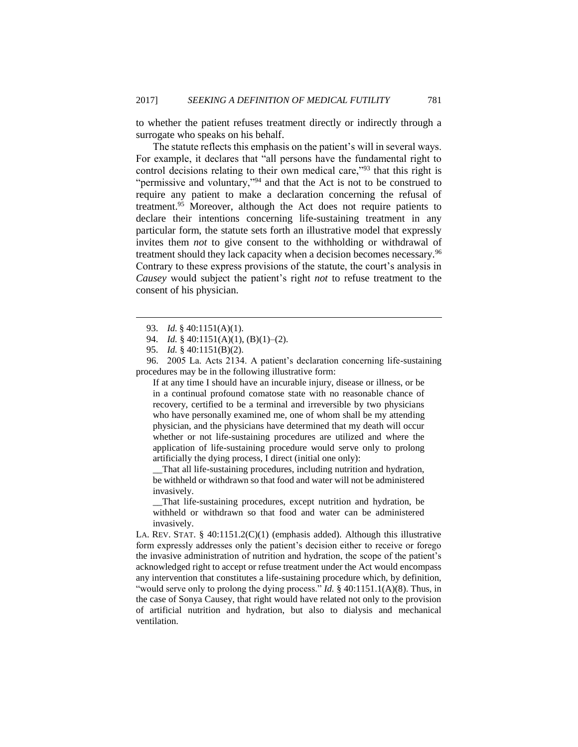to whether the patient refuses treatment directly or indirectly through a surrogate who speaks on his behalf.

The statute reflects this emphasis on the patient's will in several ways. For example, it declares that "all persons have the fundamental right to control decisions relating to their own medical care,"[93] that this right is "permissive and voluntary,"[94] and that the Act is not to be construed to require any patient to make a declaration concerning the refusal of treatment.[95] Moreover, although the Act does not require patients to declare their intentions concerning life-sustaining treatment in any particular form, the statute sets forth an illustrative model that expressly invites them *not* to give consent to the withholding or withdrawal of treatment should they lack capacity when a decision becomes necessary.[96] Contrary to these express provisions of the statute, the court's analysis in *Causey* would subject the patient's right *not* to refuse treatment to the consent of his physician.

---

93. *Id.* § 40:1151(A)(1).

94. *Id.* § 40:1151(A)(1), (B)(1)–(2).

95. *Id.* § 40:1151(B)(2).

96. 2005 La. Acts 2134. A patient's declaration concerning life-sustaining procedures may be in the following illustrative form:

> If at any time I should have an incurable injury, disease or illness, or be in a continual profound comatose state with no reasonable chance of recovery, certified to be a terminal and irreversible by two physicians who have personally examined me, one of whom shall be my attending physician, and the physicians have determined that my death will occur whether or not life-sustaining procedures are utilized and where the application of life-sustaining procedure would serve only to prolong artificially the dying process, I direct (initial one only):
>
> __That all life-sustaining procedures, including nutrition and hydration, be withheld or withdrawn so that food and water will not be administered invasively.
>
> __That life-sustaining procedures, except nutrition and hydration, be withheld or withdrawn so that food and water can be administered invasively.

LA. REV. STAT. § 40:1151.2(C)(1) (emphasis added). Although this illustrative form expressly addresses only the patient's decision either to receive or forego the invasive administration of nutrition and hydration, the scope of the patient's acknowledged right to accept or refuse treatment under the Act would encompass any intervention that constitutes a life-sustaining procedure which, by definition, "would serve only to prolong the dying process." *Id.* § 40:1151.1(A)(8). Thus, in the case of Sonya Causey, that right would have related not only to the provision of artificial nutrition and hydration, but also to dialysis and mechanical ventilation.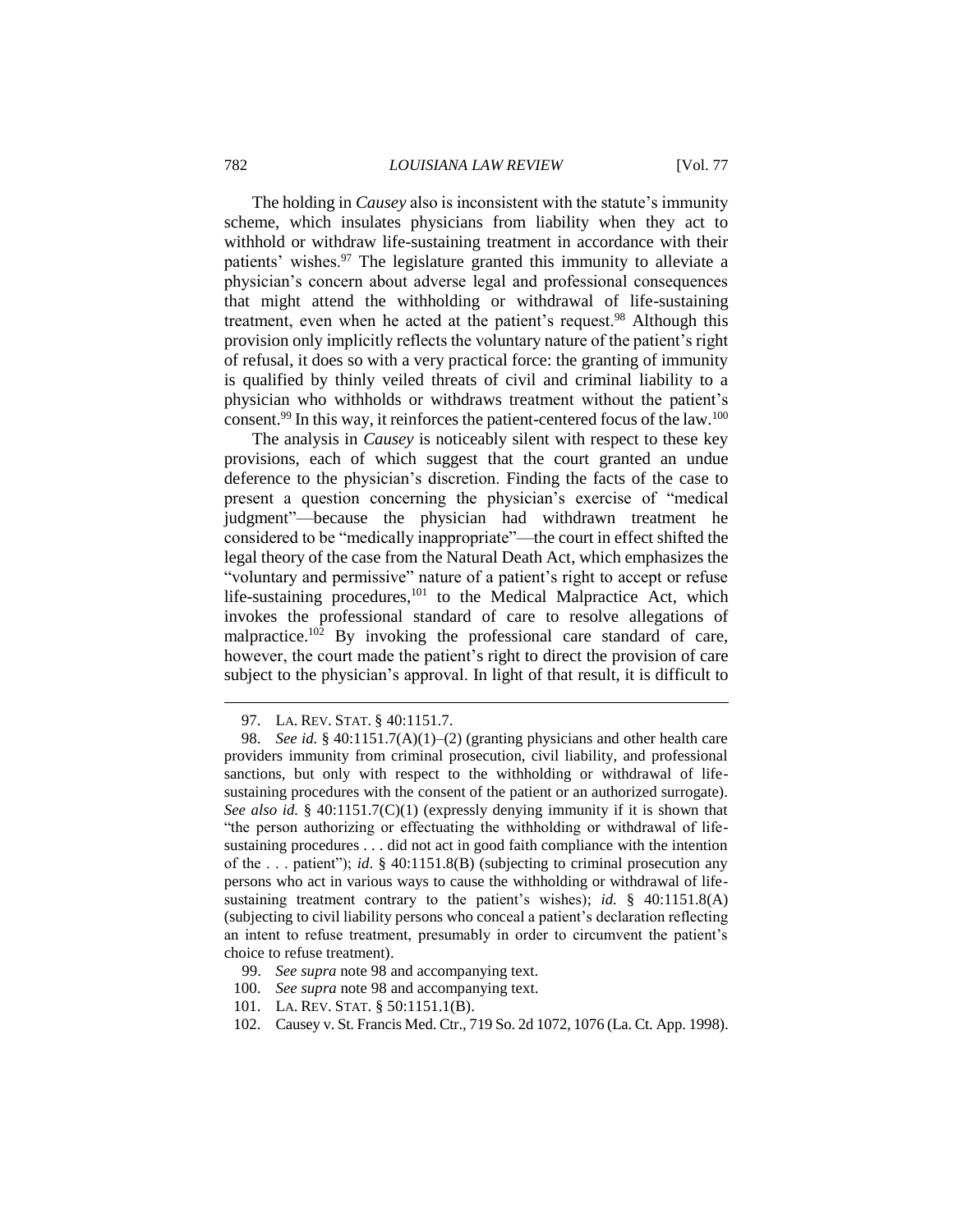The holding in *Causey* also is inconsistent with the statute's immunity scheme, which insulates physicians from liability when they act to withhold or withdraw life-sustaining treatment in accordance with their patients' wishes.[97] The legislature granted this immunity to alleviate a physician's concern about adverse legal and professional consequences that might attend the withholding or withdrawal of life-sustaining treatment, even when he acted at the patient's request.[98] Although this provision only implicitly reflects the voluntary nature of the patient's right of refusal, it does so with a very practical force: the granting of immunity is qualified by thinly veiled threats of civil and criminal liability to a physician who withholds or withdraws treatment without the patient's consent.[99] In this way, it reinforces the patient-centered focus of the law.[100]

The analysis in *Causey* is noticeably silent with respect to these key provisions, each of which suggest that the court granted an undue deference to the physician's discretion. Finding the facts of the case to present a question concerning the physician's exercise of "medical judgment"—because the physician had withdrawn treatment he considered to be "medically inappropriate"—the court in effect shifted the legal theory of the case from the Natural Death Act, which emphasizes the "voluntary and permissive" nature of a patient's right to accept or refuse life-sustaining procedures,[101] to the Medical Malpractice Act, which invokes the professional standard of care to resolve allegations of malpractice.[102] By invoking the professional care standard of care, however, the court made the patient's right to direct the provision of care subject to the physician's approval. In light of that result, it is difficult to

---

97. LA. REV. STAT. § 40:1151.7.

98. *See id.* § 40:1151.7(A)(1)–(2) (granting physicians and other health care providers immunity from criminal prosecution, civil liability, and professional sanctions, but only with respect to the withholding or withdrawal of life-sustaining procedures with the consent of the patient or an authorized surrogate). *See also id.* § 40:1151.7(C)(1) (expressly denying immunity if it is shown that "the person authorizing or effectuating the withholding or withdrawal of life-sustaining procedures . . . did not act in good faith compliance with the intention of the . . . patient"); *id.* § 40:1151.8(B) (subjecting to criminal prosecution any persons who act in various ways to cause the withholding or withdrawal of life-sustaining treatment contrary to the patient's wishes); *id.* § 40:1151.8(A) (subjecting to civil liability persons who conceal a patient's declaration reflecting an intent to refuse treatment, presumably in order to circumvent the patient's choice to refuse treatment).

99. *See supra* note 98 and accompanying text.

100. *See supra* note 98 and accompanying text.

101. LA. REV. STAT. § 50:1151.1(B).

102. Causey v. St. Francis Med. Ctr., 719 So. 2d 1072, 1076 (La. Ct. App. 1998).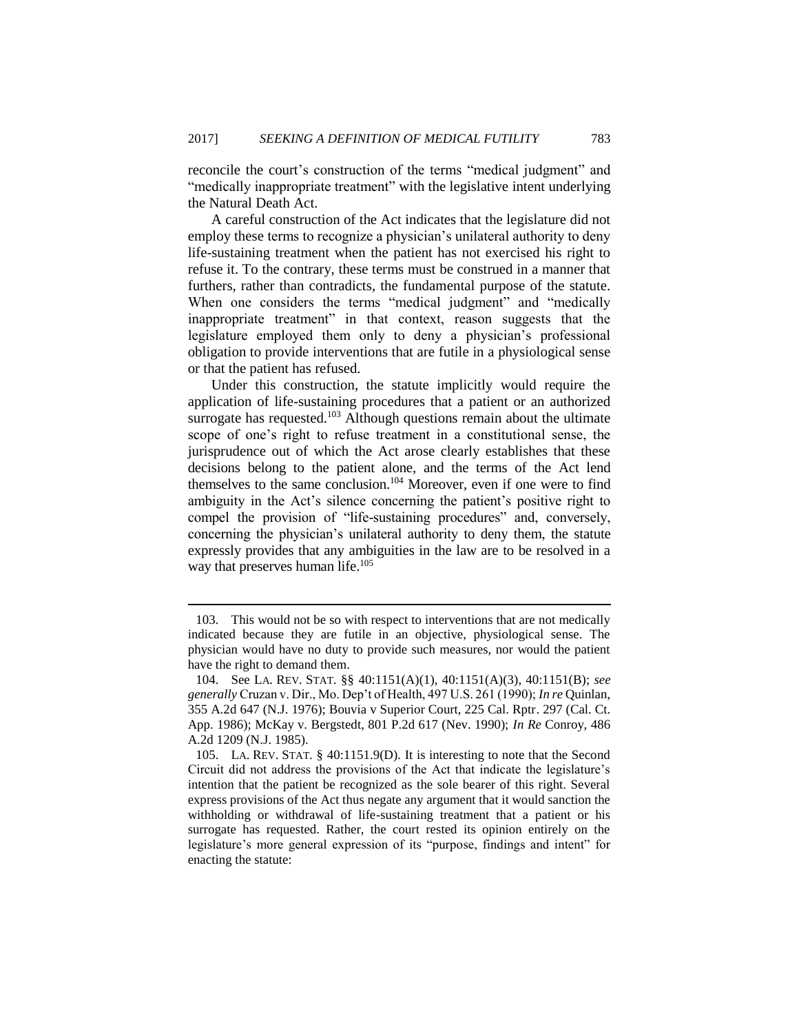reconcile the court's construction of the terms "medical judgment" and "medically inappropriate treatment" with the legislative intent underlying the Natural Death Act.

A careful construction of the Act indicates that the legislature did not employ these terms to recognize a physician's unilateral authority to deny life-sustaining treatment when the patient has not exercised his right to refuse it. To the contrary, these terms must be construed in a manner that furthers, rather than contradicts, the fundamental purpose of the statute. When one considers the terms "medical judgment" and "medically inappropriate treatment" in that context, reason suggests that the legislature employed them only to deny a physician's professional obligation to provide interventions that are futile in a physiological sense or that the patient has refused.

Under this construction, the statute implicitly would require the application of life-sustaining procedures that a patient or an authorized surrogate has requested.[103] Although questions remain about the ultimate scope of one's right to refuse treatment in a constitutional sense, the jurisprudence out of which the Act arose clearly establishes that these decisions belong to the patient alone, and the terms of the Act lend themselves to the same conclusion.[104] Moreover, even if one were to find ambiguity in the Act's silence concerning the patient's positive right to compel the provision of "life-sustaining procedures" and, conversely, concerning the physician's unilateral authority to deny them, the statute expressly provides that any ambiguities in the law are to be resolved in a way that preserves human life.[105]

---

103. This would not be so with respect to interventions that are not medically indicated because they are futile in an objective, physiological sense. The physician would have no duty to provide such measures, nor would the patient have the right to demand them.

104. See LA. REV. STAT. §§ 40:1151(A)(1), 40:1151(A)(3), 40:1151(B); *see generally* Cruzan v. Dir., Mo. Dep't of Health, 497 U.S. 261 (1990); *In re* Quinlan, 355 A.2d 647 (N.J. 1976); Bouvia v Superior Court, 225 Cal. Rptr. 297 (Cal. Ct. App. 1986); McKay v. Bergstedt, 801 P.2d 617 (Nev. 1990); *In Re* Conroy, 486 A.2d 1209 (N.J. 1985).

105. LA. REV. STAT. § 40:1151.9(D). It is interesting to note that the Second Circuit did not address the provisions of the Act that indicate the legislature's intention that the patient be recognized as the sole bearer of this right. Several express provisions of the Act thus negate any argument that it would sanction the withholding or withdrawal of life-sustaining treatment that a patient or his surrogate has requested. Rather, the court rested its opinion entirely on the legislature's more general expression of its "purpose, findings and intent" for enacting the statute: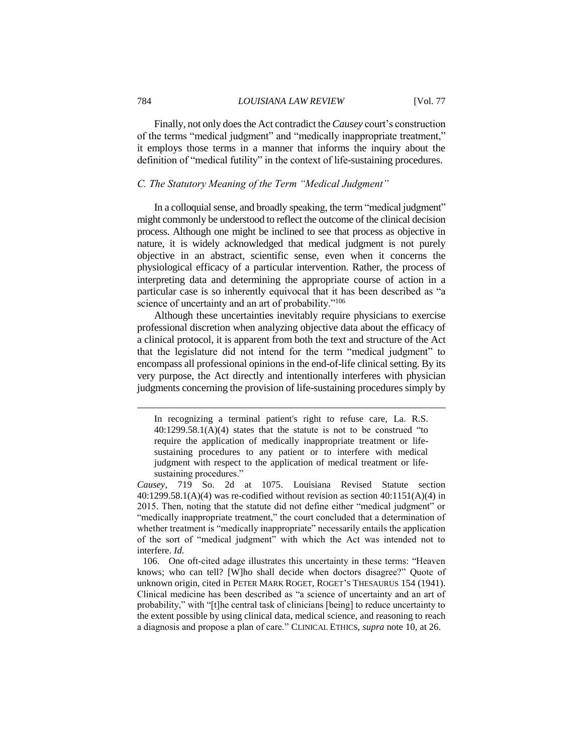Finally, not only does the Act contradict the *Causey* court's construction of the terms "medical judgment" and "medically inappropriate treatment," it employs those terms in a manner that informs the inquiry about the definition of "medical futility" in the context of life-sustaining procedures.

### *C. The Statutory Meaning of the Term "Medical Judgment"*

In a colloquial sense, and broadly speaking, the term "medical judgment" might commonly be understood to reflect the outcome of the clinical decision process. Although one might be inclined to see that process as objective in nature, it is widely acknowledged that medical judgment is not purely objective in an abstract, scientific sense, even when it concerns the physiological efficacy of a particular intervention. Rather, the process of interpreting data and determining the appropriate course of action in a particular case is so inherently equivocal that it has been described as "a science of uncertainty and an art of probability."[106]

Although these uncertainties inevitably require physicians to exercise professional discretion when analyzing objective data about the efficacy of a clinical protocol, it is apparent from both the text and structure of the Act that the legislature did not intend for the term "medical judgment" to encompass all professional opinions in the end-of-life clinical setting. By its very purpose, the Act directly and intentionally interferes with physician judgments concerning the provision of life-sustaining procedures simply by

> In recognizing a terminal patient's right to refuse care, La. R.S. 40:1299.58.1(A)(4) states that the statute is not to be construed "to require the application of medically inappropriate treatment or life-sustaining procedures to any patient or to interfere with medical judgment with respect to the application of medical treatment or life-sustaining procedures."

*Causey*, 719 So. 2d at 1075. Louisiana Revised Statute section 40:1299.58.1(A)(4) was re-codified without revision as section 40:1151(A)(4) in 2015. Then, noting that the statute did not define either "medical judgment" or "medically inappropriate treatment," the court concluded that a determination of whether treatment is "medically inappropriate" necessarily entails the application of the sort of "medical judgment" with which the Act was intended not to interfere. *Id.*

106. One oft-cited adage illustrates this uncertainty in these terms: "Heaven knows; who can tell? [W]ho shall decide when doctors disagree?" Quote of unknown origin, cited in PETER MARK ROGET, ROGET'S THESAURUS 154 (1941). Clinical medicine has been described as "a science of uncertainty and an art of probability," with "[t]he central task of clinicians [being] to reduce uncertainty to the extent possible by using clinical data, medical science, and reasoning to reach a diagnosis and propose a plan of care." CLINICAL ETHICS, *supra* note 10, at 26.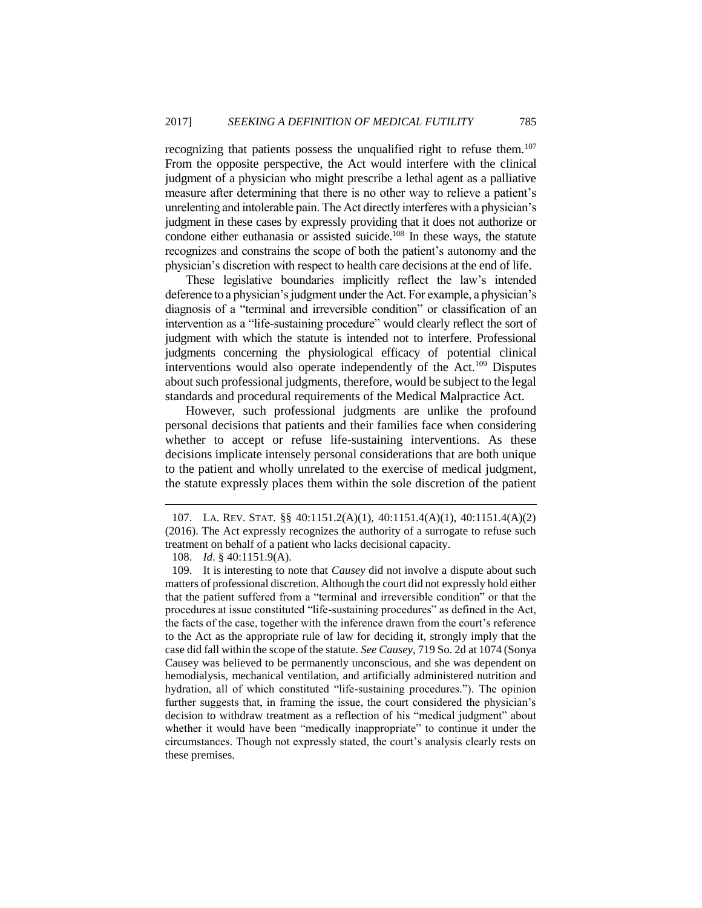recognizing that patients possess the unqualified right to refuse them.[107] From the opposite perspective, the Act would interfere with the clinical judgment of a physician who might prescribe a lethal agent as a palliative measure after determining that there is no other way to relieve a patient's unrelenting and intolerable pain. The Act directly interferes with a physician's judgment in these cases by expressly providing that it does not authorize or condone either euthanasia or assisted suicide.[108] In these ways, the statute recognizes and constrains the scope of both the patient's autonomy and the physician's discretion with respect to health care decisions at the end of life.

These legislative boundaries implicitly reflect the law's intended deference to a physician's judgment under the Act. For example, a physician's diagnosis of a "terminal and irreversible condition" or classification of an intervention as a "life-sustaining procedure" would clearly reflect the sort of judgment with which the statute is intended not to interfere. Professional judgments concerning the physiological efficacy of potential clinical interventions would also operate independently of the Act.[109] Disputes about such professional judgments, therefore, would be subject to the legal standards and procedural requirements of the Medical Malpractice Act.

However, such professional judgments are unlike the profound personal decisions that patients and their families face when considering whether to accept or refuse life-sustaining interventions. As these decisions implicate intensely personal considerations that are both unique to the patient and wholly unrelated to the exercise of medical judgment, the statute expressly places them within the sole discretion of the patient

---

107. LA. REV. STAT. §§ 40:1151.2(A)(1), 40:1151.4(A)(1), 40:1151.4(A)(2) (2016). The Act expressly recognizes the authority of a surrogate to refuse such treatment on behalf of a patient who lacks decisional capacity.

108. *Id*. § 40:1151.9(A).

109. It is interesting to note that *Causey* did not involve a dispute about such matters of professional discretion. Although the court did not expressly hold either that the patient suffered from a "terminal and irreversible condition" or that the procedures at issue constituted "life-sustaining procedures" as defined in the Act, the facts of the case, together with the inference drawn from the court's reference to the Act as the appropriate rule of law for deciding it, strongly imply that the case did fall within the scope of the statute. *See Causey*, 719 So. 2d at 1074 (Sonya Causey was believed to be permanently unconscious, and she was dependent on hemodialysis, mechanical ventilation, and artificially administered nutrition and hydration, all of which constituted "life-sustaining procedures."). The opinion further suggests that, in framing the issue, the court considered the physician's decision to withdraw treatment as a reflection of his "medical judgment" about whether it would have been "medically inappropriate" to continue it under the circumstances. Though not expressly stated, the court's analysis clearly rests on these premises.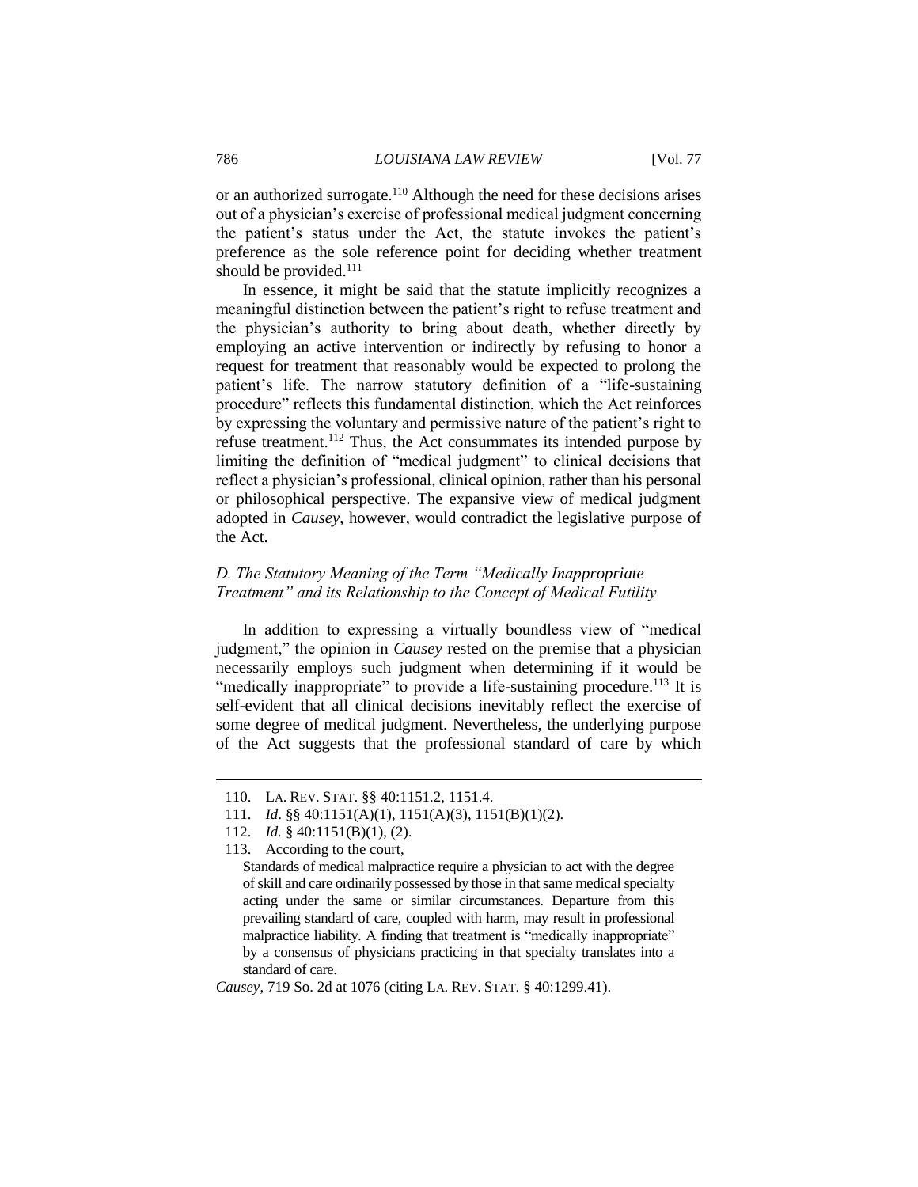or an authorized surrogate.[110] Although the need for these decisions arises out of a physician's exercise of professional medical judgment concerning the patient's status under the Act, the statute invokes the patient's preference as the sole reference point for deciding whether treatment should be provided.[111]

In essence, it might be said that the statute implicitly recognizes a meaningful distinction between the patient's right to refuse treatment and the physician's authority to bring about death, whether directly by employing an active intervention or indirectly by refusing to honor a request for treatment that reasonably would be expected to prolong the patient's life. The narrow statutory definition of a "life-sustaining procedure" reflects this fundamental distinction, which the Act reinforces by expressing the voluntary and permissive nature of the patient's right to refuse treatment.[112] Thus, the Act consummates its intended purpose by limiting the definition of "medical judgment" to clinical decisions that reflect a physician's professional, clinical opinion, rather than his personal or philosophical perspective. The expansive view of medical judgment adopted in *Causey*, however, would contradict the legislative purpose of the Act.

### *D. The Statutory Meaning of the Term "Medically Inappropriate Treatment" and its Relationship to the Concept of Medical Futility*

In addition to expressing a virtually boundless view of "medical judgment," the opinion in *Causey* rested on the premise that a physician necessarily employs such judgment when determining if it would be "medically inappropriate" to provide a life-sustaining procedure.[113] It is self-evident that all clinical decisions inevitably reflect the exercise of some degree of medical judgment. Nevertheless, the underlying purpose of the Act suggests that the professional standard of care by which

---

110. LA. REV. STAT. §§ 40:1151.2, 1151.4.

111. *Id*. §§ 40:1151(A)(1), 1151(A)(3), 1151(B)(1)(2).

112. *Id.* § 40:1151(B)(1), (2).

113. According to the court,

> Standards of medical malpractice require a physician to act with the degree of skill and care ordinarily possessed by those in that same medical specialty acting under the same or similar circumstances. Departure from this prevailing standard of care, coupled with harm, may result in professional malpractice liability. A finding that treatment is "medically inappropriate" by a consensus of physicians practicing in that specialty translates into a standard of care.

*Causey*, 719 So. 2d at 1076 (citing LA. REV. STAT. § 40:1299.41).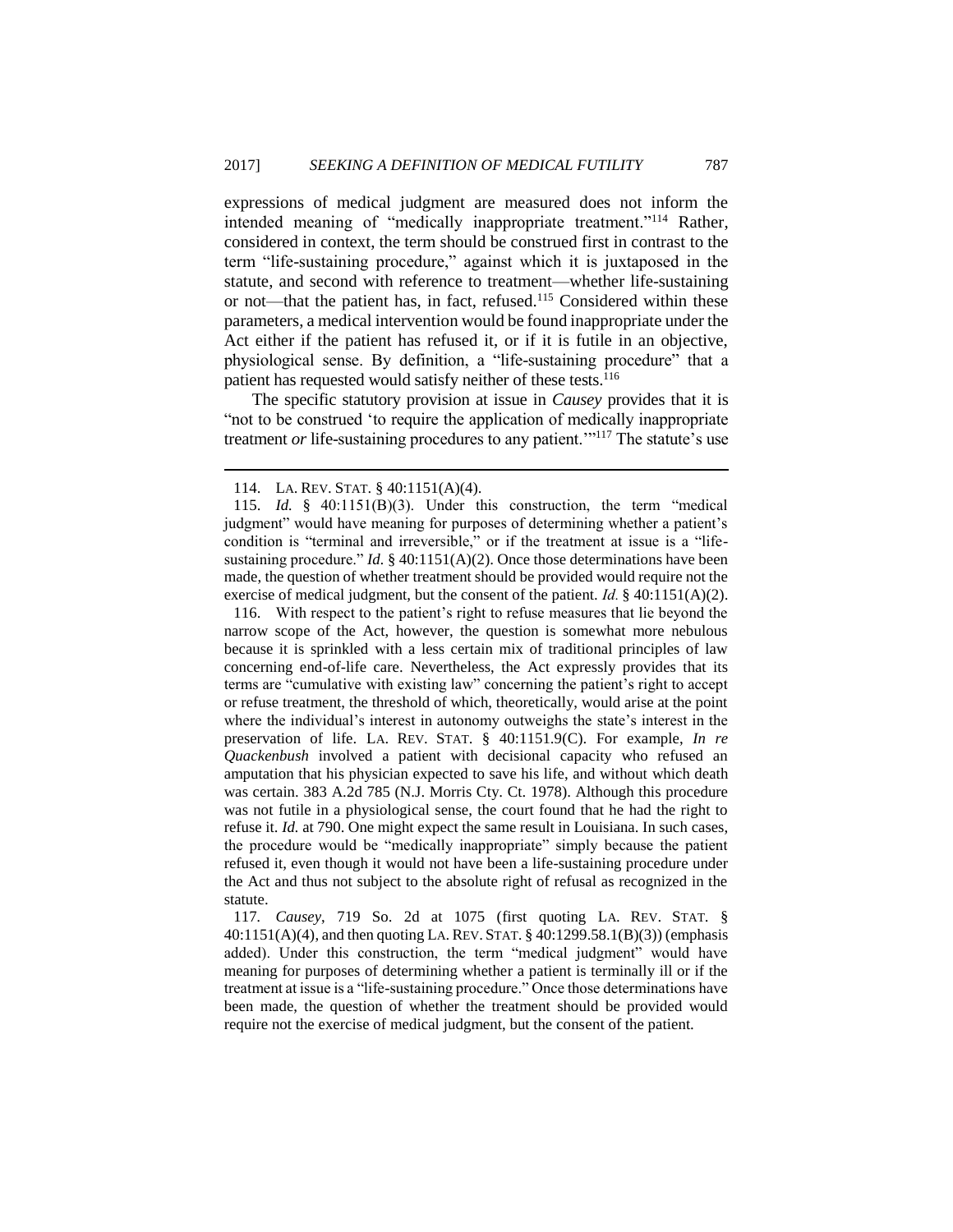expressions of medical judgment are measured does not inform the intended meaning of "medically inappropriate treatment."[114] Rather, considered in context, the term should be construed first in contrast to the term "life-sustaining procedure," against which it is juxtaposed in the statute, and second with reference to treatment—whether life-sustaining or not—that the patient has, in fact, refused.[115] Considered within these parameters, a medical intervention would be found inappropriate under the Act either if the patient has refused it, or if it is futile in an objective, physiological sense. By definition, a "life-sustaining procedure" that a patient has requested would satisfy neither of these tests.[116]

The specific statutory provision at issue in *Causey* provides that it is "not to be construed 'to require the application of medically inappropriate treatment *or* life-sustaining procedures to any patient.'"[117] The statute's use

---

114. LA. REV. STAT. § 40:1151(A)(4).

115. *Id.* § 40:1151(B)(3). Under this construction, the term "medical judgment" would have meaning for purposes of determining whether a patient's condition is "terminal and irreversible," or if the treatment at issue is a "life-sustaining procedure." *Id.* § 40:1151(A)(2). Once those determinations have been made, the question of whether treatment should be provided would require not the exercise of medical judgment, but the consent of the patient. *Id.* § 40:1151(A)(2).

116. With respect to the patient's right to refuse measures that lie beyond the narrow scope of the Act, however, the question is somewhat more nebulous because it is sprinkled with a less certain mix of traditional principles of law concerning end-of-life care. Nevertheless, the Act expressly provides that its terms are "cumulative with existing law" concerning the patient's right to accept or refuse treatment, the threshold of which, theoretically, would arise at the point where the individual's interest in autonomy outweighs the state's interest in the preservation of life. LA. REV. STAT. § 40:1151.9(C). For example, *In re Quackenbush* involved a patient with decisional capacity who refused an amputation that his physician expected to save his life, and without which death was certain. 383 A.2d 785 (N.J. Morris Cty. Ct. 1978). Although this procedure was not futile in a physiological sense, the court found that he had the right to refuse it. *Id.* at 790. One might expect the same result in Louisiana. In such cases, the procedure would be "medically inappropriate" simply because the patient refused it, even though it would not have been a life-sustaining procedure under the Act and thus not subject to the absolute right of refusal as recognized in the statute.

117. *Causey*, 719 So. 2d at 1075 (first quoting LA. REV. STAT. § 40:1151(A)(4), and then quoting LA. REV. STAT. § 40:1299.58.1(B)(3)) (emphasis added). Under this construction, the term "medical judgment" would have meaning for purposes of determining whether a patient is terminally ill or if the treatment at issue is a "life-sustaining procedure." Once those determinations have been made, the question of whether the treatment should be provided would require not the exercise of medical judgment, but the consent of the patient.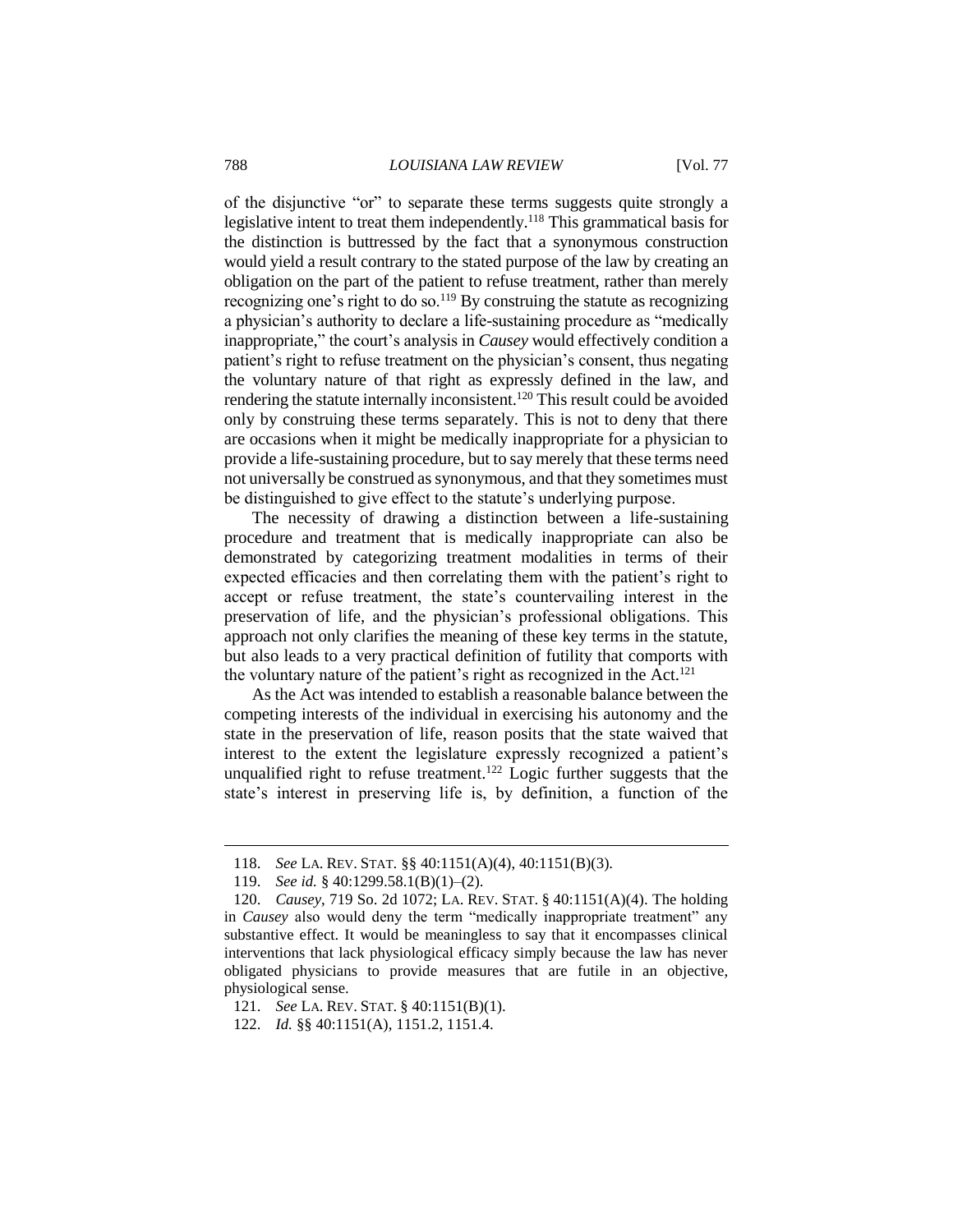of the disjunctive "or" to separate these terms suggests quite strongly a legislative intent to treat them independently.[118] This grammatical basis for the distinction is buttressed by the fact that a synonymous construction would yield a result contrary to the stated purpose of the law by creating an obligation on the part of the patient to refuse treatment, rather than merely recognizing one's right to do so.[119] By construing the statute as recognizing a physician's authority to declare a life-sustaining procedure as "medically inappropriate," the court's analysis in *Causey* would effectively condition a patient's right to refuse treatment on the physician's consent, thus negating the voluntary nature of that right as expressly defined in the law, and rendering the statute internally inconsistent.[120] This result could be avoided only by construing these terms separately. This is not to deny that there are occasions when it might be medically inappropriate for a physician to provide a life-sustaining procedure, but to say merely that these terms need not universally be construed as synonymous, and that they sometimes must be distinguished to give effect to the statute's underlying purpose.

The necessity of drawing a distinction between a life-sustaining procedure and treatment that is medically inappropriate can also be demonstrated by categorizing treatment modalities in terms of their expected efficacies and then correlating them with the patient's right to accept or refuse treatment, the state's countervailing interest in the preservation of life, and the physician's professional obligations. This approach not only clarifies the meaning of these key terms in the statute, but also leads to a very practical definition of futility that comports with the voluntary nature of the patient's right as recognized in the Act.[121]

As the Act was intended to establish a reasonable balance between the competing interests of the individual in exercising his autonomy and the state in the preservation of life, reason posits that the state waived that interest to the extent the legislature expressly recognized a patient's unqualified right to refuse treatment.[122] Logic further suggests that the state's interest in preserving life is, by definition, a function of the

---

118. *See* LA. REV. STAT. §§ 40:1151(A)(4), 40:1151(B)(3).

119. *See id.* § 40:1299.58.1(B)(1)–(2).

120. *Causey*, 719 So. 2d 1072; LA. REV. STAT. § 40:1151(A)(4). The holding in *Causey* also would deny the term "medically inappropriate treatment" any substantive effect. It would be meaningless to say that it encompasses clinical interventions that lack physiological efficacy simply because the law has never obligated physicians to provide measures that are futile in an objective, physiological sense.

121. *See* LA. REV. STAT. § 40:1151(B)(1).

122. *Id.* §§ 40:1151(A), 1151.2, 1151.4.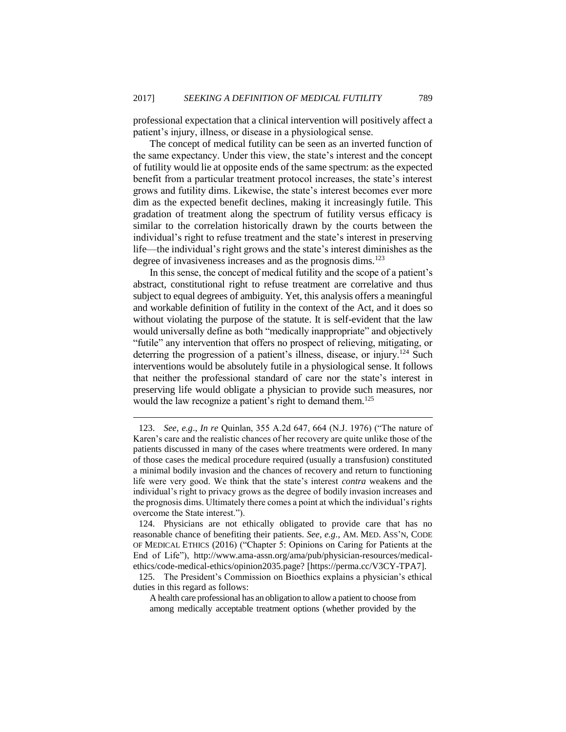professional expectation that a clinical intervention will positively affect a patient's injury, illness, or disease in a physiological sense.

The concept of medical futility can be seen as an inverted function of the same expectancy. Under this view, the state's interest and the concept of futility would lie at opposite ends of the same spectrum: as the expected benefit from a particular treatment protocol increases, the state's interest grows and futility dims. Likewise, the state's interest becomes ever more dim as the expected benefit declines, making it increasingly futile. This gradation of treatment along the spectrum of futility versus efficacy is similar to the correlation historically drawn by the courts between the individual's right to refuse treatment and the state's interest in preserving life—the individual's right grows and the state's interest diminishes as the degree of invasiveness increases and as the prognosis dims.[123]

In this sense, the concept of medical futility and the scope of a patient's abstract, constitutional right to refuse treatment are correlative and thus subject to equal degrees of ambiguity. Yet, this analysis offers a meaningful and workable definition of futility in the context of the Act, and it does so without violating the purpose of the statute. It is self-evident that the law would universally define as both "medically inappropriate" and objectively "futile" any intervention that offers no prospect of relieving, mitigating, or deterring the progression of a patient's illness, disease, or injury.[124] Such interventions would be absolutely futile in a physiological sense. It follows that neither the professional standard of care nor the state's interest in preserving life would obligate a physician to provide such measures, nor would the law recognize a patient's right to demand them.[125]

---

123. *See, e.g.*, *In re* Quinlan, 355 A.2d 647, 664 (N.J. 1976) ("The nature of Karen's care and the realistic chances of her recovery are quite unlike those of the patients discussed in many of the cases where treatments were ordered. In many of those cases the medical procedure required (usually a transfusion) constituted a minimal bodily invasion and the chances of recovery and return to functioning life were very good. We think that the state's interest *contra* weakens and the individual's right to privacy grows as the degree of bodily invasion increases and the prognosis dims. Ultimately there comes a point at which the individual's rights overcome the State interest.").

124. Physicians are not ethically obligated to provide care that has no reasonable chance of benefiting their patients. *See, e.g.*, AM. MED. ASS'N, CODE OF MEDICAL ETHICS (2016) ("Chapter 5: Opinions on Caring for Patients at the End of Life"), http://www.ama-assn.org/ama/pub/physician-resources/medical-ethics/code-medical-ethics/opinion2035.page? [https://perma.cc/V3CY-TPA7].

125. The President's Commission on Bioethics explains a physician's ethical duties in this regard as follows:

> A health care professional has an obligation to allow a patient to choose from among medically acceptable treatment options (whether provided by the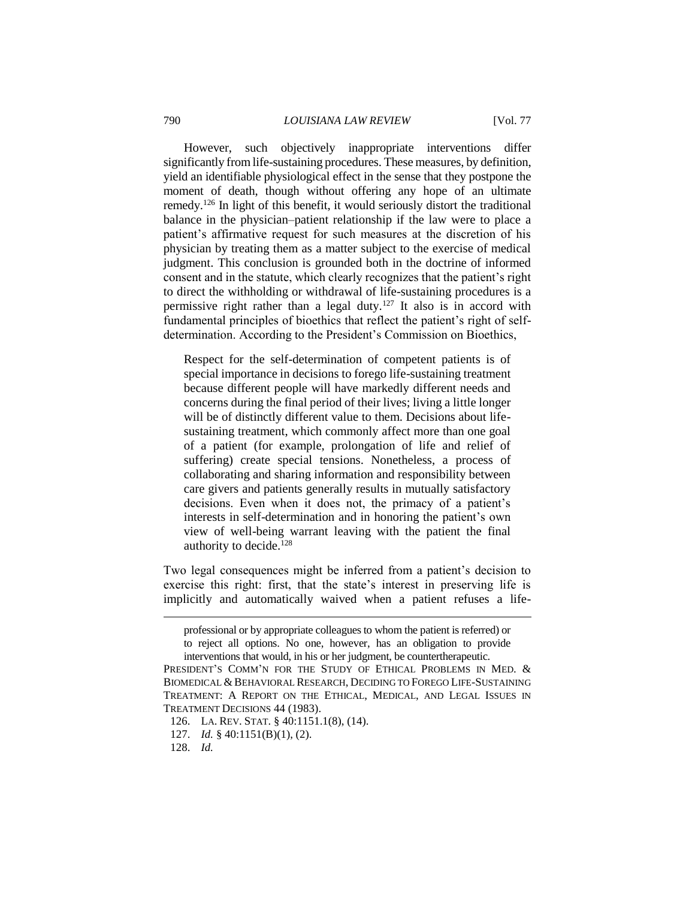However, such objectively inappropriate interventions differ significantly from life-sustaining procedures. These measures, by definition, yield an identifiable physiological effect in the sense that they postpone the moment of death, though without offering any hope of an ultimate remedy.[126] In light of this benefit, it would seriously distort the traditional balance in the physician–patient relationship if the law were to place a patient's affirmative request for such measures at the discretion of his physician by treating them as a matter subject to the exercise of medical judgment. This conclusion is grounded both in the doctrine of informed consent and in the statute, which clearly recognizes that the patient's right to direct the withholding or withdrawal of life-sustaining procedures is a permissive right rather than a legal duty.[127] It also is in accord with fundamental principles of bioethics that reflect the patient's right of self-determination. According to the President's Commission on Bioethics,

> Respect for the self-determination of competent patients is of special importance in decisions to forego life-sustaining treatment because different people will have markedly different needs and concerns during the final period of their lives; living a little longer will be of distinctly different value to them. Decisions about life-sustaining treatment, which commonly affect more than one goal of a patient (for example, prolongation of life and relief of suffering) create special tensions. Nonetheless, a process of collaborating and sharing information and responsibility between care givers and patients generally results in mutually satisfactory decisions. Even when it does not, the primacy of a patient's interests in self-determination and in honoring the patient's own view of well-being warrant leaving with the patient the final authority to decide.[128]

Two legal consequences might be inferred from a patient's decision to exercise this right: first, that the state's interest in preserving life is implicitly and automatically waived when a patient refuses a life-

---

professional or by appropriate colleagues to whom the patient is referred) or to reject all options. No one, however, has an obligation to provide interventions that would, in his or her judgment, be countertherapeutic.

PRESIDENT'S COMM'N FOR THE STUDY OF ETHICAL PROBLEMS IN MED. & BIOMEDICAL & BEHAVIORAL RESEARCH, DECIDING TO FOREGO LIFE-SUSTAINING TREATMENT: A REPORT ON THE ETHICAL, MEDICAL, AND LEGAL ISSUES IN TREATMENT DECISIONS 44 (1983).

126. LA. REV. STAT. § 40:1151.1(8), (14).

127. *Id.* § 40:1151(B)(1), (2).

128. *Id.*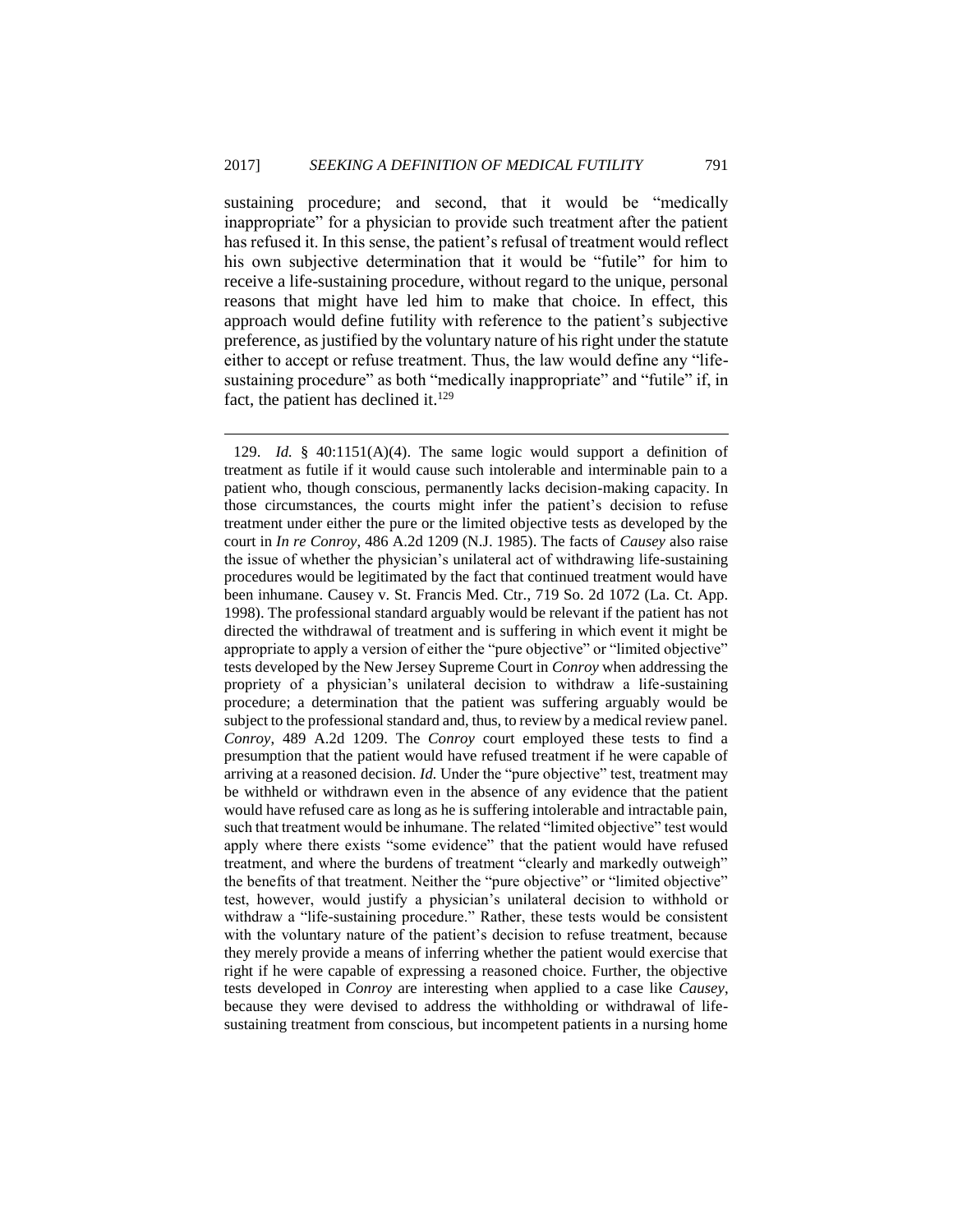sustaining procedure; and second, that it would be "medically inappropriate" for a physician to provide such treatment after the patient has refused it. In this sense, the patient's refusal of treatment would reflect his own subjective determination that it would be "futile" for him to receive a life-sustaining procedure, without regard to the unique, personal reasons that might have led him to make that choice. In effect, this approach would define futility with reference to the patient's subjective preference, as justified by the voluntary nature of his right under the statute either to accept or refuse treatment. Thus, the law would define any "life-sustaining procedure" as both "medically inappropriate" and "futile" if, in fact, the patient has declined it.[129]

---

129. *Id.* § 40:1151(A)(4). The same logic would support a definition of treatment as futile if it would cause such intolerable and interminable pain to a patient who, though conscious, permanently lacks decision-making capacity. In those circumstances, the courts might infer the patient's decision to refuse treatment under either the pure or the limited objective tests as developed by the court in *In re Conroy*, 486 A.2d 1209 (N.J. 1985). The facts of *Causey* also raise the issue of whether the physician's unilateral act of withdrawing life-sustaining procedures would be legitimated by the fact that continued treatment would have been inhumane. Causey v. St. Francis Med. Ctr., 719 So. 2d 1072 (La. Ct. App. 1998). The professional standard arguably would be relevant if the patient has not directed the withdrawal of treatment and is suffering in which event it might be appropriate to apply a version of either the "pure objective" or "limited objective" tests developed by the New Jersey Supreme Court in *Conroy* when addressing the propriety of a physician's unilateral decision to withdraw a life-sustaining procedure; a determination that the patient was suffering arguably would be subject to the professional standard and, thus, to review by a medical review panel. *Conroy*, 489 A.2d 1209. The *Conroy* court employed these tests to find a presumption that the patient would have refused treatment if he were capable of arriving at a reasoned decision. *Id.* Under the "pure objective" test, treatment may be withheld or withdrawn even in the absence of any evidence that the patient would have refused care as long as he is suffering intolerable and intractable pain, such that treatment would be inhumane. The related "limited objective" test would apply where there exists "some evidence" that the patient would have refused treatment, and where the burdens of treatment "clearly and markedly outweigh" the benefits of that treatment. Neither the "pure objective" or "limited objective" test, however, would justify a physician's unilateral decision to withhold or withdraw a "life-sustaining procedure." Rather, these tests would be consistent with the voluntary nature of the patient's decision to refuse treatment, because they merely provide a means of inferring whether the patient would exercise that right if he were capable of expressing a reasoned choice. Further, the objective tests developed in *Conroy* are interesting when applied to a case like *Causey*, because they were devised to address the withholding or withdrawal of life-sustaining treatment from conscious, but incompetent patients in a nursing home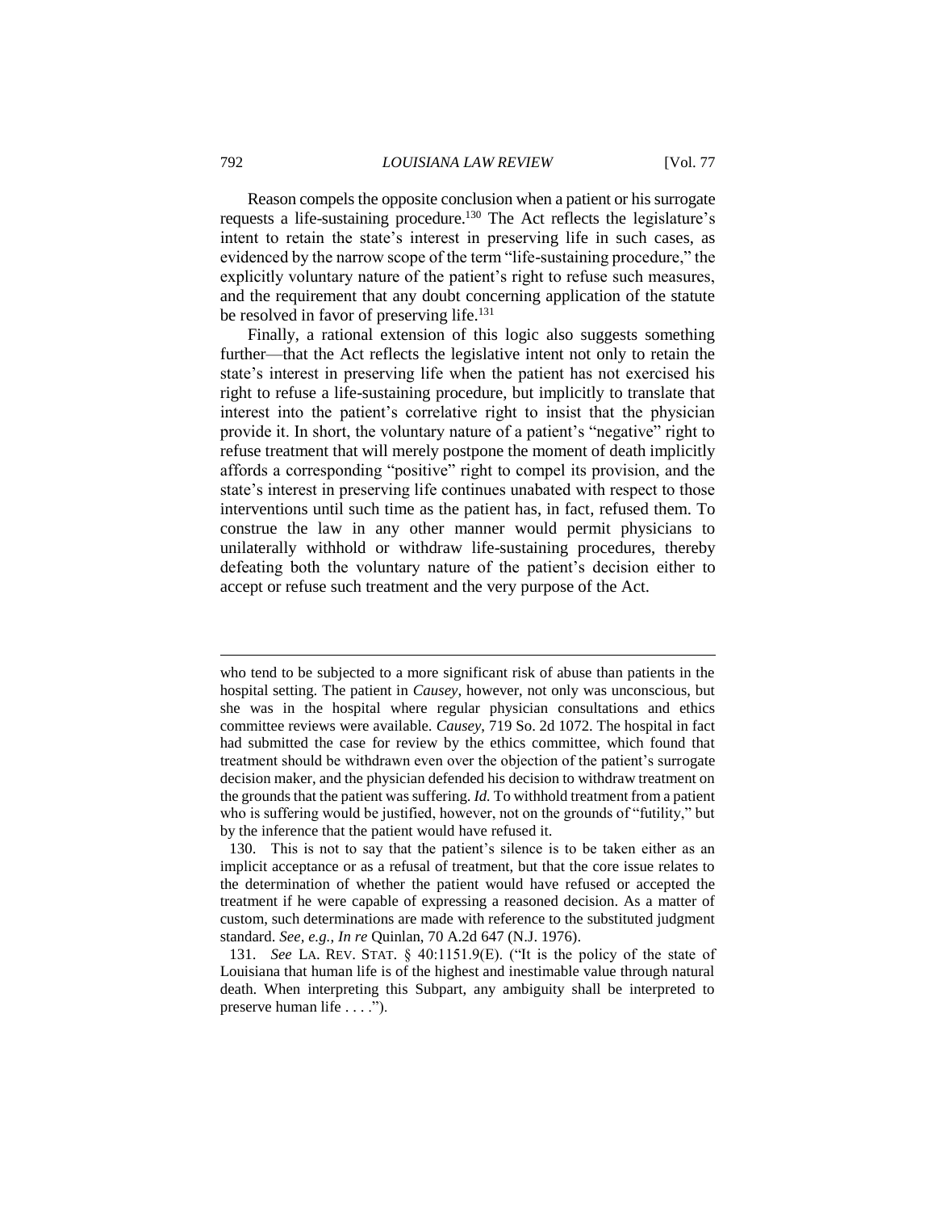Reason compels the opposite conclusion when a patient or his surrogate requests a life-sustaining procedure.[130] The Act reflects the legislature's intent to retain the state's interest in preserving life in such cases, as evidenced by the narrow scope of the term "life-sustaining procedure," the explicitly voluntary nature of the patient's right to refuse such measures, and the requirement that any doubt concerning application of the statute be resolved in favor of preserving life.[131]

Finally, a rational extension of this logic also suggests something further—that the Act reflects the legislative intent not only to retain the state's interest in preserving life when the patient has not exercised his right to refuse a life-sustaining procedure, but implicitly to translate that interest into the patient's correlative right to insist that the physician provide it. In short, the voluntary nature of a patient's "negative" right to refuse treatment that will merely postpone the moment of death implicitly affords a corresponding "positive" right to compel its provision, and the state's interest in preserving life continues unabated with respect to those interventions until such time as the patient has, in fact, refused them. To construe the law in any other manner would permit physicians to unilaterally withhold or withdraw life-sustaining procedures, thereby defeating both the voluntary nature of the patient's decision either to accept or refuse such treatment and the very purpose of the Act.

---

who tend to be subjected to a more significant risk of abuse than patients in the hospital setting. The patient in *Causey*, however, not only was unconscious, but she was in the hospital where regular physician consultations and ethics committee reviews were available. *Causey*, 719 So. 2d 1072. The hospital in fact had submitted the case for review by the ethics committee, which found that treatment should be withdrawn even over the objection of the patient's surrogate decision maker, and the physician defended his decision to withdraw treatment on the grounds that the patient was suffering. *Id.* To withhold treatment from a patient who is suffering would be justified, however, not on the grounds of "futility," but by the inference that the patient would have refused it.

130. This is not to say that the patient's silence is to be taken either as an implicit acceptance or as a refusal of treatment, but that the core issue relates to the determination of whether the patient would have refused or accepted the treatment if he were capable of expressing a reasoned decision. As a matter of custom, such determinations are made with reference to the substituted judgment standard. *See, e.g.*, *In re* Quinlan, 70 A.2d 647 (N.J. 1976).

131. *See* LA. REV. STAT. § 40:1151.9(E). ("It is the policy of the state of Louisiana that human life is of the highest and inestimable value through natural death. When interpreting this Subpart, any ambiguity shall be interpreted to preserve human life . . . .").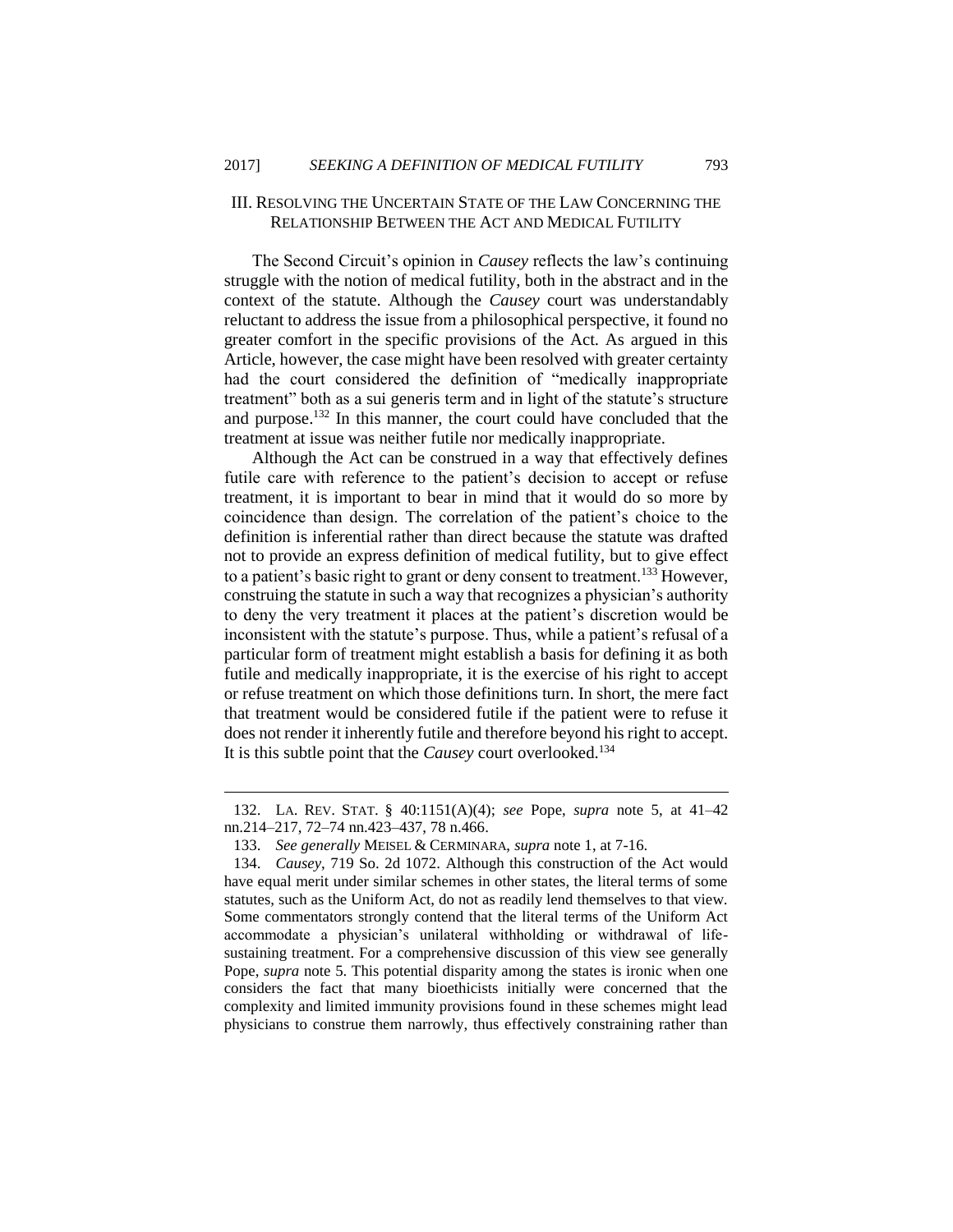## III. Resolving the Uncertain State of the Law Concerning the Relationship Between the Act and Medical Futility

The Second Circuit's opinion in *Causey* reflects the law's continuing struggle with the notion of medical futility, both in the abstract and in the context of the statute. Although the *Causey* court was understandably reluctant to address the issue from a philosophical perspective, it found no greater comfort in the specific provisions of the Act. As argued in this Article, however, the case might have been resolved with greater certainty had the court considered the definition of "medically inappropriate treatment" both as a sui generis term and in light of the statute's structure and purpose.[132] In this manner, the court could have concluded that the treatment at issue was neither futile nor medically inappropriate.

Although the Act can be construed in a way that effectively defines futile care with reference to the patient's decision to accept or refuse treatment, it is important to bear in mind that it would do so more by coincidence than design. The correlation of the patient's choice to the definition is inferential rather than direct because the statute was drafted not to provide an express definition of medical futility, but to give effect to a patient's basic right to grant or deny consent to treatment.[133] However, construing the statute in such a way that recognizes a physician's authority to deny the very treatment it places at the patient's discretion would be inconsistent with the statute's purpose. Thus, while a patient's refusal of a particular form of treatment might establish a basis for defining it as both futile and medically inappropriate, it is the exercise of his right to accept or refuse treatment on which those definitions turn. In short, the mere fact that treatment would be considered futile if the patient were to refuse it does not render it inherently futile and therefore beyond his right to accept. It is this subtle point that the *Causey* court overlooked.[134]

---

132. LA. REV. STAT. § 40:1151(A)(4); *see* Pope, *supra* note 5, at 41–42 nn.214–217, 72–74 nn.423–437, 78 n.466.

133. *See generally* MEISEL & CERMINARA, *supra* note 1, at 7-16.

134. *Causey*, 719 So. 2d 1072. Although this construction of the Act would have equal merit under similar schemes in other states, the literal terms of some statutes, such as the Uniform Act, do not as readily lend themselves to that view. Some commentators strongly contend that the literal terms of the Uniform Act accommodate a physician's unilateral withholding or withdrawal of life-sustaining treatment. For a comprehensive discussion of this view see generally Pope, *supra* note 5. This potential disparity among the states is ironic when one considers the fact that many bioethicists initially were concerned that the complexity and limited immunity provisions found in these schemes might lead physicians to construe them narrowly, thus effectively constraining rather than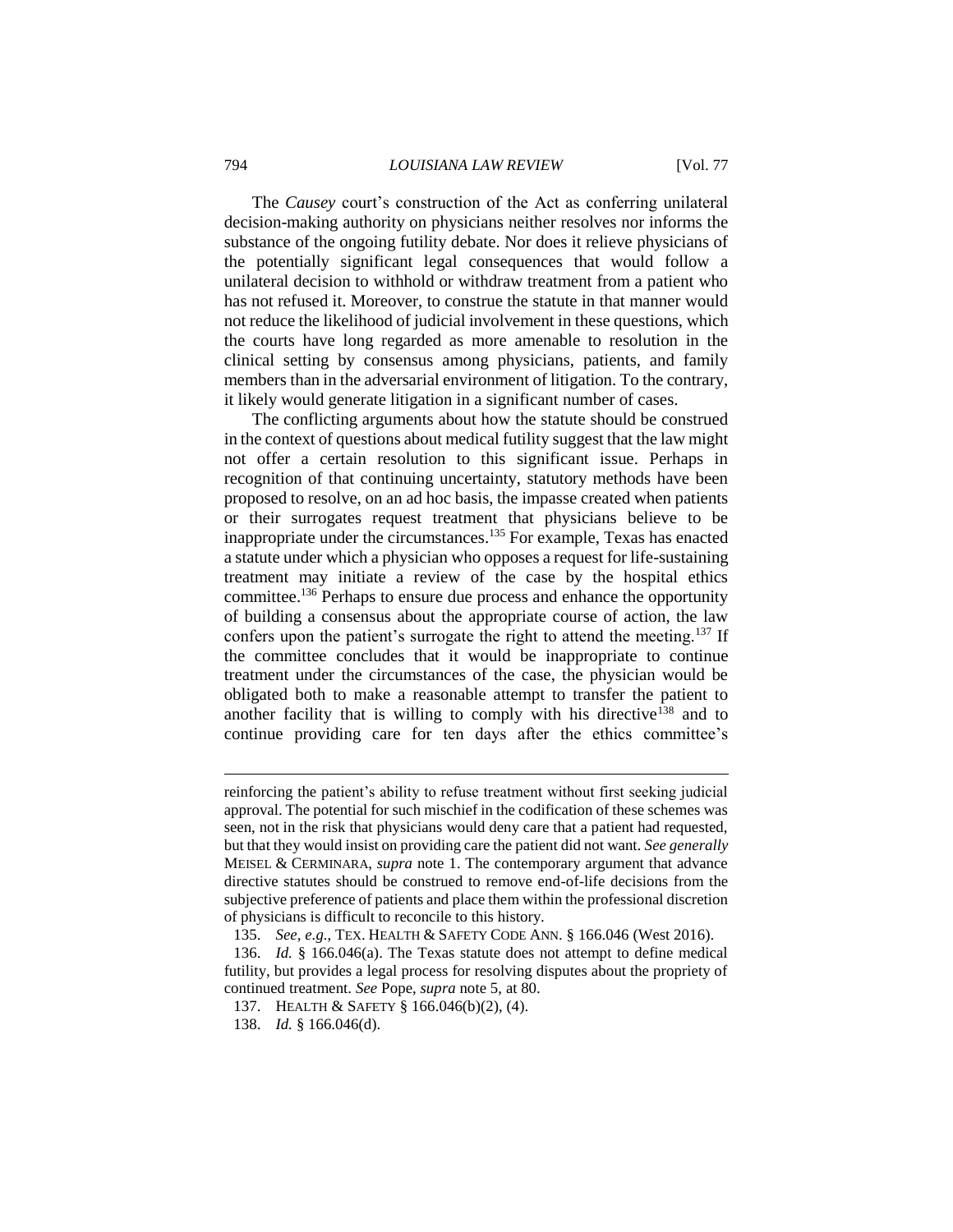The *Causey* court's construction of the Act as conferring unilateral decision-making authority on physicians neither resolves nor informs the substance of the ongoing futility debate. Nor does it relieve physicians of the potentially significant legal consequences that would follow a unilateral decision to withhold or withdraw treatment from a patient who has not refused it. Moreover, to construe the statute in that manner would not reduce the likelihood of judicial involvement in these questions, which the courts have long regarded as more amenable to resolution in the clinical setting by consensus among physicians, patients, and family members than in the adversarial environment of litigation. To the contrary, it likely would generate litigation in a significant number of cases.

The conflicting arguments about how the statute should be construed in the context of questions about medical futility suggest that the law might not offer a certain resolution to this significant issue. Perhaps in recognition of that continuing uncertainty, statutory methods have been proposed to resolve, on an ad hoc basis, the impasse created when patients or their surrogates request treatment that physicians believe to be inappropriate under the circumstances.[135] For example, Texas has enacted a statute under which a physician who opposes a request for life-sustaining treatment may initiate a review of the case by the hospital ethics committee.[136] Perhaps to ensure due process and enhance the opportunity of building a consensus about the appropriate course of action, the law confers upon the patient's surrogate the right to attend the meeting.[137] If the committee concludes that it would be inappropriate to continue treatment under the circumstances of the case, the physician would be obligated both to make a reasonable attempt to transfer the patient to another facility that is willing to comply with his directive[138] and to continue providing care for ten days after the ethics committee's

---

reinforcing the patient's ability to refuse treatment without first seeking judicial approval. The potential for such mischief in the codification of these schemes was seen, not in the risk that physicians would deny care that a patient had requested, but that they would insist on providing care the patient did not want. *See generally* MEISEL & CERMINARA, *supra* note 1. The contemporary argument that advance directive statutes should be construed to remove end-of-life decisions from the subjective preference of patients and place them within the professional discretion of physicians is difficult to reconcile to this history.

135. *See, e.g.,* TEX. HEALTH & SAFETY CODE ANN. § 166.046 (West 2016).

136. *Id.* § 166.046(a). The Texas statute does not attempt to define medical futility, but provides a legal process for resolving disputes about the propriety of continued treatment. *See* Pope, *supra* note 5, at 80.

137. HEALTH & SAFETY § 166.046(b)(2), (4).

138. *Id.* § 166.046(d).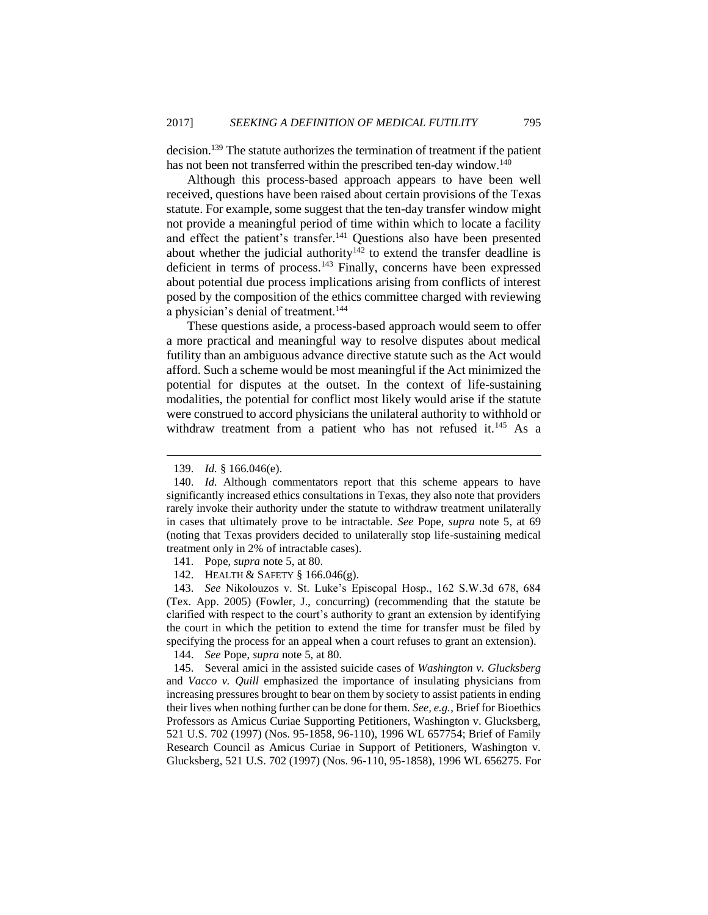decision.[139] The statute authorizes the termination of treatment if the patient has not been not transferred within the prescribed ten-day window.[140]

Although this process-based approach appears to have been well received, questions have been raised about certain provisions of the Texas statute. For example, some suggest that the ten-day transfer window might not provide a meaningful period of time within which to locate a facility and effect the patient's transfer.[141] Questions also have been presented about whether the judicial authority[142] to extend the transfer deadline is deficient in terms of process.[143] Finally, concerns have been expressed about potential due process implications arising from conflicts of interest posed by the composition of the ethics committee charged with reviewing a physician's denial of treatment.[144]

These questions aside, a process-based approach would seem to offer a more practical and meaningful way to resolve disputes about medical futility than an ambiguous advance directive statute such as the Act would afford. Such a scheme would be most meaningful if the Act minimized the potential for disputes at the outset. In the context of life-sustaining modalities, the potential for conflict most likely would arise if the statute were construed to accord physicians the unilateral authority to withhold or withdraw treatment from a patient who has not refused it.[145] As a

---

139. *Id.* § 166.046(e).

140. *Id.* Although commentators report that this scheme appears to have significantly increased ethics consultations in Texas, they also note that providers rarely invoke their authority under the statute to withdraw treatment unilaterally in cases that ultimately prove to be intractable. *See* Pope, *supra* note 5, at 69 (noting that Texas providers decided to unilaterally stop life-sustaining medical treatment only in 2% of intractable cases).

141. Pope, *supra* note 5, at 80.

142. HEALTH & SAFETY § 166.046(g).

143. *See* Nikolouzos v. St. Luke's Episcopal Hosp., 162 S.W.3d 678, 684 (Tex. App. 2005) (Fowler, J., concurring) (recommending that the statute be clarified with respect to the court's authority to grant an extension by identifying the court in which the petition to extend the time for transfer must be filed by specifying the process for an appeal when a court refuses to grant an extension).

144. *See* Pope, *supra* note 5, at 80.

145. Several amici in the assisted suicide cases of *Washington v. Glucksberg* and *Vacco v. Quill* emphasized the importance of insulating physicians from increasing pressures brought to bear on them by society to assist patients in ending their lives when nothing further can be done for them. *See, e.g.*, Brief for Bioethics Professors as Amicus Curiae Supporting Petitioners, Washington v. Glucksberg, 521 U.S. 702 (1997) (Nos. 95-1858, 96-110), 1996 WL 657754; Brief of Family Research Council as Amicus Curiae in Support of Petitioners, Washington v. Glucksberg, 521 U.S. 702 (1997) (Nos. 96-110, 95-1858), 1996 WL 656275. For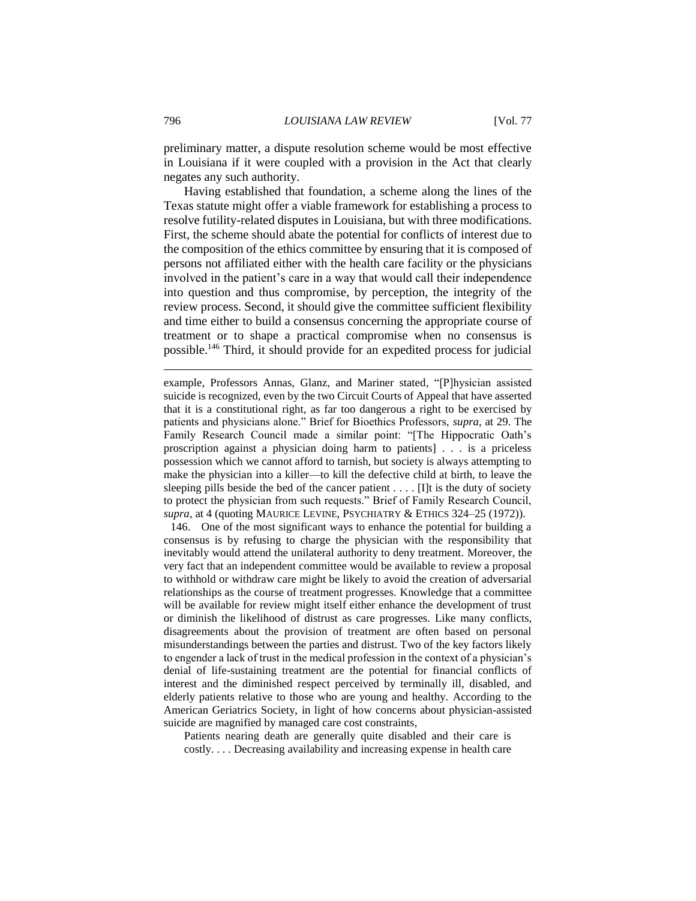preliminary matter, a dispute resolution scheme would be most effective in Louisiana if it were coupled with a provision in the Act that clearly negates any such authority.

Having established that foundation, a scheme along the lines of the Texas statute might offer a viable framework for establishing a process to resolve futility-related disputes in Louisiana, but with three modifications. First, the scheme should abate the potential for conflicts of interest due to the composition of the ethics committee by ensuring that it is composed of persons not affiliated either with the health care facility or the physicians involved in the patient's care in a way that would call their independence into question and thus compromise, by perception, the integrity of the review process. Second, it should give the committee sufficient flexibility and time either to build a consensus concerning the appropriate course of treatment or to shape a practical compromise when no consensus is possible.[146] Third, it should provide for an expedited process for judicial

---

example, Professors Annas, Glanz, and Mariner stated, "[P]hysician assisted suicide is recognized, even by the two Circuit Courts of Appeal that have asserted that it is a constitutional right, as far too dangerous a right to be exercised by patients and physicians alone." Brief for Bioethics Professors, *supra*, at 29. The Family Research Council made a similar point: "[The Hippocratic Oath's proscription against a physician doing harm to patients] . . . is a priceless possession which we cannot afford to tarnish, but society is always attempting to make the physician into a killer—to kill the defective child at birth, to leave the sleeping pills beside the bed of the cancer patient . . . . [I]t is the duty of society to protect the physician from such requests." Brief of Family Research Council, *supra*, at 4 (quoting MAURICE LEVINE, PSYCHIATRY & ETHICS 324–25 (1972)).

146. One of the most significant ways to enhance the potential for building a consensus is by refusing to charge the physician with the responsibility that inevitably would attend the unilateral authority to deny treatment. Moreover, the very fact that an independent committee would be available to review a proposal to withhold or withdraw care might be likely to avoid the creation of adversarial relationships as the course of treatment progresses. Knowledge that a committee will be available for review might itself either enhance the development of trust or diminish the likelihood of distrust as care progresses. Like many conflicts, disagreements about the provision of treatment are often based on personal misunderstandings between the parties and distrust. Two of the key factors likely to engender a lack of trust in the medical profession in the context of a physician's denial of life-sustaining treatment are the potential for financial conflicts of interest and the diminished respect perceived by terminally ill, disabled, and elderly patients relative to those who are young and healthy. According to the American Geriatrics Society, in light of how concerns about physician-assisted suicide are magnified by managed care cost constraints,

> Patients nearing death are generally quite disabled and their care is costly. . . . Decreasing availability and increasing expense in health care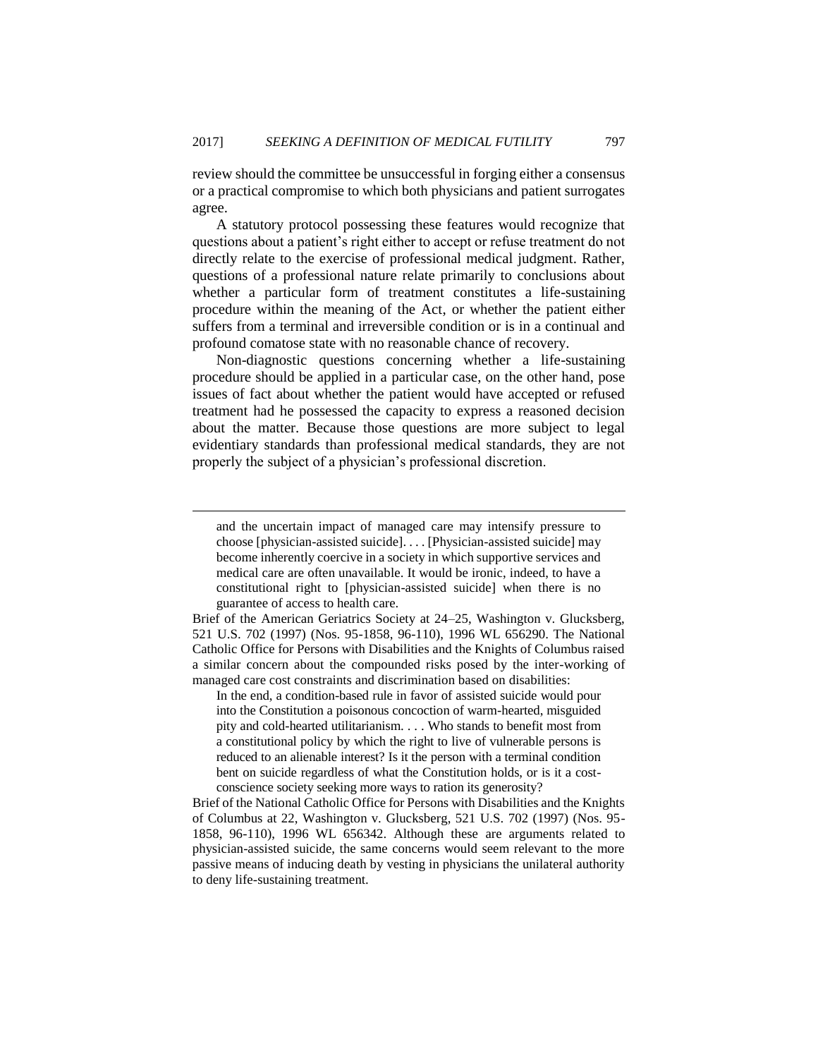review should the committee be unsuccessful in forging either a consensus or a practical compromise to which both physicians and patient surrogates agree.

A statutory protocol possessing these features would recognize that questions about a patient's right either to accept or refuse treatment do not directly relate to the exercise of professional medical judgment. Rather, questions of a professional nature relate primarily to conclusions about whether a particular form of treatment constitutes a life-sustaining procedure within the meaning of the Act, or whether the patient either suffers from a terminal and irreversible condition or is in a continual and profound comatose state with no reasonable chance of recovery.

Non-diagnostic questions concerning whether a life-sustaining procedure should be applied in a particular case, on the other hand, pose issues of fact about whether the patient would have accepted or refused treatment had he possessed the capacity to express a reasoned decision about the matter. Because those questions are more subject to legal evidentiary standards than professional medical standards, they are not properly the subject of a physician's professional discretion.

---

> and the uncertain impact of managed care may intensify pressure to choose [physician-assisted suicide]. . . . [Physician-assisted suicide] may become inherently coercive in a society in which supportive services and medical care are often unavailable. It would be ironic, indeed, to have a constitutional right to [physician-assisted suicide] when there is no guarantee of access to health care.

Brief of the American Geriatrics Society at 24–25, Washington v. Glucksberg, 521 U.S. 702 (1997) (Nos. 95-1858, 96-110), 1996 WL 656290. The National Catholic Office for Persons with Disabilities and the Knights of Columbus raised a similar concern about the compounded risks posed by the inter-working of managed care cost constraints and discrimination based on disabilities:

> In the end, a condition-based rule in favor of assisted suicide would pour into the Constitution a poisonous concoction of warm-hearted, misguided pity and cold-hearted utilitarianism. . . . Who stands to benefit most from a constitutional policy by which the right to live of vulnerable persons is reduced to an alienable interest? Is it the person with a terminal condition bent on suicide regardless of what the Constitution holds, or is it a cost-conscience society seeking more ways to ration its generosity?

Brief of the National Catholic Office for Persons with Disabilities and the Knights of Columbus at 22, Washington v. Glucksberg, 521 U.S. 702 (1997) (Nos. 95-1858, 96-110), 1996 WL 656342. Although these are arguments related to physician-assisted suicide, the same concerns would seem relevant to the more passive means of inducing death by vesting in physicians the unilateral authority to deny life-sustaining treatment.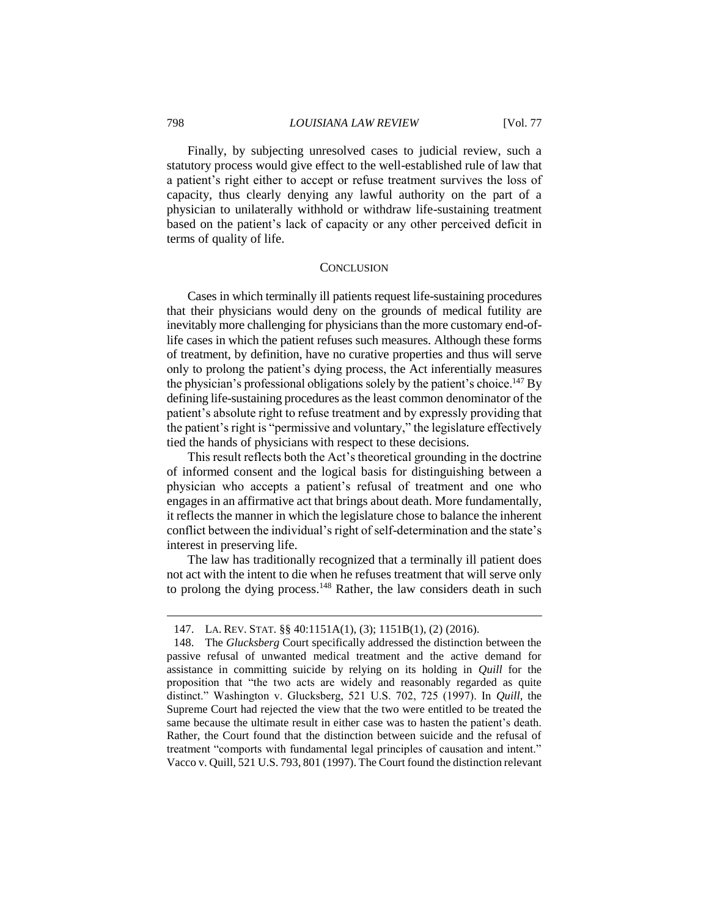Finally, by subjecting unresolved cases to judicial review, such a statutory process would give effect to the well-established rule of law that a patient's right either to accept or refuse treatment survives the loss of capacity, thus clearly denying any lawful authority on the part of a physician to unilaterally withhold or withdraw life-sustaining treatment based on the patient's lack of capacity or any other perceived deficit in terms of quality of life.

## CONCLUSION

Cases in which terminally ill patients request life-sustaining procedures that their physicians would deny on the grounds of medical futility are inevitably more challenging for physicians than the more customary end-of-life cases in which the patient refuses such measures. Although these forms of treatment, by definition, have no curative properties and thus will serve only to prolong the patient's dying process, the Act inferentially measures the physician's professional obligations solely by the patient's choice.[147] By defining life-sustaining procedures as the least common denominator of the patient's absolute right to refuse treatment and by expressly providing that the patient's right is "permissive and voluntary," the legislature effectively tied the hands of physicians with respect to these decisions.

This result reflects both the Act's theoretical grounding in the doctrine of informed consent and the logical basis for distinguishing between a physician who accepts a patient's refusal of treatment and one who engages in an affirmative act that brings about death. More fundamentally, it reflects the manner in which the legislature chose to balance the inherent conflict between the individual's right of self-determination and the state's interest in preserving life.

The law has traditionally recognized that a terminally ill patient does not act with the intent to die when he refuses treatment that will serve only to prolong the dying process.[148] Rather, the law considers death in such

---

147. LA. REV. STAT. §§ 40:1151A(1), (3); 1151B(1), (2) (2016).

148. The *Glucksberg* Court specifically addressed the distinction between the passive refusal of unwanted medical treatment and the active demand for assistance in committing suicide by relying on its holding in *Quill* for the proposition that "the two acts are widely and reasonably regarded as quite distinct." Washington v. Glucksberg, 521 U.S. 702, 725 (1997). In *Quill*, the Supreme Court had rejected the view that the two were entitled to be treated the same because the ultimate result in either case was to hasten the patient's death. Rather, the Court found that the distinction between suicide and the refusal of treatment "comports with fundamental legal principles of causation and intent." Vacco v. Quill, 521 U.S. 793, 801 (1997). The Court found the distinction relevant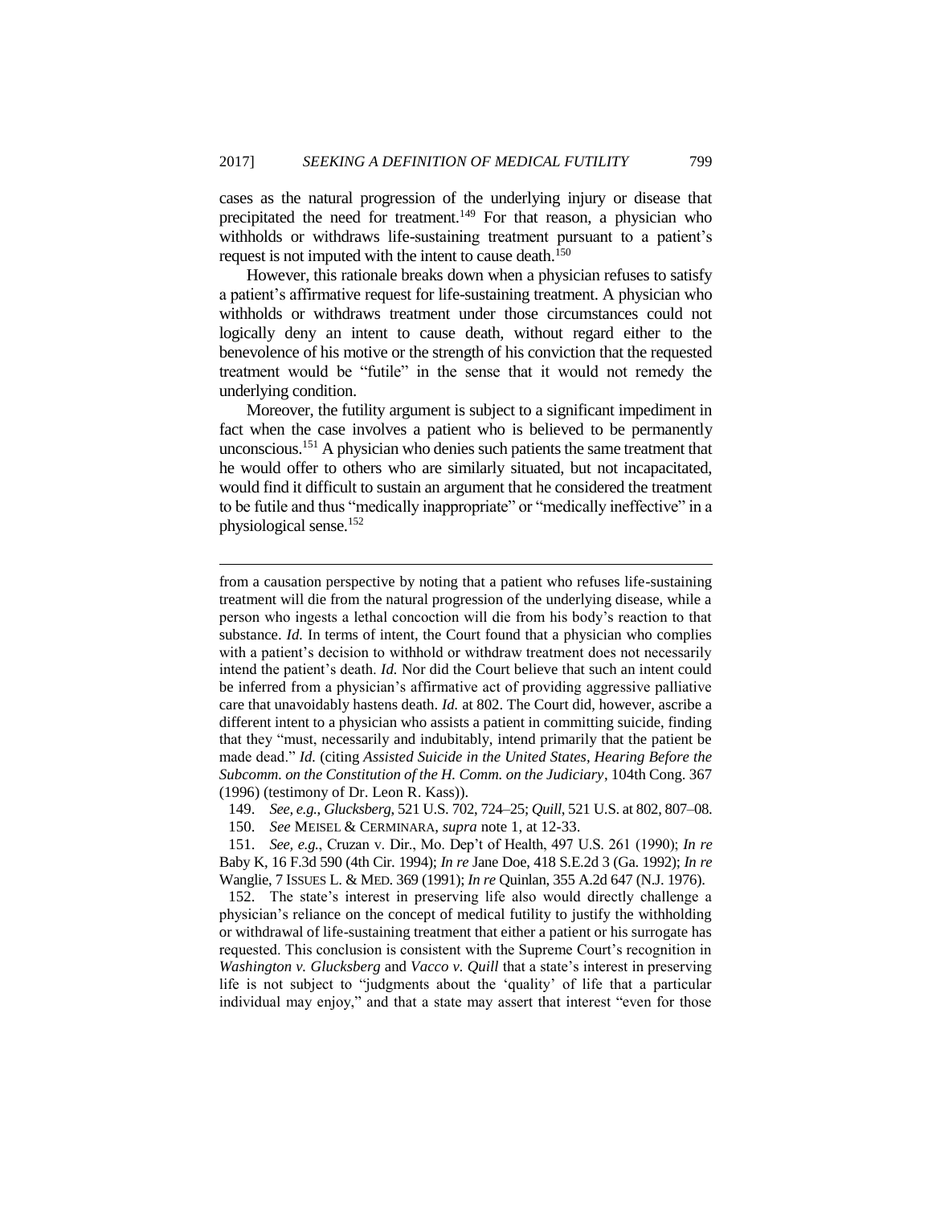cases as the natural progression of the underlying injury or disease that precipitated the need for treatment.[149] For that reason, a physician who withholds or withdraws life-sustaining treatment pursuant to a patient's request is not imputed with the intent to cause death.[150]

However, this rationale breaks down when a physician refuses to satisfy a patient's affirmative request for life-sustaining treatment. A physician who withholds or withdraws treatment under those circumstances could not logically deny an intent to cause death, without regard either to the benevolence of his motive or the strength of his conviction that the requested treatment would be "futile" in the sense that it would not remedy the underlying condition.

Moreover, the futility argument is subject to a significant impediment in fact when the case involves a patient who is believed to be permanently unconscious.[151] A physician who denies such patients the same treatment that he would offer to others who are similarly situated, but not incapacitated, would find it difficult to sustain an argument that he considered the treatment to be futile and thus "medically inappropriate" or "medically ineffective" in a physiological sense.[152]

---

from a causation perspective by noting that a patient who refuses life-sustaining treatment will die from the natural progression of the underlying disease, while a person who ingests a lethal concoction will die from his body's reaction to that substance. *Id.* In terms of intent, the Court found that a physician who complies with a patient's decision to withhold or withdraw treatment does not necessarily intend the patient's death. *Id.* Nor did the Court believe that such an intent could be inferred from a physician's affirmative act of providing aggressive palliative care that unavoidably hastens death. *Id.* at 802. The Court did, however, ascribe a different intent to a physician who assists a patient in committing suicide, finding that they "must, necessarily and indubitably, intend primarily that the patient be made dead." *Id.* (citing *Assisted Suicide in the United States, Hearing Before the Subcomm. on the Constitution of the H. Comm. on the Judiciary*, 104th Cong. 367 (1996) (testimony of Dr. Leon R. Kass)).

149. *See, e.g.*, *Glucksberg*, 521 U.S. 702, 724–25; *Quill*, 521 U.S. at 802, 807–08.

150. *See* MEISEL & CERMINARA, *supra* note 1, at 12-33.

151. *See, e.g.*, Cruzan v. Dir., Mo. Dep't of Health, 497 U.S. 261 (1990); *In re* Baby K, 16 F.3d 590 (4th Cir. 1994); *In re* Jane Doe, 418 S.E.2d 3 (Ga. 1992); *In re* Wanglie, 7 ISSUES L. & MED. 369 (1991); *In re* Quinlan, 355 A.2d 647 (N.J. 1976).

152. The state's interest in preserving life also would directly challenge a physician's reliance on the concept of medical futility to justify the withholding or withdrawal of life-sustaining treatment that either a patient or his surrogate has requested. This conclusion is consistent with the Supreme Court's recognition in *Washington v. Glucksberg* and *Vacco v. Quill* that a state's interest in preserving life is not subject to "judgments about the 'quality' of life that a particular individual may enjoy," and that a state may assert that interest "even for those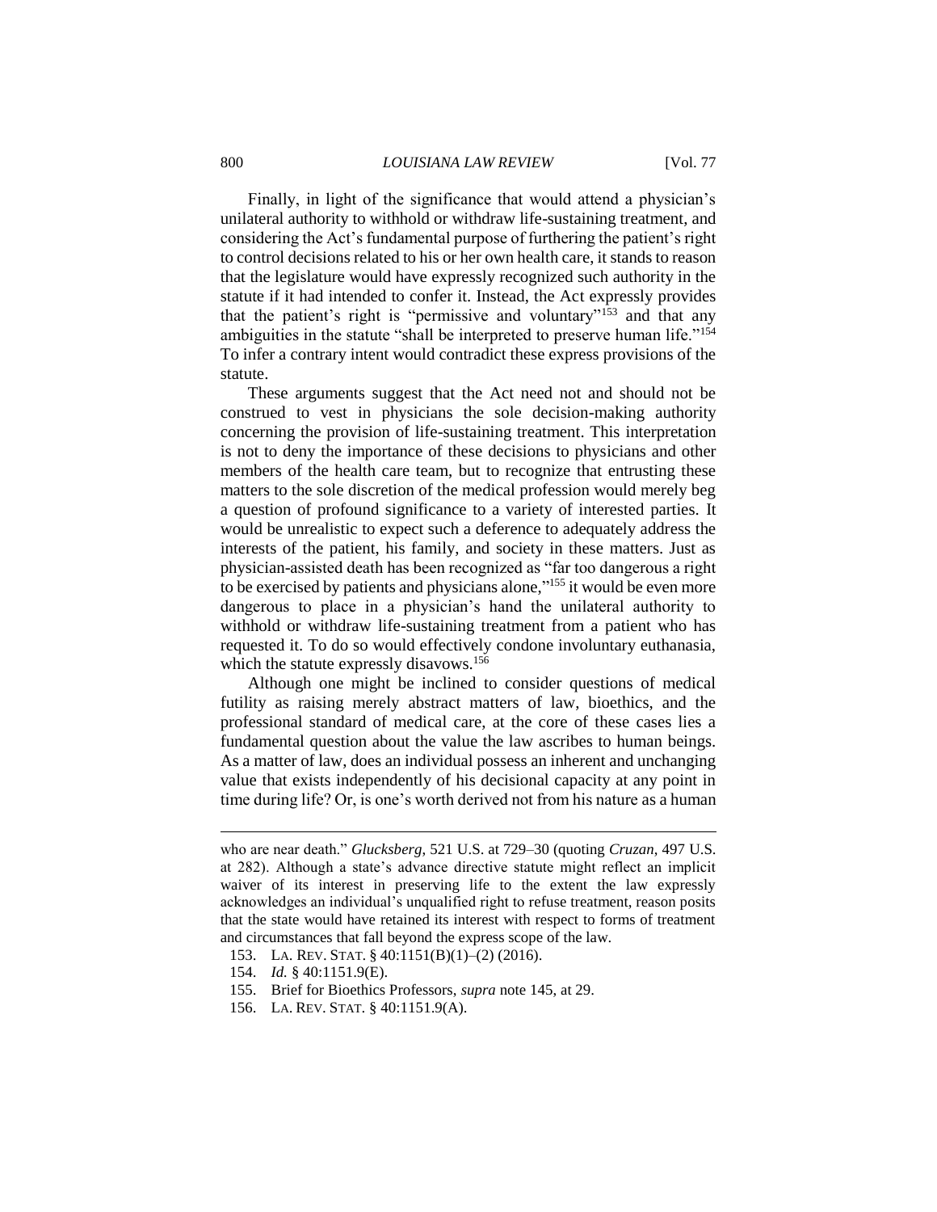Finally, in light of the significance that would attend a physician's unilateral authority to withhold or withdraw life-sustaining treatment, and considering the Act's fundamental purpose of furthering the patient's right to control decisions related to his or her own health care, it stands to reason that the legislature would have expressly recognized such authority in the statute if it had intended to confer it. Instead, the Act expressly provides that the patient's right is "permissive and voluntary"[153] and that any ambiguities in the statute "shall be interpreted to preserve human life."[154] To infer a contrary intent would contradict these express provisions of the statute.

These arguments suggest that the Act need not and should not be construed to vest in physicians the sole decision-making authority concerning the provision of life-sustaining treatment. This interpretation is not to deny the importance of these decisions to physicians and other members of the health care team, but to recognize that entrusting these matters to the sole discretion of the medical profession would merely beg a question of profound significance to a variety of interested parties. It would be unrealistic to expect such a deference to adequately address the interests of the patient, his family, and society in these matters. Just as physician-assisted death has been recognized as "far too dangerous a right to be exercised by patients and physicians alone,"[155] it would be even more dangerous to place in a physician's hand the unilateral authority to withhold or withdraw life-sustaining treatment from a patient who has requested it. To do so would effectively condone involuntary euthanasia, which the statute expressly disavows.[156]

Although one might be inclined to consider questions of medical futility as raising merely abstract matters of law, bioethics, and the professional standard of medical care, at the core of these cases lies a fundamental question about the value the law ascribes to human beings. As a matter of law, does an individual possess an inherent and unchanging value that exists independently of his decisional capacity at any point in time during life? Or, is one's worth derived not from his nature as a human

---

who are near death." *Glucksberg*, 521 U.S. at 729–30 (quoting *Cruzan*, 497 U.S. at 282). Although a state's advance directive statute might reflect an implicit waiver of its interest in preserving life to the extent the law expressly acknowledges an individual's unqualified right to refuse treatment, reason posits that the state would have retained its interest with respect to forms of treatment and circumstances that fall beyond the express scope of the law.

153. LA. REV. STAT. § 40:1151(B)(1)–(2) (2016).

154. *Id.* § 40:1151.9(E).

155. Brief for Bioethics Professors, *supra* note 145, at 29.

156. LA. REV. STAT. § 40:1151.9(A).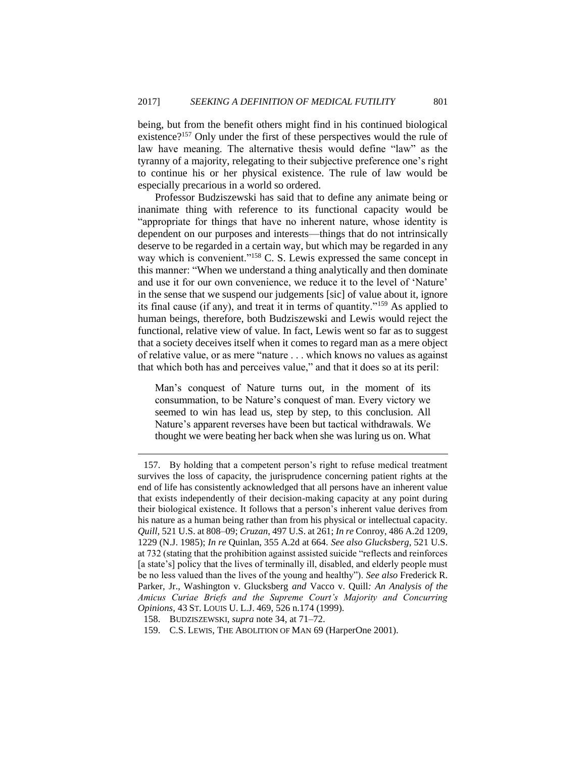being, but from the benefit others might find in his continued biological existence?[157] Only under the first of these perspectives would the rule of law have meaning. The alternative thesis would define "law" as the tyranny of a majority, relegating to their subjective preference one's right to continue his or her physical existence. The rule of law would be especially precarious in a world so ordered.

Professor Budziszewski has said that to define any animate being or inanimate thing with reference to its functional capacity would be "appropriate for things that have no inherent nature, whose identity is dependent on our purposes and interests—things that do not intrinsically deserve to be regarded in a certain way, but which may be regarded in any way which is convenient."[158] C. S. Lewis expressed the same concept in this manner: "When we understand a thing analytically and then dominate and use it for our own convenience, we reduce it to the level of 'Nature' in the sense that we suspend our judgements [sic] of value about it, ignore its final cause (if any), and treat it in terms of quantity."[159] As applied to human beings, therefore, both Budziszewski and Lewis would reject the functional, relative view of value. In fact, Lewis went so far as to suggest that a society deceives itself when it comes to regard man as a mere object of relative value, or as mere "nature . . . which knows no values as against that which both has and perceives value," and that it does so at its peril:

> Man's conquest of Nature turns out, in the moment of its consummation, to be Nature's conquest of man. Every victory we seemed to win has lead us, step by step, to this conclusion. All Nature's apparent reverses have been but tactical withdrawals. We thought we were beating her back when she was luring us on. What

---

157. By holding that a competent person's right to refuse medical treatment survives the loss of capacity, the jurisprudence concerning patient rights at the end of life has consistently acknowledged that all persons have an inherent value that exists independently of their decision-making capacity at any point during their biological existence. It follows that a person's inherent value derives from his nature as a human being rather than from his physical or intellectual capacity. *Quill*, 521 U.S. at 808–09; *Cruzan*, 497 U.S. at 261; *In re* Conroy, 486 A.2d 1209, 1229 (N.J. 1985); *In re* Quinlan, 355 A.2d at 664. *See also Glucksberg*, 521 U.S. at 732 (stating that the prohibition against assisted suicide "reflects and reinforces [a state's] policy that the lives of terminally ill, disabled, and elderly people must be no less valued than the lives of the young and healthy"). *See also* Frederick R. Parker, Jr., Washington v. Glucksberg *and* Vacco v. Quill*: An Analysis of the Amicus Curiae Briefs and the Supreme Court's Majority and Concurring Opinions*, 43 ST. LOUIS U. L.J. 469, 526 n.174 (1999).

158. BUDZISZEWSKI, *supra* note 34, at 71–72.

159. C.S. LEWIS, THE ABOLITION OF MAN 69 (HarperOne 2001).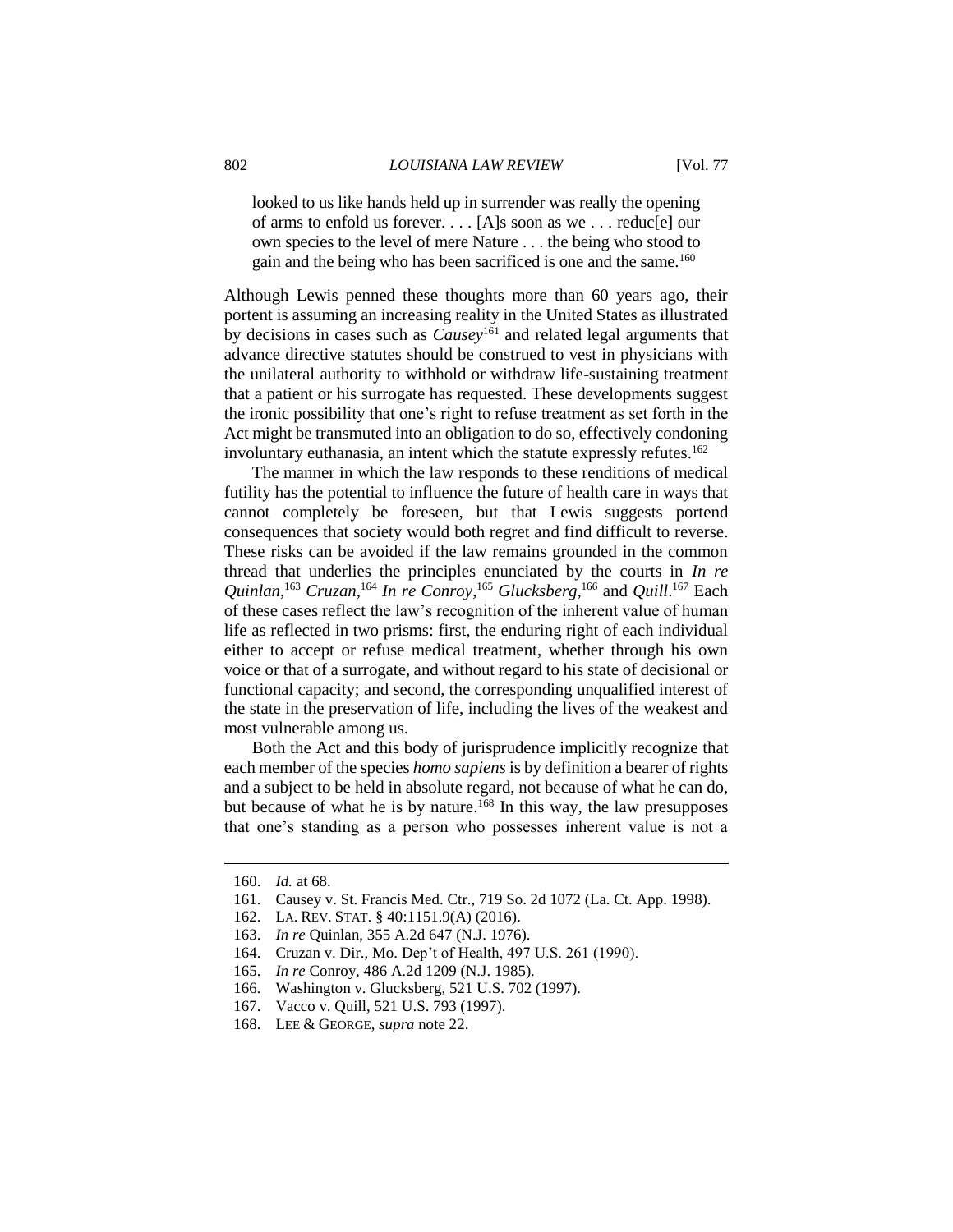looked to us like hands held up in surrender was really the opening of arms to enfold us forever. . . . [A]s soon as we . . . reduc[e] our own species to the level of mere Nature . . . the being who stood to gain and the being who has been sacrificed is one and the same.[160]

Although Lewis penned these thoughts more than 60 years ago, their portent is assuming an increasing reality in the United States as illustrated by decisions in cases such as *Causey*[161] and related legal arguments that advance directive statutes should be construed to vest in physicians with the unilateral authority to withhold or withdraw life-sustaining treatment that a patient or his surrogate has requested. These developments suggest the ironic possibility that one's right to refuse treatment as set forth in the Act might be transmuted into an obligation to do so, effectively condoning involuntary euthanasia, an intent which the statute expressly refutes.[162]

The manner in which the law responds to these renditions of medical futility has the potential to influence the future of health care in ways that cannot completely be foreseen, but that Lewis suggests portend consequences that society would both regret and find difficult to reverse. These risks can be avoided if the law remains grounded in the common thread that underlies the principles enunciated by the courts in *In re Quinlan*,[163] *Cruzan*,[164] *In re Conroy*,[165] *Glucksberg*,[166] and *Quill*.[167] Each of these cases reflect the law's recognition of the inherent value of human life as reflected in two prisms: first, the enduring right of each individual either to accept or refuse medical treatment, whether through his own voice or that of a surrogate, and without regard to his state of decisional or functional capacity; and second, the corresponding unqualified interest of the state in the preservation of life, including the lives of the weakest and most vulnerable among us.

Both the Act and this body of jurisprudence implicitly recognize that each member of the species *homo sapiens* is by definition a bearer of rights and a subject to be held in absolute regard, not because of what he can do, but because of what he is by nature.[168] In this way, the law presupposes that one's standing as a person who possesses inherent value is not a

---

160. *Id.* at 68.
161. Causey v. St. Francis Med. Ctr., 719 So. 2d 1072 (La. Ct. App. 1998).
162. LA. REV. STAT. § 40:1151.9(A) (2016).
163. *In re* Quinlan, 355 A.2d 647 (N.J. 1976).
164. Cruzan v. Dir., Mo. Dep't of Health, 497 U.S. 261 (1990).
165. *In re* Conroy, 486 A.2d 1209 (N.J. 1985).
166. Washington v. Glucksberg, 521 U.S. 702 (1997).
167. Vacco v. Quill, 521 U.S. 793 (1997).
168. LEE & GEORGE, *supra* note 22.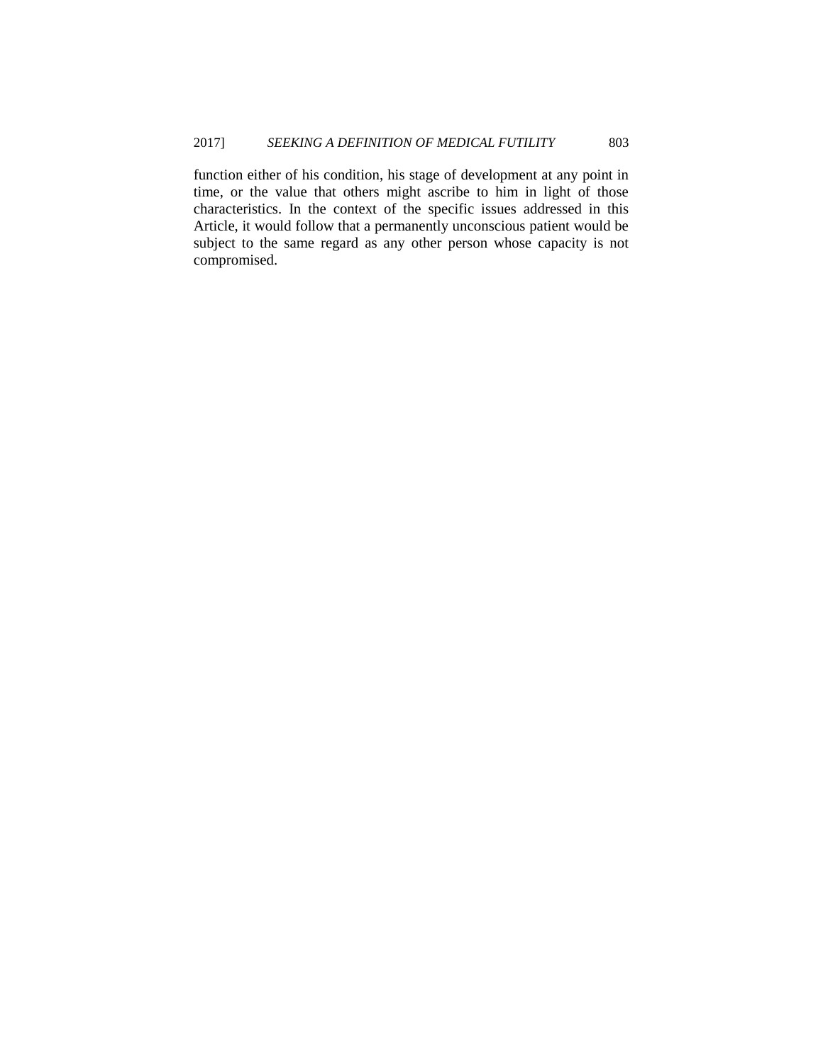function either of his condition, his stage of development at any point in time, or the value that others might ascribe to him in light of those characteristics. In the context of the specific issues addressed in this Article, it would follow that a permanently unconscious patient would be subject to the same regard as any other person whose capacity is not compromised.